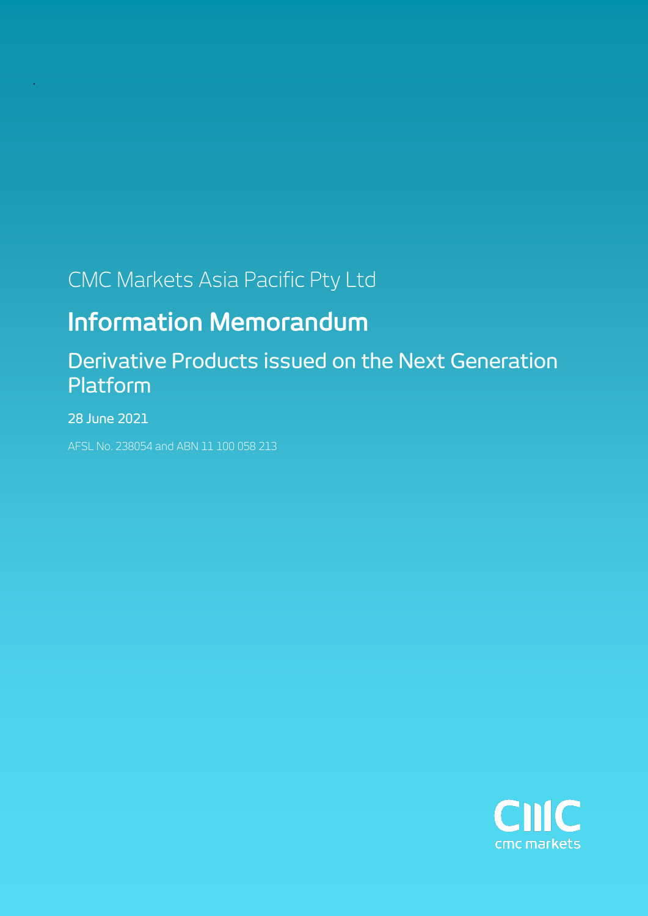CMC Markets Asia Pacific Pty Ltd

# Information Memorandum

## Derivative Products issued on the Next Generation Platform

28 June 2021

AFSL No. 238054 and ABN 11 100 058 213

cmc markets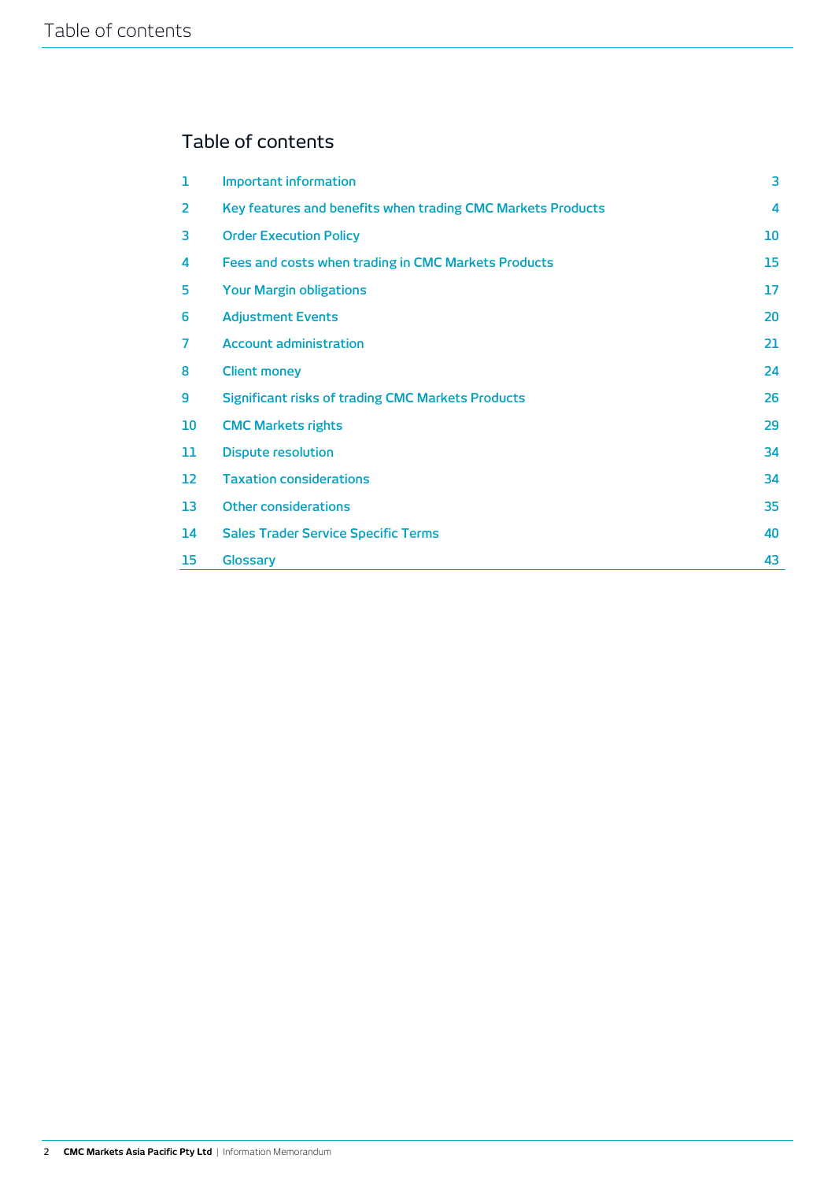# Table of contents

| | | |
|---|---|---|
| 1 | Important information | 3 |
| 2 | Key features and benefits when trading CMC Markets Products | 4 |
| 3 | Order Execution Policy | 10 |
| 4 | Fees and costs when trading in CMC Markets Products | 15 |
| 5 | Your Margin obligations | 17 |
| 6 | Adjustment Events | 20 |
| 7 | Account administration | 21 |
| 8 | Client money | 24 |
| 9 | Significant risks of trading CMC Markets Products | 26 |
| 10 | CMC Markets rights | 29 |
| 11 | Dispute resolution | 34 |
| 12 | Taxation considerations | 34 |
| 13 | Other considerations | 35 |
| 14 | Sales Trader Service Specific Terms | 40 |
| 15 | Glossary | 43 |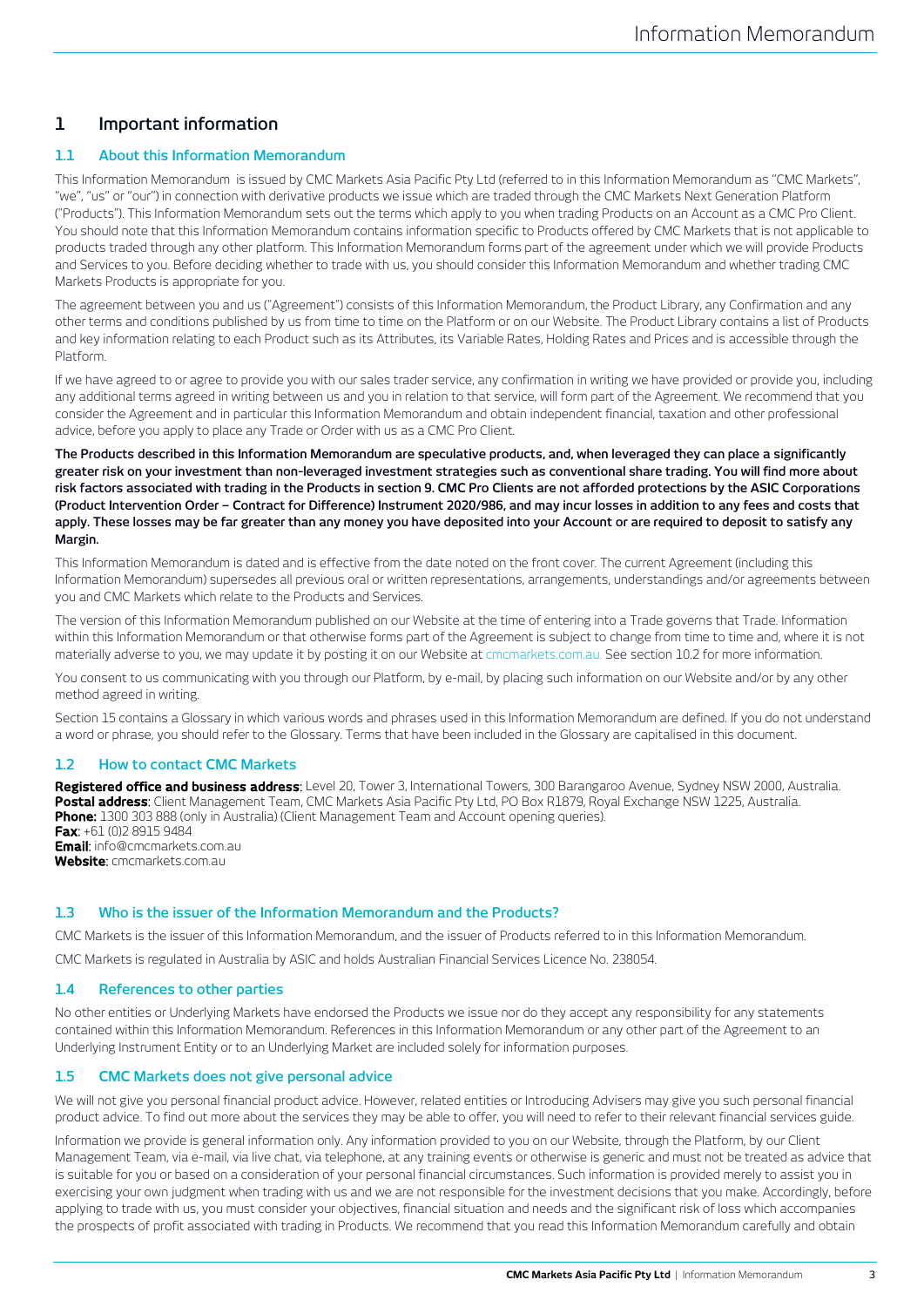# 1 Important information

## 1.1 About this Information Memorandum

This Information Memorandum is issued by CMC Markets Asia Pacific Pty Ltd (referred to in this Information Memorandum as "CMC Markets", "we", "us" or "our") in connection with derivative products we issue which are traded through the CMC Markets Next Generation Platform ("Products"). This Information Memorandum sets out the terms which apply to you when trading Products on an Account as a CMC Pro Client. You should note that this Information Memorandum contains information specific to Products offered by CMC Markets that is not applicable to products traded through any other platform. This Information Memorandum forms part of the agreement under which we will provide Products and Services to you. Before deciding whether to trade with us, you should consider this Information Memorandum and whether trading CMC Markets Products is appropriate for you.

The agreement between you and us ("Agreement") consists of this Information Memorandum, the Product Library, any Confirmation and any other terms and conditions published by us from time to time on the Platform or on our Website. The Product Library contains a list of Products and key information relating to each Product such as its Attributes, its Variable Rates, Holding Rates and Prices and is accessible through the Platform.

If we have agreed to or agree to provide you with our sales trader service, any confirmation in writing we have provided or provide you, including any additional terms agreed in writing between us and you in relation to that service, will form part of the Agreement. We recommend that you consider the Agreement and in particular this Information Memorandum and obtain independent financial, taxation and other professional advice, before you apply to place any Trade or Order with us as a CMC Pro Client.

**The Products described in this Information Memorandum are speculative products, and, when leveraged they can place a significantly greater risk on your investment than non-leveraged investment strategies such as conventional share trading. You will find more about risk factors associated with trading in the Products in section 9. CMC Pro Clients are not afforded protections by the ASIC Corporations (Product Intervention Order – Contract for Difference) Instrument 2020/986, and may incur losses in addition to any fees and costs that apply. These losses may be far greater than any money you have deposited into your Account or are required to deposit to satisfy any Margin.**

This Information Memorandum is dated and is effective from the date noted on the front cover. The current Agreement (including this Information Memorandum) supersedes all previous oral or written representations, arrangements, understandings and/or agreements between you and CMC Markets which relate to the Products and Services.

The version of this Information Memorandum published on our Website at the time of entering into a Trade governs that Trade. Information within this Information Memorandum or that otherwise forms part of the Agreement is subject to change from time to time and, where it is not materially adverse to you, we may update it by posting it on our Website at cmcmarkets.com.au. See section 10.2 for more information.

You consent to us communicating with you through our Platform, by e-mail, by placing such information on our Website and/or by any other method agreed in writing.

Section 15 contains a Glossary in which various words and phrases used in this Information Memorandum are defined. If you do not understand a word or phrase, you should refer to the Glossary. Terms that have been included in the Glossary are capitalised in this document.

## 1.2 How to contact CMC Markets

**Registered office and business address**: Level 20, Tower 3, International Towers, 300 Barangaroo Avenue, Sydney NSW 2000, Australia.
**Postal address**: Client Management Team, CMC Markets Asia Pacific Pty Ltd, PO Box R1879, Royal Exchange NSW 1225, Australia.
**Phone:** 1300 303 888 (only in Australia) (Client Management Team and Account opening queries).
**Fax**: +61 (0)2 8915 9484
**Email**: info@cmcmarkets.com.au
**Website**: cmcmarkets.com.au

## 1.3 Who is the issuer of the Information Memorandum and the Products?

CMC Markets is the issuer of this Information Memorandum, and the issuer of Products referred to in this Information Memorandum.

CMC Markets is regulated in Australia by ASIC and holds Australian Financial Services Licence No. 238054.

## 1.4 References to other parties

No other entities or Underlying Markets have endorsed the Products we issue nor do they accept any responsibility for any statements contained within this Information Memorandum. References in this Information Memorandum or any other part of the Agreement to an Underlying Instrument Entity or to an Underlying Market are included solely for information purposes.

## 1.5 CMC Markets does not give personal advice

We will not give you personal financial product advice. However, related entities or Introducing Advisers may give you such personal financial product advice. To find out more about the services they may be able to offer, you will need to refer to their relevant financial services guide.

Information we provide is general information only. Any information provided to you on our Website, through the Platform, by our Client Management Team, via e-mail, via live chat, via telephone, at any training events or otherwise is generic and must not be treated as advice that is suitable for you or based on a consideration of your personal financial circumstances. Such information is provided merely to assist you in exercising your own judgment when trading with us and we are not responsible for the investment decisions that you make. Accordingly, before applying to trade with us, you must consider your objectives, financial situation and needs and the significant risk of loss which accompanies the prospects of profit associated with trading in Products. We recommend that you read this Information Memorandum carefully and obtain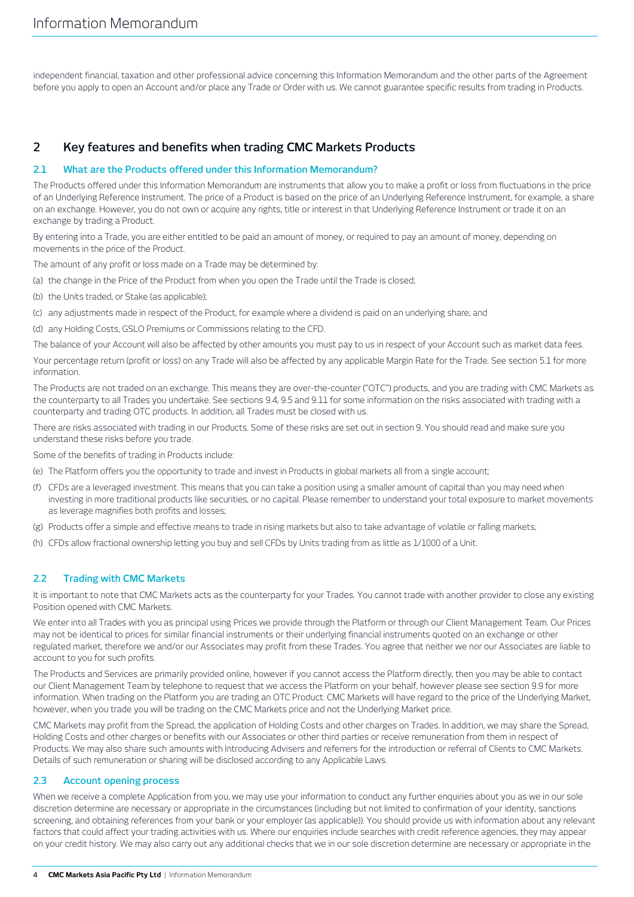independent financial, taxation and other professional advice concerning this Information Memorandum and the other parts of the Agreement before you apply to open an Account and/or place any Trade or Order with us. We cannot guarantee specific results from trading in Products.

## 2 Key features and benefits when trading CMC Markets Products

### 2.1 What are the Products offered under this Information Memorandum?

The Products offered under this Information Memorandum are instruments that allow you to make a profit or loss from fluctuations in the price of an Underlying Reference Instrument. The price of a Product is based on the price of an Underlying Reference Instrument, for example, a share on an exchange. However, you do not own or acquire any rights, title or interest in that Underlying Reference Instrument or trade it on an exchange by trading a Product.

By entering into a Trade, you are either entitled to be paid an amount of money, or required to pay an amount of money, depending on movements in the price of the Product.

The amount of any profit or loss made on a Trade may be determined by:

(a) the change in the Price of the Product from when you open the Trade until the Trade is closed;

(b) the Units traded, or Stake (as applicable);

(c) any adjustments made in respect of the Product, for example where a dividend is paid on an underlying share; and

(d) any Holding Costs, GSLO Premiums or Commissions relating to the CFD.

The balance of your Account will also be affected by other amounts you must pay to us in respect of your Account such as market data fees.

Your percentage return (profit or loss) on any Trade will also be affected by any applicable Margin Rate for the Trade. See section 5.1 for more information.

The Products are not traded on an exchange. This means they are over-the-counter ("OTC") products, and you are trading with CMC Markets as the counterparty to all Trades you undertake. See sections 9.4, 9.5 and 9.11 for some information on the risks associated with trading with a counterparty and trading OTC products. In addition, all Trades must be closed with us.

There are risks associated with trading in our Products. Some of these risks are set out in section 9. You should read and make sure you understand these risks before you trade.

Some of the benefits of trading in Products include:

(e) The Platform offers you the opportunity to trade and invest in Products in global markets all from a single account;

(f) CFDs are a leveraged investment. This means that you can take a position using a smaller amount of capital than you may need when investing in more traditional products like securities, or no capital. Please remember to understand your total exposure to market movements as leverage magnifies both profits and losses;

(g) Products offer a simple and effective means to trade in rising markets but also to take advantage of volatile or falling markets;

(h) CFDs allow fractional ownership letting you buy and sell CFDs by Units trading from as little as 1/1000 of a Unit.

### 2.2 Trading with CMC Markets

It is important to note that CMC Markets acts as the counterparty for your Trades. You cannot trade with another provider to close any existing Position opened with CMC Markets.

We enter into all Trades with you as principal using Prices we provide through the Platform or through our Client Management Team. Our Prices may not be identical to prices for similar financial instruments or their underlying financial instruments quoted on an exchange or other regulated market, therefore we and/or our Associates may profit from these Trades. You agree that neither we nor our Associates are liable to account to you for such profits.

The Products and Services are primarily provided online, however if you cannot access the Platform directly, then you may be able to contact our Client Management Team by telephone to request that we access the Platform on your behalf, however please see section 9.9 for more information. When trading on the Platform you are trading an OTC Product. CMC Markets will have regard to the price of the Underlying Market, however, when you trade you will be trading on the CMC Markets price and not the Underlying Market price.

CMC Markets may profit from the Spread, the application of Holding Costs and other charges on Trades. In addition, we may share the Spread, Holding Costs and other charges or benefits with our Associates or other third parties or receive remuneration from them in respect of Products. We may also share such amounts with Introducing Advisers and referrers for the introduction or referral of Clients to CMC Markets. Details of such remuneration or sharing will be disclosed according to any Applicable Laws.

### 2.3 Account opening process

When we receive a complete Application from you, we may use your information to conduct any further enquiries about you as we in our sole discretion determine are necessary or appropriate in the circumstances (including but not limited to confirmation of your identity, sanctions screening, and obtaining references from your bank or your employer (as applicable)). You should provide us with information about any relevant factors that could affect your trading activities with us. Where our enquiries include searches with credit reference agencies, they may appear on your credit history. We may also carry out any additional checks that we in our sole discretion determine are necessary or appropriate in the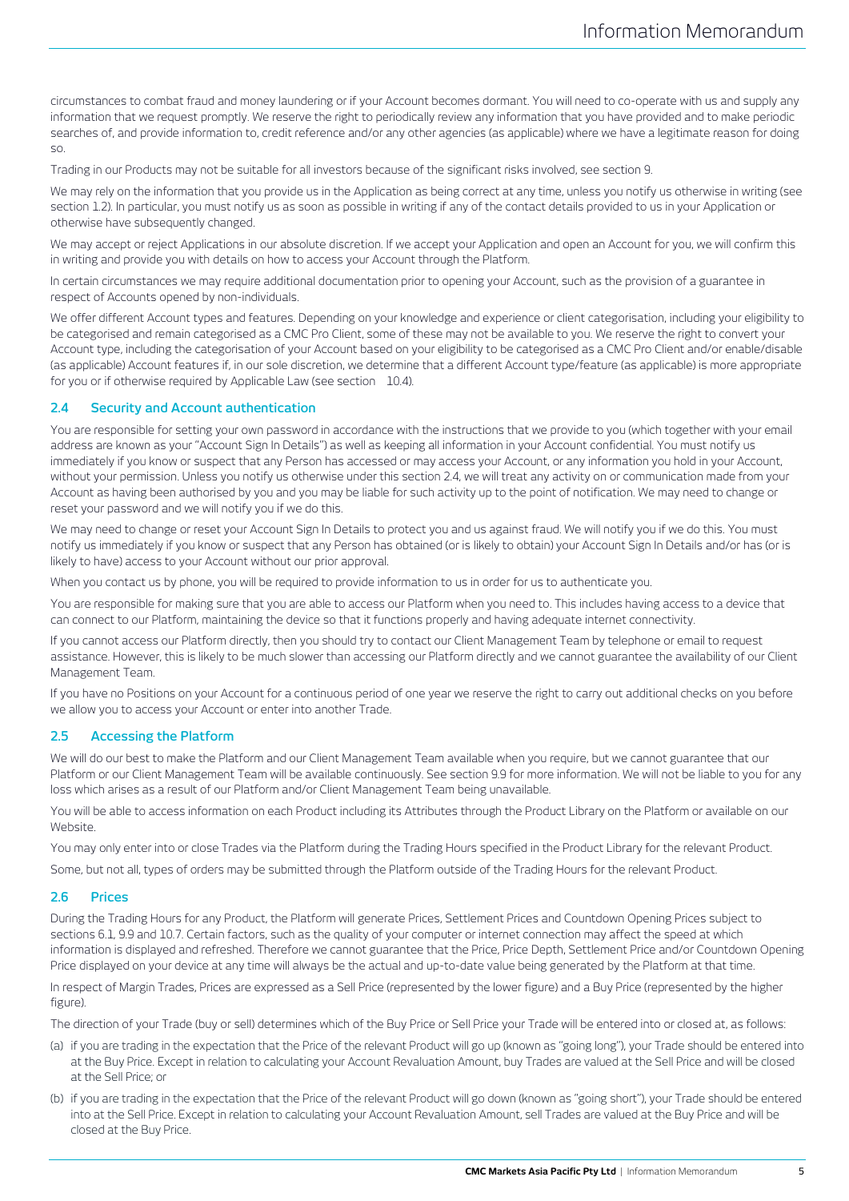circumstances to combat fraud and money laundering or if your Account becomes dormant. You will need to co-operate with us and supply any information that we request promptly. We reserve the right to periodically review any information that you have provided and to make periodic searches of, and provide information to, credit reference and/or any other agencies (as applicable) where we have a legitimate reason for doing so.

Trading in our Products may not be suitable for all investors because of the significant risks involved, see section 9.

We may rely on the information that you provide us in the Application as being correct at any time, unless you notify us otherwise in writing (see section 1.2). In particular, you must notify us as soon as possible in writing if any of the contact details provided to us in your Application or otherwise have subsequently changed.

We may accept or reject Applications in our absolute discretion. If we accept your Application and open an Account for you, we will confirm this in writing and provide you with details on how to access your Account through the Platform.

In certain circumstances we may require additional documentation prior to opening your Account, such as the provision of a guarantee in respect of Accounts opened by non-individuals.

We offer different Account types and features. Depending on your knowledge and experience or client categorisation, including your eligibility to be categorised and remain categorised as a CMC Pro Client, some of these may not be available to you. We reserve the right to convert your Account type, including the categorisation of your Account based on your eligibility to be categorised as a CMC Pro Client and/or enable/disable (as applicable) Account features if, in our sole discretion, we determine that a different Account type/feature (as applicable) is more appropriate for you or if otherwise required by Applicable Law (see section 10.4).

## 2.4 Security and Account authentication

You are responsible for setting your own password in accordance with the instructions that we provide to you (which together with your email address are known as your "Account Sign In Details") as well as keeping all information in your Account confidential. You must notify us immediately if you know or suspect that any Person has accessed or may access your Account, or any information you hold in your Account, without your permission. Unless you notify us otherwise under this section 2.4, we will treat any activity on or communication made from your Account as having been authorised by you and you may be liable for such activity up to the point of notification. We may need to change or reset your password and we will notify you if we do this.

We may need to change or reset your Account Sign In Details to protect you and us against fraud. We will notify you if we do this. You must notify us immediately if you know or suspect that any Person has obtained (or is likely to obtain) your Account Sign In Details and/or has (or is likely to have) access to your Account without our prior approval.

When you contact us by phone, you will be required to provide information to us in order for us to authenticate you.

You are responsible for making sure that you are able to access our Platform when you need to. This includes having access to a device that can connect to our Platform, maintaining the device so that it functions properly and having adequate internet connectivity.

If you cannot access our Platform directly, then you should try to contact our Client Management Team by telephone or email to request assistance. However, this is likely to be much slower than accessing our Platform directly and we cannot guarantee the availability of our Client Management Team.

If you have no Positions on your Account for a continuous period of one year we reserve the right to carry out additional checks on you before we allow you to access your Account or enter into another Trade.

## 2.5 Accessing the Platform

We will do our best to make the Platform and our Client Management Team available when you require, but we cannot guarantee that our Platform or our Client Management Team will be available continuously. See section 9.9 for more information. We will not be liable to you for any loss which arises as a result of our Platform and/or Client Management Team being unavailable.

You will be able to access information on each Product including its Attributes through the Product Library on the Platform or available on our Website.

You may only enter into or close Trades via the Platform during the Trading Hours specified in the Product Library for the relevant Product.

Some, but not all, types of orders may be submitted through the Platform outside of the Trading Hours for the relevant Product.

## 2.6 Prices

During the Trading Hours for any Product, the Platform will generate Prices, Settlement Prices and Countdown Opening Prices subject to sections 6.1, 9.9 and 10.7. Certain factors, such as the quality of your computer or internet connection may affect the speed at which information is displayed and refreshed. Therefore we cannot guarantee that the Price, Price Depth, Settlement Price and/or Countdown Opening Price displayed on your device at any time will always be the actual and up-to-date value being generated by the Platform at that time.

In respect of Margin Trades, Prices are expressed as a Sell Price (represented by the lower figure) and a Buy Price (represented by the higher figure).

The direction of your Trade (buy or sell) determines which of the Buy Price or Sell Price your Trade will be entered into or closed at, as follows:

(a) if you are trading in the expectation that the Price of the relevant Product will go up (known as "going long"), your Trade should be entered into at the Buy Price. Except in relation to calculating your Account Revaluation Amount, buy Trades are valued at the Sell Price and will be closed at the Sell Price; or

(b) if you are trading in the expectation that the Price of the relevant Product will go down (known as "going short"), your Trade should be entered into at the Sell Price. Except in relation to calculating your Account Revaluation Amount, sell Trades are valued at the Buy Price and will be closed at the Buy Price.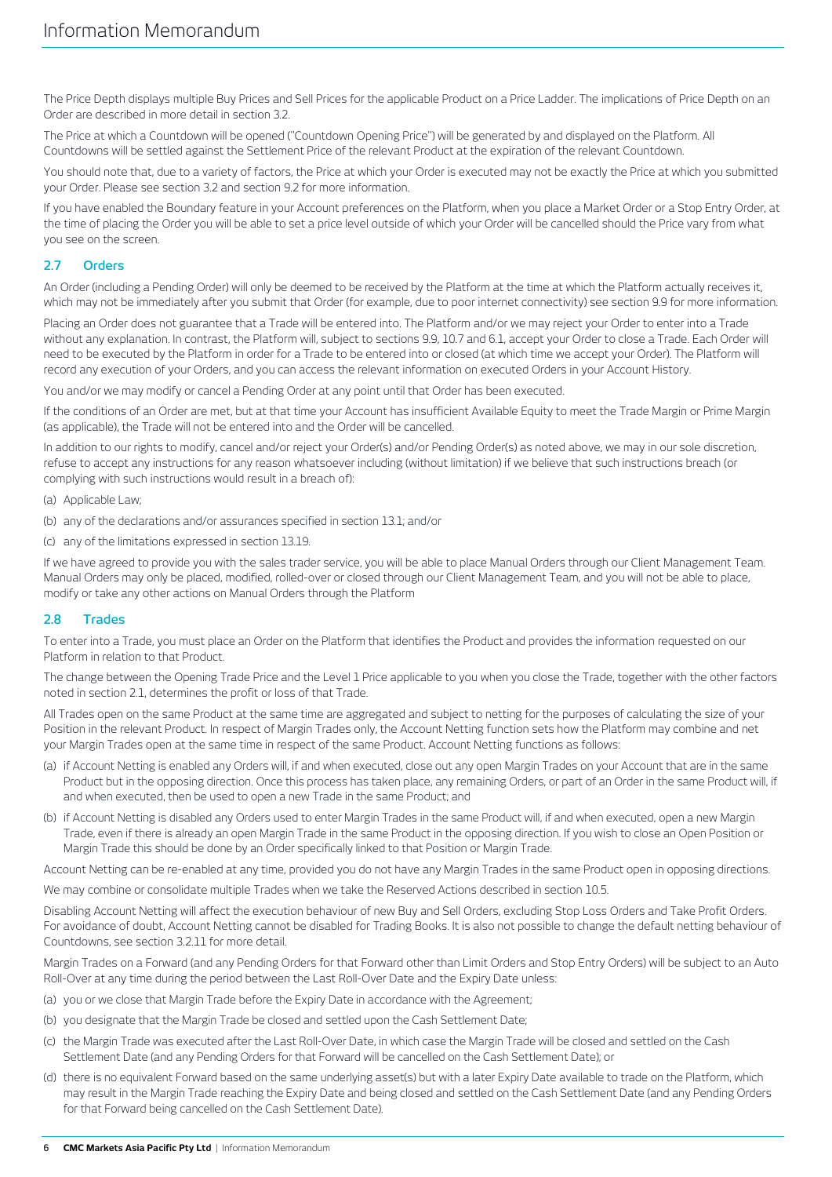The Price Depth displays multiple Buy Prices and Sell Prices for the applicable Product on a Price Ladder. The implications of Price Depth on an Order are described in more detail in section 3.2.

The Price at which a Countdown will be opened ("Countdown Opening Price") will be generated by and displayed on the Platform. All Countdowns will be settled against the Settlement Price of the relevant Product at the expiration of the relevant Countdown.

You should note that, due to a variety of factors, the Price at which your Order is executed may not be exactly the Price at which you submitted your Order. Please see section 3.2 and section 9.2 for more information.

If you have enabled the Boundary feature in your Account preferences on the Platform, when you place a Market Order or a Stop Entry Order, at the time of placing the Order you will be able to set a price level outside of which your Order will be cancelled should the Price vary from what you see on the screen.

## 2.7 Orders

An Order (including a Pending Order) will only be deemed to be received by the Platform at the time at which the Platform actually receives it, which may not be immediately after you submit that Order (for example, due to poor internet connectivity) see section 9.9 for more information.

Placing an Order does not guarantee that a Trade will be entered into. The Platform and/or we may reject your Order to enter into a Trade without any explanation. In contrast, the Platform will, subject to sections 9.9, 10.7 and 6.1, accept your Order to close a Trade. Each Order will need to be executed by the Platform in order for a Trade to be entered into or closed (at which time we accept your Order). The Platform will record any execution of your Orders, and you can access the relevant information on executed Orders in your Account History.

You and/or we may modify or cancel a Pending Order at any point until that Order has been executed.

If the conditions of an Order are met, but at that time your Account has insufficient Available Equity to meet the Trade Margin or Prime Margin (as applicable), the Trade will not be entered into and the Order will be cancelled.

In addition to our rights to modify, cancel and/or reject your Order(s) and/or Pending Order(s) as noted above, we may in our sole discretion, refuse to accept any instructions for any reason whatsoever including (without limitation) if we believe that such instructions breach (or complying with such instructions would result in a breach of):

(a) Applicable Law;

(b) any of the declarations and/or assurances specified in section 13.1; and/or

(c) any of the limitations expressed in section 13.19.

If we have agreed to provide you with the sales trader service, you will be able to place Manual Orders through our Client Management Team. Manual Orders may only be placed, modified, rolled-over or closed through our Client Management Team, and you will not be able to place, modify or take any other actions on Manual Orders through the Platform

## 2.8 Trades

To enter into a Trade, you must place an Order on the Platform that identifies the Product and provides the information requested on our Platform in relation to that Product.

The change between the Opening Trade Price and the Level 1 Price applicable to you when you close the Trade, together with the other factors noted in section 2.1, determines the profit or loss of that Trade.

All Trades open on the same Product at the same time are aggregated and subject to netting for the purposes of calculating the size of your Position in the relevant Product. In respect of Margin Trades only, the Account Netting function sets how the Platform may combine and net your Margin Trades open at the same time in respect of the same Product. Account Netting functions as follows:

(a) if Account Netting is enabled any Orders will, if and when executed, close out any open Margin Trades on your Account that are in the same Product but in the opposing direction. Once this process has taken place, any remaining Orders, or part of an Order in the same Product will, if and when executed, then be used to open a new Trade in the same Product; and

(b) if Account Netting is disabled any Orders used to enter Margin Trades in the same Product will, if and when executed, open a new Margin Trade, even if there is already an open Margin Trade in the same Product in the opposing direction. If you wish to close an Open Position or Margin Trade this should be done by an Order specifically linked to that Position or Margin Trade.

Account Netting can be re-enabled at any time, provided you do not have any Margin Trades in the same Product open in opposing directions.

We may combine or consolidate multiple Trades when we take the Reserved Actions described in section 10.5.

Disabling Account Netting will affect the execution behaviour of new Buy and Sell Orders, excluding Stop Loss Orders and Take Profit Orders. For avoidance of doubt, Account Netting cannot be disabled for Trading Books. It is also not possible to change the default netting behaviour of Countdowns, see section 3.2.11 for more detail.

Margin Trades on a Forward (and any Pending Orders for that Forward other than Limit Orders and Stop Entry Orders) will be subject to an Auto Roll-Over at any time during the period between the Last Roll-Over Date and the Expiry Date unless:

(a) you or we close that Margin Trade before the Expiry Date in accordance with the Agreement;

(b) you designate that the Margin Trade be closed and settled upon the Cash Settlement Date;

(c) the Margin Trade was executed after the Last Roll-Over Date, in which case the Margin Trade will be closed and settled on the Cash Settlement Date (and any Pending Orders for that Forward will be cancelled on the Cash Settlement Date); or

(d) there is no equivalent Forward based on the same underlying asset(s) but with a later Expiry Date available to trade on the Platform, which may result in the Margin Trade reaching the Expiry Date and being closed and settled on the Cash Settlement Date (and any Pending Orders for that Forward being cancelled on the Cash Settlement Date).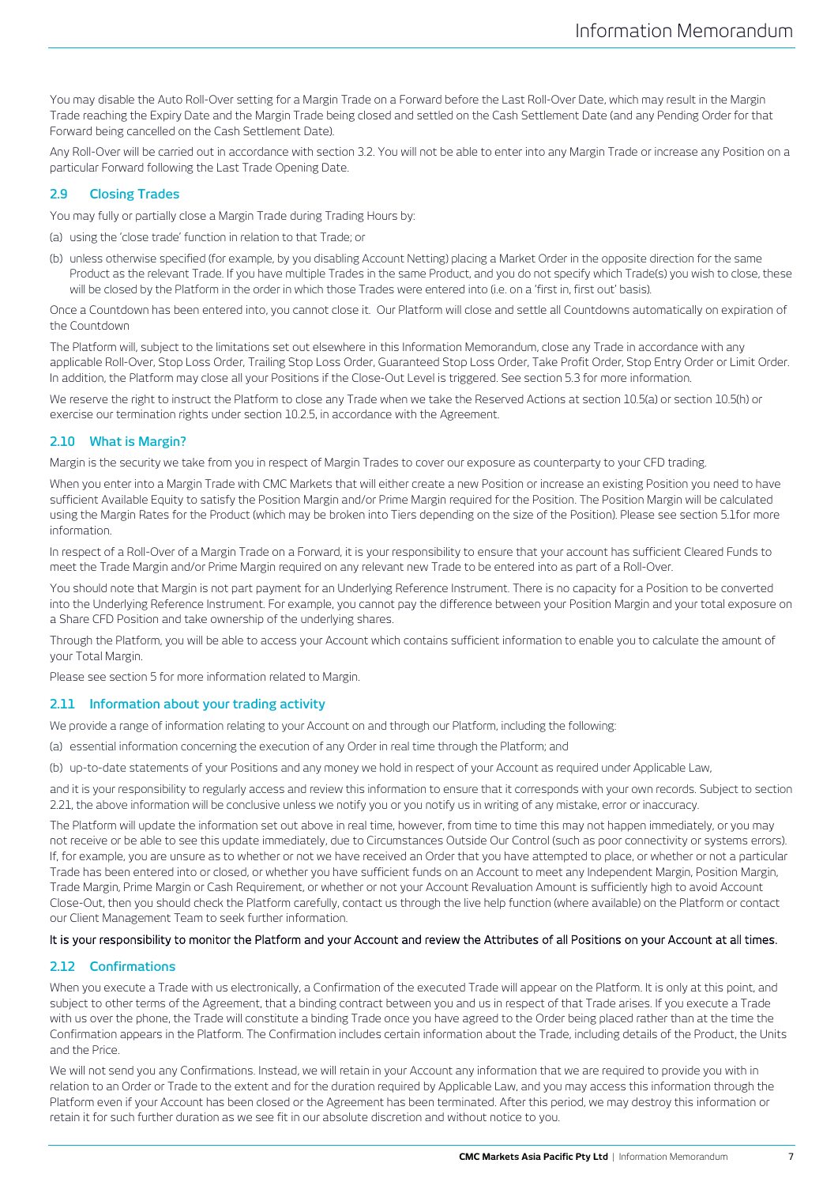You may disable the Auto Roll-Over setting for a Margin Trade on a Forward before the Last Roll-Over Date, which may result in the Margin Trade reaching the Expiry Date and the Margin Trade being closed and settled on the Cash Settlement Date (and any Pending Order for that Forward being cancelled on the Cash Settlement Date).

Any Roll-Over will be carried out in accordance with section 3.2. You will not be able to enter into any Margin Trade or increase any Position on a particular Forward following the Last Trade Opening Date.

### 2.9 Closing Trades

You may fully or partially close a Margin Trade during Trading Hours by:

(a) using the 'close trade' function in relation to that Trade; or

(b) unless otherwise specified (for example, by you disabling Account Netting) placing a Market Order in the opposite direction for the same Product as the relevant Trade. If you have multiple Trades in the same Product, and you do not specify which Trade(s) you wish to close, these will be closed by the Platform in the order in which those Trades were entered into (i.e. on a 'first in, first out' basis).

Once a Countdown has been entered into, you cannot close it. Our Platform will close and settle all Countdowns automatically on expiration of the Countdown

The Platform will, subject to the limitations set out elsewhere in this Information Memorandum, close any Trade in accordance with any applicable Roll-Over, Stop Loss Order, Trailing Stop Loss Order, Guaranteed Stop Loss Order, Take Profit Order, Stop Entry Order or Limit Order. In addition, the Platform may close all your Positions if the Close-Out Level is triggered. See section 5.3 for more information.

We reserve the right to instruct the Platform to close any Trade when we take the Reserved Actions at section 10.5(a) or section 10.5(h) or exercise our termination rights under section 10.2.5, in accordance with the Agreement.

### 2.10 What is Margin?

Margin is the security we take from you in respect of Margin Trades to cover our exposure as counterparty to your CFD trading.

When you enter into a Margin Trade with CMC Markets that will either create a new Position or increase an existing Position you need to have sufficient Available Equity to satisfy the Position Margin and/or Prime Margin required for the Position. The Position Margin will be calculated using the Margin Rates for the Product (which may be broken into Tiers depending on the size of the Position). Please see section 5.1for more information.

In respect of a Roll-Over of a Margin Trade on a Forward, it is your responsibility to ensure that your account has sufficient Cleared Funds to meet the Trade Margin and/or Prime Margin required on any relevant new Trade to be entered into as part of a Roll-Over.

You should note that Margin is not part payment for an Underlying Reference Instrument. There is no capacity for a Position to be converted into the Underlying Reference Instrument. For example, you cannot pay the difference between your Position Margin and your total exposure on a Share CFD Position and take ownership of the underlying shares.

Through the Platform, you will be able to access your Account which contains sufficient information to enable you to calculate the amount of your Total Margin.

Please see section 5 for more information related to Margin.

### 2.11 Information about your trading activity

We provide a range of information relating to your Account on and through our Platform, including the following:

(a) essential information concerning the execution of any Order in real time through the Platform; and

(b) up-to-date statements of your Positions and any money we hold in respect of your Account as required under Applicable Law,

and it is your responsibility to regularly access and review this information to ensure that it corresponds with your own records. Subject to section 2.21, the above information will be conclusive unless we notify you or you notify us in writing of any mistake, error or inaccuracy.

The Platform will update the information set out above in real time, however, from time to time this may not happen immediately, or you may not receive or be able to see this update immediately, due to Circumstances Outside Our Control (such as poor connectivity or systems errors). If, for example, you are unsure as to whether or not we have received an Order that you have attempted to place, or whether or not a particular Trade has been entered into or closed, or whether you have sufficient funds on an Account to meet any Independent Margin, Position Margin, Trade Margin, Prime Margin or Cash Requirement, or whether or not your Account Revaluation Amount is sufficiently high to avoid Account Close-Out, then you should check the Platform carefully, contact us through the live help function (where available) on the Platform or contact our Client Management Team to seek further information.

**It is your responsibility to monitor the Platform and your Account and review the Attributes of all Positions on your Account at all times.**

### 2.12 Confirmations

When you execute a Trade with us electronically, a Confirmation of the executed Trade will appear on the Platform. It is only at this point, and subject to other terms of the Agreement, that a binding contract between you and us in respect of that Trade arises. If you execute a Trade with us over the phone, the Trade will constitute a binding Trade once you have agreed to the Order being placed rather than at the time the Confirmation appears in the Platform. The Confirmation includes certain information about the Trade, including details of the Product, the Units and the Price.

We will not send you any Confirmations. Instead, we will retain in your Account any information that we are required to provide you with in relation to an Order or Trade to the extent and for the duration required by Applicable Law, and you may access this information through the Platform even if your Account has been closed or the Agreement has been terminated. After this period, we may destroy this information or retain it for such further duration as we see fit in our absolute discretion and without notice to you.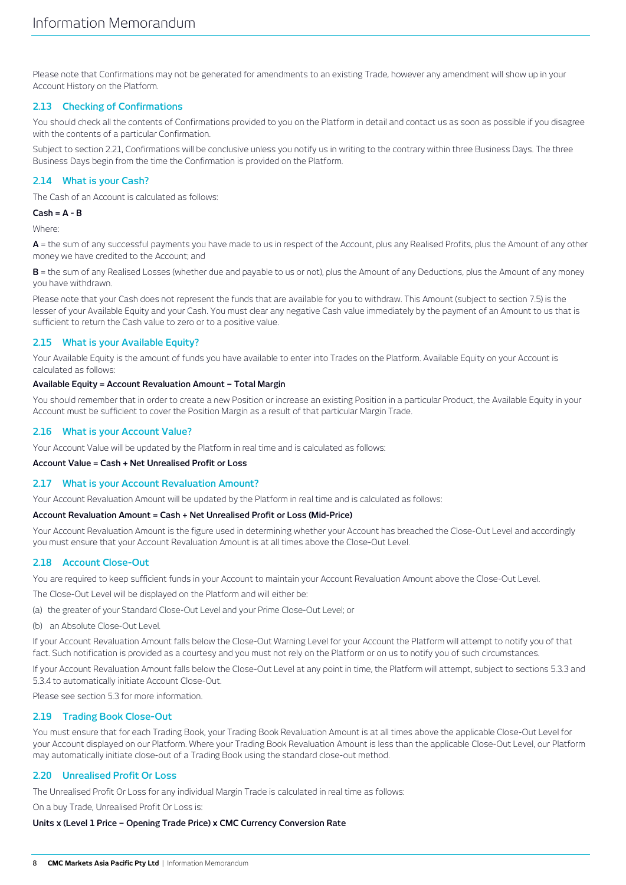Please note that Confirmations may not be generated for amendments to an existing Trade, however any amendment will show up in your Account History on the Platform.

## 2.13 Checking of Confirmations

You should check all the contents of Confirmations provided to you on the Platform in detail and contact us as soon as possible if you disagree with the contents of a particular Confirmation.

Subject to section 2.21, Confirmations will be conclusive unless you notify us in writing to the contrary within three Business Days. The three Business Days begin from the time the Confirmation is provided on the Platform.

## 2.14 What is your Cash?

The Cash of an Account is calculated as follows:

**Cash = A - B**

Where:

**A** = the sum of any successful payments you have made to us in respect of the Account, plus any Realised Profits, plus the Amount of any other money we have credited to the Account; and

**B** = the sum of any Realised Losses (whether due and payable to us or not), plus the Amount of any Deductions, plus the Amount of any money you have withdrawn.

Please note that your Cash does not represent the funds that are available for you to withdraw. This Amount (subject to section 7.5) is the lesser of your Available Equity and your Cash. You must clear any negative Cash value immediately by the payment of an Amount to us that is sufficient to return the Cash value to zero or to a positive value.

## 2.15 What is your Available Equity?

Your Available Equity is the amount of funds you have available to enter into Trades on the Platform. Available Equity on your Account is calculated as follows:

**Available Equity = Account Revaluation Amount – Total Margin**

You should remember that in order to create a new Position or increase an existing Position in a particular Product, the Available Equity in your Account must be sufficient to cover the Position Margin as a result of that particular Margin Trade.

## 2.16 What is your Account Value?

Your Account Value will be updated by the Platform in real time and is calculated as follows:

**Account Value = Cash + Net Unrealised Profit or Loss**

## 2.17 What is your Account Revaluation Amount?

Your Account Revaluation Amount will be updated by the Platform in real time and is calculated as follows:

**Account Revaluation Amount = Cash + Net Unrealised Profit or Loss (Mid-Price)**

Your Account Revaluation Amount is the figure used in determining whether your Account has breached the Close-Out Level and accordingly you must ensure that your Account Revaluation Amount is at all times above the Close-Out Level.

## 2.18 Account Close-Out

You are required to keep sufficient funds in your Account to maintain your Account Revaluation Amount above the Close-Out Level.

The Close-Out Level will be displayed on the Platform and will either be:

(a) the greater of your Standard Close-Out Level and your Prime Close-Out Level; or

(b) an Absolute Close-Out Level.

If your Account Revaluation Amount falls below the Close-Out Warning Level for your Account the Platform will attempt to notify you of that fact. Such notification is provided as a courtesy and you must not rely on the Platform or on us to notify you of such circumstances.

If your Account Revaluation Amount falls below the Close-Out Level at any point in time, the Platform will attempt, subject to sections 5.3.3 and 5.3.4 to automatically initiate Account Close-Out.

Please see section 5.3 for more information.

## 2.19 Trading Book Close-Out

You must ensure that for each Trading Book, your Trading Book Revaluation Amount is at all times above the applicable Close-Out Level for your Account displayed on our Platform. Where your Trading Book Revaluation Amount is less than the applicable Close-Out Level, our Platform may automatically initiate close-out of a Trading Book using the standard close-out method.

## 2.20 Unrealised Profit Or Loss

The Unrealised Profit Or Loss for any individual Margin Trade is calculated in real time as follows:

On a buy Trade, Unrealised Profit Or Loss is:

**Units x (Level 1 Price – Opening Trade Price) x CMC Currency Conversion Rate**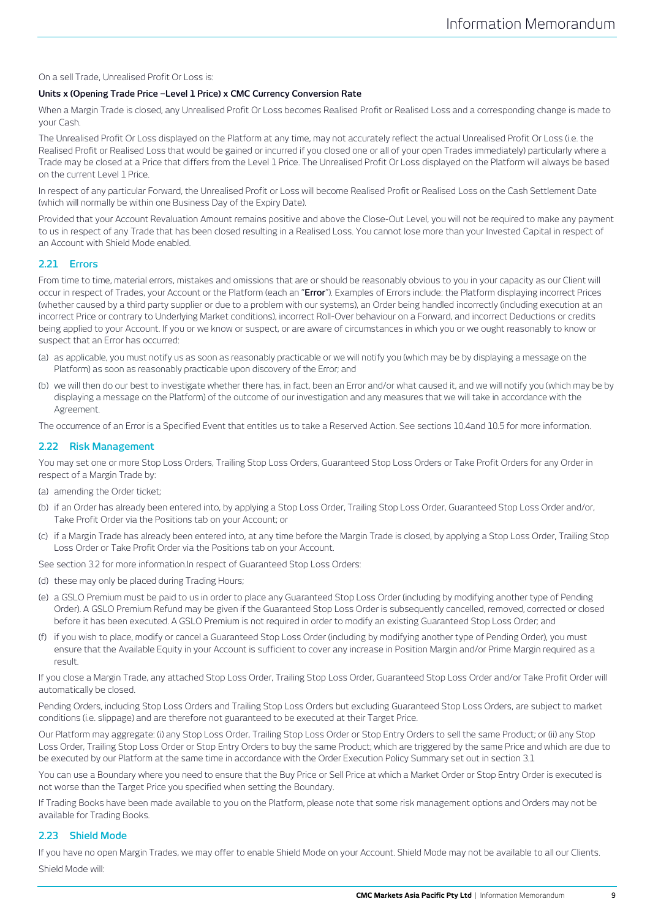On a sell Trade, Unrealised Profit Or Loss is:

**Units x (Opening Trade Price –Level 1 Price) x CMC Currency Conversion Rate**

When a Margin Trade is closed, any Unrealised Profit Or Loss becomes Realised Profit or Realised Loss and a corresponding change is made to your Cash.

The Unrealised Profit Or Loss displayed on the Platform at any time, may not accurately reflect the actual Unrealised Profit Or Loss (i.e. the Realised Profit or Realised Loss that would be gained or incurred if you closed one or all of your open Trades immediately) particularly where a Trade may be closed at a Price that differs from the Level 1 Price. The Unrealised Profit Or Loss displayed on the Platform will always be based on the current Level 1 Price.

In respect of any particular Forward, the Unrealised Profit or Loss will become Realised Profit or Realised Loss on the Cash Settlement Date (which will normally be within one Business Day of the Expiry Date).

Provided that your Account Revaluation Amount remains positive and above the Close-Out Level, you will not be required to make any payment to us in respect of any Trade that has been closed resulting in a Realised Loss. You cannot lose more than your Invested Capital in respect of an Account with Shield Mode enabled.

## 2.21 Errors

From time to time, material errors, mistakes and omissions that are or should be reasonably obvious to you in your capacity as our Client will occur in respect of Trades, your Account or the Platform (each an "**Error**"). Examples of Errors include: the Platform displaying incorrect Prices (whether caused by a third party supplier or due to a problem with our systems), an Order being handled incorrectly (including execution at an incorrect Price or contrary to Underlying Market conditions), incorrect Roll-Over behaviour on a Forward, and incorrect Deductions or credits being applied to your Account. If you or we know or suspect, or are aware of circumstances in which you or we ought reasonably to know or suspect that an Error has occurred:

(a) as applicable, you must notify us as soon as reasonably practicable or we will notify you (which may be by displaying a message on the Platform) as soon as reasonably practicable upon discovery of the Error; and

(b) we will then do our best to investigate whether there has, in fact, been an Error and/or what caused it, and we will notify you (which may be by displaying a message on the Platform) of the outcome of our investigation and any measures that we will take in accordance with the Agreement.

The occurrence of an Error is a Specified Event that entitles us to take a Reserved Action. See sections 10.4and 10.5 for more information.

## 2.22 Risk Management

You may set one or more Stop Loss Orders, Trailing Stop Loss Orders, Guaranteed Stop Loss Orders or Take Profit Orders for any Order in respect of a Margin Trade by:

(a) amending the Order ticket;

(b) if an Order has already been entered into, by applying a Stop Loss Order, Trailing Stop Loss Order, Guaranteed Stop Loss Order and/or, Take Profit Order via the Positions tab on your Account; or

(c) if a Margin Trade has already been entered into, at any time before the Margin Trade is closed, by applying a Stop Loss Order, Trailing Stop Loss Order or Take Profit Order via the Positions tab on your Account.

See section 3.2 for more information.In respect of Guaranteed Stop Loss Orders:

(d) these may only be placed during Trading Hours;

(e) a GSLO Premium must be paid to us in order to place any Guaranteed Stop Loss Order (including by modifying another type of Pending Order). A GSLO Premium Refund may be given if the Guaranteed Stop Loss Order is subsequently cancelled, removed, corrected or closed before it has been executed. A GSLO Premium is not required in order to modify an existing Guaranteed Stop Loss Order; and

(f) if you wish to place, modify or cancel a Guaranteed Stop Loss Order (including by modifying another type of Pending Order), you must ensure that the Available Equity in your Account is sufficient to cover any increase in Position Margin and/or Prime Margin required as a result.

If you close a Margin Trade, any attached Stop Loss Order, Trailing Stop Loss Order, Guaranteed Stop Loss Order and/or Take Profit Order will automatically be closed.

Pending Orders, including Stop Loss Orders and Trailing Stop Loss Orders but excluding Guaranteed Stop Loss Orders, are subject to market conditions (i.e. slippage) and are therefore not guaranteed to be executed at their Target Price.

Our Platform may aggregate: (i) any Stop Loss Order, Trailing Stop Loss Order or Stop Entry Orders to sell the same Product; or (ii) any Stop Loss Order, Trailing Stop Loss Order or Stop Entry Orders to buy the same Product; which are triggered by the same Price and which are due to be executed by our Platform at the same time in accordance with the Order Execution Policy Summary set out in section 3.1

You can use a Boundary where you need to ensure that the Buy Price or Sell Price at which a Market Order or Stop Entry Order is executed is not worse than the Target Price you specified when setting the Boundary.

If Trading Books have been made available to you on the Platform, please note that some risk management options and Orders may not be available for Trading Books.

## 2.23 Shield Mode

If you have no open Margin Trades, we may offer to enable Shield Mode on your Account. Shield Mode may not be available to all our Clients.

Shield Mode will: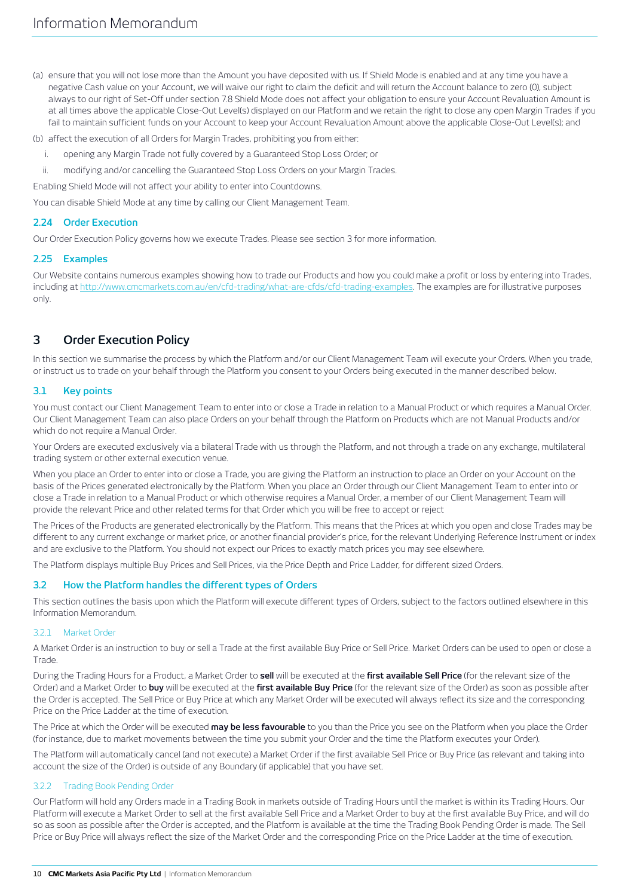(a) ensure that you will not lose more than the Amount you have deposited with us. If Shield Mode is enabled and at any time you have a negative Cash value on your Account, we will waive our right to claim the deficit and will return the Account balance to zero (0), subject always to our right of Set-Off under section 7.8 Shield Mode does not affect your obligation to ensure your Account Revaluation Amount is at all times above the applicable Close-Out Level(s) displayed on our Platform and we retain the right to close any open Margin Trades if you fail to maintain sufficient funds on your Account to keep your Account Revaluation Amount above the applicable Close-Out Level(s); and

(b) affect the execution of all Orders for Margin Trades, prohibiting you from either:

   i. opening any Margin Trade not fully covered by a Guaranteed Stop Loss Order; or

   ii. modifying and/or cancelling the Guaranteed Stop Loss Orders on your Margin Trades.

Enabling Shield Mode will not affect your ability to enter into Countdowns.

You can disable Shield Mode at any time by calling our Client Management Team.

### 2.24 Order Execution

Our Order Execution Policy governs how we execute Trades. Please see section 3 for more information.

### 2.25 Examples

Our Website contains numerous examples showing how to trade our Products and how you could make a profit or loss by entering into Trades, including at http://www.cmcmarkets.com.au/en/cfd-trading/what-are-cfds/cfd-trading-examples. The examples are for illustrative purposes only.

## 3 Order Execution Policy

In this section we summarise the process by which the Platform and/or our Client Management Team will execute your Orders. When you trade, or instruct us to trade on your behalf through the Platform you consent to your Orders being executed in the manner described below.

### 3.1 Key points

You must contact our Client Management Team to enter into or close a Trade in relation to a Manual Product or which requires a Manual Order. Our Client Management Team can also place Orders on your behalf through the Platform on Products which are not Manual Products and/or which do not require a Manual Order.

Your Orders are executed exclusively via a bilateral Trade with us through the Platform, and not through a trade on any exchange, multilateral trading system or other external execution venue.

When you place an Order to enter into or close a Trade, you are giving the Platform an instruction to place an Order on your Account on the basis of the Prices generated electronically by the Platform. When you place an Order through our Client Management Team to enter into or close a Trade in relation to a Manual Product or which otherwise requires a Manual Order, a member of our Client Management Team will provide the relevant Price and other related terms for that Order which you will be free to accept or reject

The Prices of the Products are generated electronically by the Platform. This means that the Prices at which you open and close Trades may be different to any current exchange or market price, or another financial provider's price, for the relevant Underlying Reference Instrument or index and are exclusive to the Platform. You should not expect our Prices to exactly match prices you may see elsewhere.

The Platform displays multiple Buy Prices and Sell Prices, via the Price Depth and Price Ladder, for different sized Orders.

### 3.2 How the Platform handles the different types of Orders

This section outlines the basis upon which the Platform will execute different types of Orders, subject to the factors outlined elsewhere in this Information Memorandum.

#### 3.2.1 Market Order

A Market Order is an instruction to buy or sell a Trade at the first available Buy Price or Sell Price. Market Orders can be used to open or close a Trade.

During the Trading Hours for a Product, a Market Order to **sell** will be executed at the **first available Sell Price** (for the relevant size of the Order) and a Market Order to **buy** will be executed at the **first available Buy Price** (for the relevant size of the Order) as soon as possible after the Order is accepted. The Sell Price or Buy Price at which any Market Order will be executed will always reflect its size and the corresponding Price on the Price Ladder at the time of execution.

The Price at which the Order will be executed **may be less favourable** to you than the Price you see on the Platform when you place the Order (for instance, due to market movements between the time you submit your Order and the time the Platform executes your Order).

The Platform will automatically cancel (and not execute) a Market Order if the first available Sell Price or Buy Price (as relevant and taking into account the size of the Order) is outside of any Boundary (if applicable) that you have set.

#### 3.2.2 Trading Book Pending Order

Our Platform will hold any Orders made in a Trading Book in markets outside of Trading Hours until the market is within its Trading Hours. Our Platform will execute a Market Order to sell at the first available Sell Price and a Market Order to buy at the first available Buy Price, and will do so as soon as possible after the Order is accepted, and the Platform is available at the time the Trading Book Pending Order is made. The Sell Price or Buy Price will always reflect the size of the Market Order and the corresponding Price on the Price Ladder at the time of execution.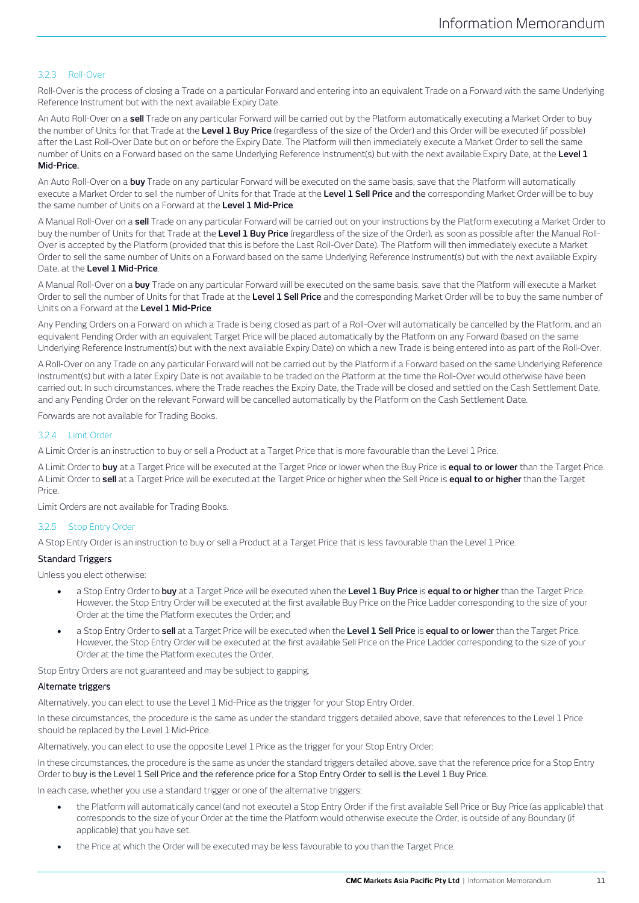### 3.2.3 Roll-Over

Roll-Over is the process of closing a Trade on a particular Forward and entering into an equivalent Trade on a Forward with the same Underlying Reference Instrument but with the next available Expiry Date.

An Auto Roll-Over on a **sell** Trade on any particular Forward will be carried out by the Platform automatically executing a Market Order to buy the number of Units for that Trade at the **Level 1 Buy Price** (regardless of the size of the Order) and this Order will be executed (if possible) after the Last Roll-Over Date but on or before the Expiry Date. The Platform will then immediately execute a Market Order to sell the same number of Units on a Forward based on the same Underlying Reference Instrument(s) but with the next available Expiry Date, at the **Level 1 Mid-Price.**

An Auto Roll-Over on a **buy** Trade on any particular Forward will be executed on the same basis, save that the Platform will automatically execute a Market Order to sell the number of Units for that Trade at the **Level 1 Sell Price** and the corresponding Market Order will be to buy the same number of Units on a Forward at the **Level 1 Mid-Price**.

A Manual Roll-Over on a **sell** Trade on any particular Forward will be carried out on your instructions by the Platform executing a Market Order to buy the number of Units for that Trade at the **Level 1 Buy Price** (regardless of the size of the Order), as soon as possible after the Manual Roll-Over is accepted by the Platform (provided that this is before the Last Roll-Over Date). The Platform will then immediately execute a Market Order to sell the same number of Units on a Forward based on the same Underlying Reference Instrument(s) but with the next available Expiry Date, at the **Level 1 Mid-Price**.

A Manual Roll-Over on a **buy** Trade on any particular Forward will be executed on the same basis, save that the Platform will execute a Market Order to sell the number of Units for that Trade at the **Level 1 Sell Price** and the corresponding Market Order will be to buy the same number of Units on a Forward at the **Level 1 Mid-Price**.

Any Pending Orders on a Forward on which a Trade is being closed as part of a Roll-Over will automatically be cancelled by the Platform, and an equivalent Pending Order with an equivalent Target Price will be placed automatically by the Platform on any Forward (based on the same Underlying Reference Instrument(s) but with the next available Expiry Date) on which a new Trade is being entered into as part of the Roll-Over.

A Roll-Over on any Trade on any particular Forward will not be carried out by the Platform if a Forward based on the same Underlying Reference Instrument(s) but with a later Expiry Date is not available to be traded on the Platform at the time the Roll-Over would otherwise have been carried out. In such circumstances, where the Trade reaches the Expiry Date, the Trade will be closed and settled on the Cash Settlement Date, and any Pending Order on the relevant Forward will be cancelled automatically by the Platform on the Cash Settlement Date.

Forwards are not available for Trading Books.

### 3.2.4 Limit Order

A Limit Order is an instruction to buy or sell a Product at a Target Price that is more favourable than the Level 1 Price.

A Limit Order to **buy** at a Target Price will be executed at the Target Price or lower when the Buy Price is **equal to or lower** than the Target Price. A Limit Order to **sell** at a Target Price will be executed at the Target Price or higher when the Sell Price is **equal to or higher** than the Target Price.

Limit Orders are not available for Trading Books.

### 3.2.5 Stop Entry Order

A Stop Entry Order is an instruction to buy or sell a Product at a Target Price that is less favourable than the Level 1 Price.

#### Standard Triggers

Unless you elect otherwise:

- a Stop Entry Order to **buy** at a Target Price will be executed when the **Level 1 Buy Price** is **equal to or higher** than the Target Price. However, the Stop Entry Order will be executed at the first available Buy Price on the Price Ladder corresponding to the size of your Order at the time the Platform executes the Order; and
- a Stop Entry Order to **sell** at a Target Price will be executed when the **Level 1 Sell Price** is **equal to or lower** than the Target Price. However, the Stop Entry Order will be executed at the first available Sell Price on the Price Ladder corresponding to the size of your Order at the time the Platform executes the Order.

Stop Entry Orders are not guaranteed and may be subject to gapping.

#### Alternate triggers

Alternatively, you can elect to use the Level 1 Mid-Price as the trigger for your Stop Entry Order.

In these circumstances, the procedure is the same as under the standard triggers detailed above, save that references to the Level 1 Price should be replaced by the Level 1 Mid-Price.

Alternatively, you can elect to use the opposite Level 1 Price as the trigger for your Stop Entry Order:

In these circumstances, the procedure is the same as under the standard triggers detailed above, save that the reference price for a Stop Entry Order to buy is the Level 1 Sell Price and the reference price for a Stop Entry Order to sell is the Level 1 Buy Price.

In each case, whether you use a standard trigger or one of the alternative triggers:

- the Platform will automatically cancel (and not execute) a Stop Entry Order if the first available Sell Price or Buy Price (as applicable) that corresponds to the size of your Order at the time the Platform would otherwise execute the Order, is outside of any Boundary (if applicable) that you have set.
- the Price at which the Order will be executed may be less favourable to you than the Target Price.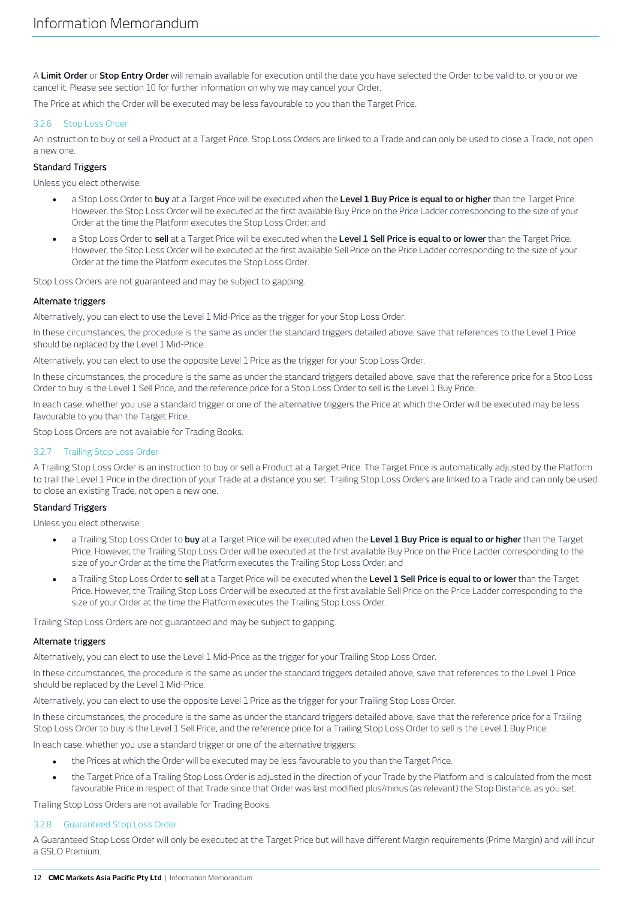A **Limit Order** or **Stop Entry Order** will remain available for execution until the date you have selected the Order to be valid to, or you or we cancel it. Please see section 10 for further information on why we may cancel your Order.

The Price at which the Order will be executed may be less favourable to you than the Target Price.

### 3.2.6 Stop Loss Order

An instruction to buy or sell a Product at a Target Price. Stop Loss Orders are linked to a Trade and can only be used to close a Trade, not open a new one.

#### Standard Triggers

Unless you elect otherwise:

- a Stop Loss Order to **buy** at a Target Price will be executed when the **Level 1 Buy Price is equal to or higher** than the Target Price. However, the Stop Loss Order will be executed at the first available Buy Price on the Price Ladder corresponding to the size of your Order at the time the Platform executes the Stop Loss Order; and
- a Stop Loss Order to **sell** at a Target Price will be executed when the **Level 1 Sell Price is equal to or lower** than the Target Price. However, the Stop Loss Order will be executed at the first available Sell Price on the Price Ladder corresponding to the size of your Order at the time the Platform executes the Stop Loss Order.

Stop Loss Orders are not guaranteed and may be subject to gapping.

#### Alternate triggers

Alternatively, you can elect to use the Level 1 Mid-Price as the trigger for your Stop Loss Order.

In these circumstances, the procedure is the same as under the standard triggers detailed above, save that references to the Level 1 Price should be replaced by the Level 1 Mid-Price.

Alternatively, you can elect to use the opposite Level 1 Price as the trigger for your Stop Loss Order.

In these circumstances, the procedure is the same as under the standard triggers detailed above, save that the reference price for a Stop Loss Order to buy is the Level 1 Sell Price, and the reference price for a Stop Loss Order to sell is the Level 1 Buy Price.

In each case, whether you use a standard trigger or one of the alternative triggers the Price at which the Order will be executed may be less favourable to you than the Target Price.

Stop Loss Orders are not available for Trading Books.

### 3.2.7 Trailing Stop Loss Order

A Trailing Stop Loss Order is an instruction to buy or sell a Product at a Target Price. The Target Price is automatically adjusted by the Platform to trail the Level 1 Price in the direction of your Trade at a distance you set. Trailing Stop Loss Orders are linked to a Trade and can only be used to close an existing Trade, not open a new one.

#### Standard Triggers

Unless you elect otherwise:

- a Trailing Stop Loss Order to **buy** at a Target Price will be executed when the **Level 1 Buy Price is equal to or higher** than the Target Price. However, the Trailing Stop Loss Order will be executed at the first available Buy Price on the Price Ladder corresponding to the size of your Order at the time the Platform executes the Trailing Stop Loss Order; and
- a Trailing Stop Loss Order to **sell** at a Target Price will be executed when the **Level 1 Sell Price is equal to or lower** than the Target Price. However, the Trailing Stop Loss Order will be executed at the first available Sell Price on the Price Ladder corresponding to the size of your Order at the time the Platform executes the Trailing Stop Loss Order.

Trailing Stop Loss Orders are not guaranteed and may be subject to gapping.

#### Alternate triggers

Alternatively, you can elect to use the Level 1 Mid-Price as the trigger for your Trailing Stop Loss Order.

In these circumstances, the procedure is the same as under the standard triggers detailed above, save that references to the Level 1 Price should be replaced by the Level 1 Mid-Price.

Alternatively, you can elect to use the opposite Level 1 Price as the trigger for your Trailing Stop Loss Order.

In these circumstances, the procedure is the same as under the standard triggers detailed above, save that the reference price for a Trailing Stop Loss Order to buy is the Level 1 Sell Price, and the reference price for a Trailing Stop Loss Order to sell is the Level 1 Buy Price.

In each case, whether you use a standard trigger or one of the alternative triggers:

- the Prices at which the Order will be executed may be less favourable to you than the Target Price.
- the Target Price of a Trailing Stop Loss Order is adjusted in the direction of your Trade by the Platform and is calculated from the most favourable Price in respect of that Trade since that Order was last modified plus/minus (as relevant) the Stop Distance, as you set.

Trailing Stop Loss Orders are not available for Trading Books.

### 3.2.8 Guaranteed Stop Loss Order

A Guaranteed Stop Loss Order will only be executed at the Target Price but will have different Margin requirements (Prime Margin) and will incur a GSLO Premium.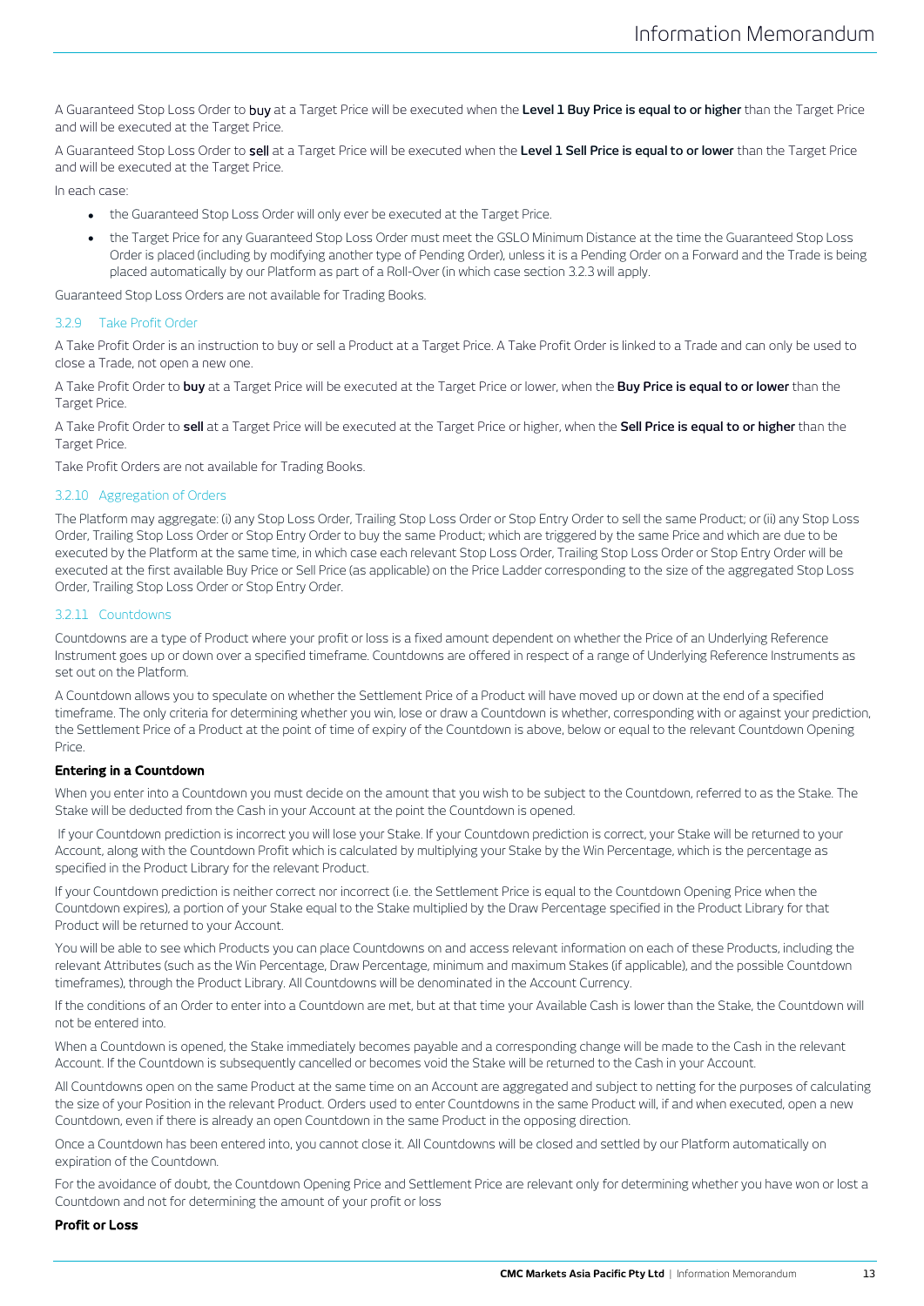A Guaranteed Stop Loss Order to **buy** at a Target Price will be executed when the **Level 1 Buy Price is equal to or higher** than the Target Price and will be executed at the Target Price.

A Guaranteed Stop Loss Order to **sell** at a Target Price will be executed when the **Level 1 Sell Price is equal to or lower** than the Target Price and will be executed at the Target Price.

In each case:

- the Guaranteed Stop Loss Order will only ever be executed at the Target Price.
- the Target Price for any Guaranteed Stop Loss Order must meet the GSLO Minimum Distance at the time the Guaranteed Stop Loss Order is placed (including by modifying another type of Pending Order), unless it is a Pending Order on a Forward and the Trade is being placed automatically by our Platform as part of a Roll-Over (in which case section 3.2.3 will apply.

Guaranteed Stop Loss Orders are not available for Trading Books.

### 3.2.9 Take Profit Order

A Take Profit Order is an instruction to buy or sell a Product at a Target Price. A Take Profit Order is linked to a Trade and can only be used to close a Trade, not open a new one.

A Take Profit Order to **buy** at a Target Price will be executed at the Target Price or lower, when the **Buy Price is equal to or lower** than the Target Price.

A Take Profit Order to **sell** at a Target Price will be executed at the Target Price or higher, when the **Sell Price is equal to or higher** than the Target Price.

Take Profit Orders are not available for Trading Books.

### 3.2.10 Aggregation of Orders

The Platform may aggregate: (i) any Stop Loss Order, Trailing Stop Loss Order or Stop Entry Order to sell the same Product; or (ii) any Stop Loss Order, Trailing Stop Loss Order or Stop Entry Order to buy the same Product; which are triggered by the same Price and which are due to be executed by the Platform at the same time, in which case each relevant Stop Loss Order, Trailing Stop Loss Order or Stop Entry Order will be executed at the first available Buy Price or Sell Price (as applicable) on the Price Ladder corresponding to the size of the aggregated Stop Loss Order, Trailing Stop Loss Order or Stop Entry Order.

### 3.2.11 Countdowns

Countdowns are a type of Product where your profit or loss is a fixed amount dependent on whether the Price of an Underlying Reference Instrument goes up or down over a specified timeframe. Countdowns are offered in respect of a range of Underlying Reference Instruments as set out on the Platform.

A Countdown allows you to speculate on whether the Settlement Price of a Product will have moved up or down at the end of a specified timeframe. The only criteria for determining whether you win, lose or draw a Countdown is whether, corresponding with or against your prediction, the Settlement Price of a Product at the point of time of expiry of the Countdown is above, below or equal to the relevant Countdown Opening Price.

**Entering in a Countdown**

When you enter into a Countdown you must decide on the amount that you wish to be subject to the Countdown, referred to as the Stake. The Stake will be deducted from the Cash in your Account at the point the Countdown is opened.

If your Countdown prediction is incorrect you will lose your Stake. If your Countdown prediction is correct, your Stake will be returned to your Account, along with the Countdown Profit which is calculated by multiplying your Stake by the Win Percentage, which is the percentage as specified in the Product Library for the relevant Product.

If your Countdown prediction is neither correct nor incorrect (i.e. the Settlement Price is equal to the Countdown Opening Price when the Countdown expires), a portion of your Stake equal to the Stake multiplied by the Draw Percentage specified in the Product Library for that Product will be returned to your Account.

You will be able to see which Products you can place Countdowns on and access relevant information on each of these Products, including the relevant Attributes (such as the Win Percentage, Draw Percentage, minimum and maximum Stakes (if applicable), and the possible Countdown timeframes), through the Product Library. All Countdowns will be denominated in the Account Currency.

If the conditions of an Order to enter into a Countdown are met, but at that time your Available Cash is lower than the Stake, the Countdown will not be entered into.

When a Countdown is opened, the Stake immediately becomes payable and a corresponding change will be made to the Cash in the relevant Account. If the Countdown is subsequently cancelled or becomes void the Stake will be returned to the Cash in your Account.

All Countdowns open on the same Product at the same time on an Account are aggregated and subject to netting for the purposes of calculating the size of your Position in the relevant Product. Orders used to enter Countdowns in the same Product will, if and when executed, open a new Countdown, even if there is already an open Countdown in the same Product in the opposing direction.

Once a Countdown has been entered into, you cannot close it. All Countdowns will be closed and settled by our Platform automatically on expiration of the Countdown.

For the avoidance of doubt, the Countdown Opening Price and Settlement Price are relevant only for determining whether you have won or lost a Countdown and not for determining the amount of your profit or loss

**Profit or Loss**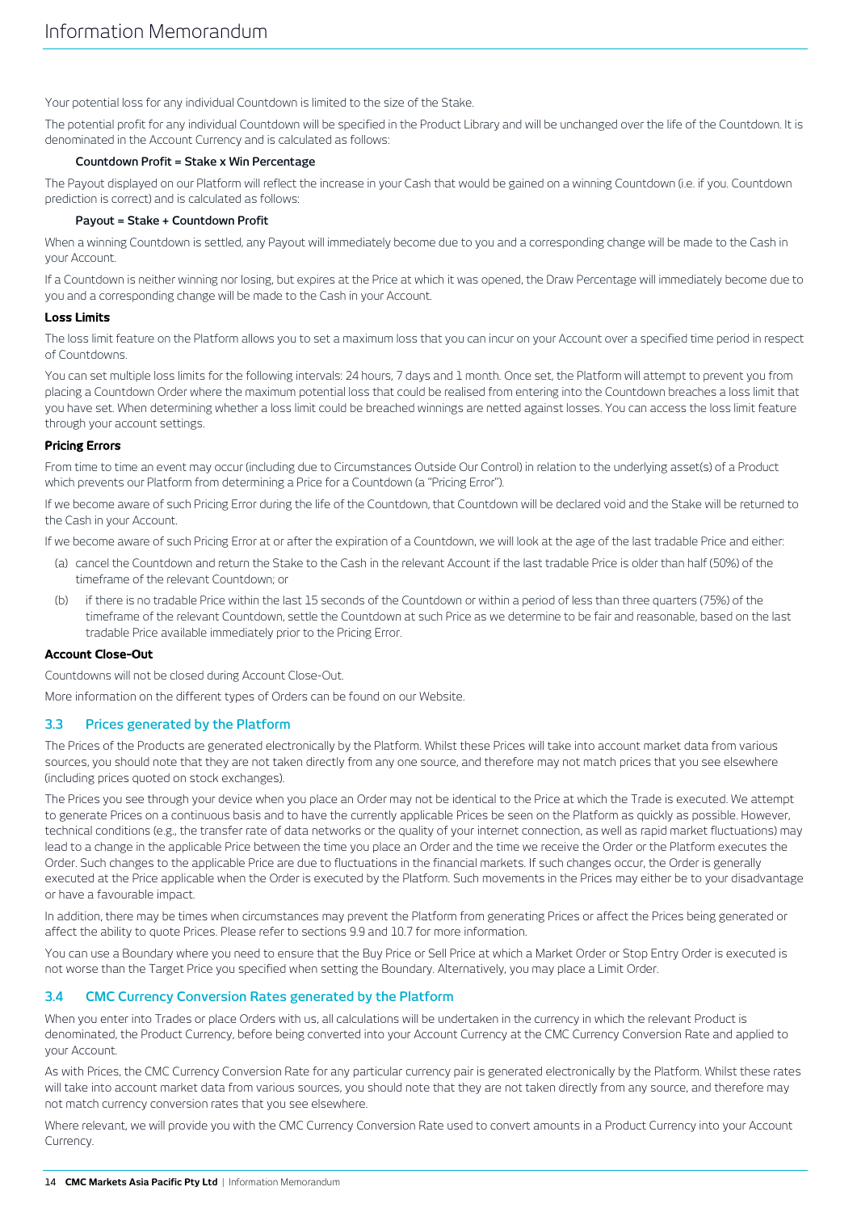Your potential loss for any individual Countdown is limited to the size of the Stake.

The potential profit for any individual Countdown will be specified in the Product Library and will be unchanged over the life of the Countdown. It is denominated in the Account Currency and is calculated as follows:

**Countdown Profit = Stake x Win Percentage**

The Payout displayed on our Platform will reflect the increase in your Cash that would be gained on a winning Countdown (i.e. if you. Countdown prediction is correct) and is calculated as follows:

**Payout = Stake + Countdown Profit**

When a winning Countdown is settled, any Payout will immediately become due to you and a corresponding change will be made to the Cash in your Account.

If a Countdown is neither winning nor losing, but expires at the Price at which it was opened, the Draw Percentage will immediately become due to you and a corresponding change will be made to the Cash in your Account.

**Loss Limits**

The loss limit feature on the Platform allows you to set a maximum loss that you can incur on your Account over a specified time period in respect of Countdowns.

You can set multiple loss limits for the following intervals: 24 hours, 7 days and 1 month. Once set, the Platform will attempt to prevent you from placing a Countdown Order where the maximum potential loss that could be realised from entering into the Countdown breaches a loss limit that you have set. When determining whether a loss limit could be breached winnings are netted against losses. You can access the loss limit feature through your account settings.

**Pricing Errors**

From time to time an event may occur (including due to Circumstances Outside Our Control) in relation to the underlying asset(s) of a Product which prevents our Platform from determining a Price for a Countdown (a "Pricing Error").

If we become aware of such Pricing Error during the life of the Countdown, that Countdown will be declared void and the Stake will be returned to the Cash in your Account.

If we become aware of such Pricing Error at or after the expiration of a Countdown, we will look at the age of the last tradable Price and either:

(a) cancel the Countdown and return the Stake to the Cash in the relevant Account if the last tradable Price is older than half (50%) of the timeframe of the relevant Countdown; or

(b) if there is no tradable Price within the last 15 seconds of the Countdown or within a period of less than three quarters (75%) of the timeframe of the relevant Countdown, settle the Countdown at such Price as we determine to be fair and reasonable, based on the last tradable Price available immediately prior to the Pricing Error.

**Account Close-Out**

Countdowns will not be closed during Account Close-Out.

More information on the different types of Orders can be found on our Website.

## 3.3 Prices generated by the Platform

The Prices of the Products are generated electronically by the Platform. Whilst these Prices will take into account market data from various sources, you should note that they are not taken directly from any one source, and therefore may not match prices that you see elsewhere (including prices quoted on stock exchanges).

The Prices you see through your device when you place an Order may not be identical to the Price at which the Trade is executed. We attempt to generate Prices on a continuous basis and to have the currently applicable Prices be seen on the Platform as quickly as possible. However, technical conditions (e.g., the transfer rate of data networks or the quality of your internet connection, as well as rapid market fluctuations) may lead to a change in the applicable Price between the time you place an Order and the time we receive the Order or the Platform executes the Order. Such changes to the applicable Price are due to fluctuations in the financial markets. If such changes occur, the Order is generally executed at the Price applicable when the Order is executed by the Platform. Such movements in the Prices may either be to your disadvantage or have a favourable impact.

In addition, there may be times when circumstances may prevent the Platform from generating Prices or affect the Prices being generated or affect the ability to quote Prices. Please refer to sections 9.9 and 10.7 for more information.

You can use a Boundary where you need to ensure that the Buy Price or Sell Price at which a Market Order or Stop Entry Order is executed is not worse than the Target Price you specified when setting the Boundary. Alternatively, you may place a Limit Order.

## 3.4 CMC Currency Conversion Rates generated by the Platform

When you enter into Trades or place Orders with us, all calculations will be undertaken in the currency in which the relevant Product is denominated, the Product Currency, before being converted into your Account Currency at the CMC Currency Conversion Rate and applied to your Account.

As with Prices, the CMC Currency Conversion Rate for any particular currency pair is generated electronically by the Platform. Whilst these rates will take into account market data from various sources, you should note that they are not taken directly from any source, and therefore may not match currency conversion rates that you see elsewhere.

Where relevant, we will provide you with the CMC Currency Conversion Rate used to convert amounts in a Product Currency into your Account Currency.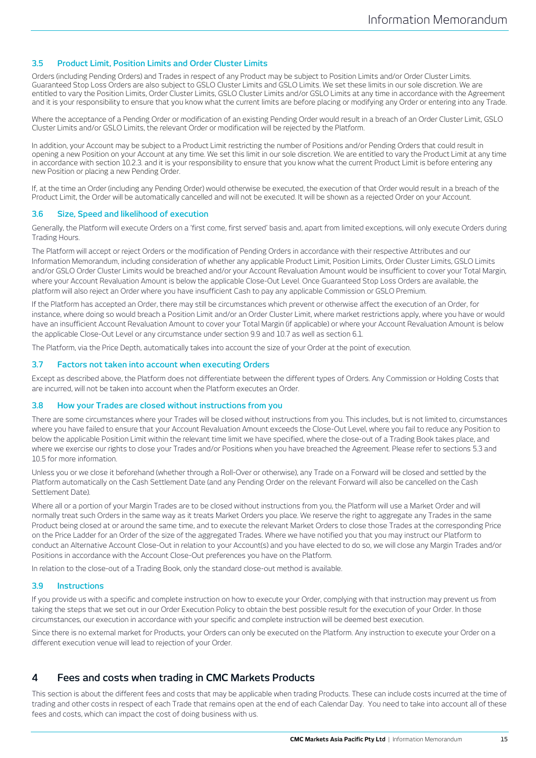### 3.5 Product Limit, Position Limits and Order Cluster Limits

Orders (including Pending Orders) and Trades in respect of any Product may be subject to Position Limits and/or Order Cluster Limits. Guaranteed Stop Loss Orders are also subject to GSLO Cluster Limits and GSLO Limits. We set these limits in our sole discretion. We are entitled to vary the Position Limits, Order Cluster Limits, GSLO Cluster Limits and/or GSLO Limits at any time in accordance with the Agreement and it is your responsibility to ensure that you know what the current limits are before placing or modifying any Order or entering into any Trade.

Where the acceptance of a Pending Order or modification of an existing Pending Order would result in a breach of an Order Cluster Limit, GSLO Cluster Limits and/or GSLO Limits, the relevant Order or modification will be rejected by the Platform.

In addition, your Account may be subject to a Product Limit restricting the number of Positions and/or Pending Orders that could result in opening a new Position on your Account at any time. We set this limit in our sole discretion. We are entitled to vary the Product Limit at any time in accordance with section 10.2.3. and it is your responsibility to ensure that you know what the current Product Limit is before entering any new Position or placing a new Pending Order.

If, at the time an Order (including any Pending Order) would otherwise be executed, the execution of that Order would result in a breach of the Product Limit, the Order will be automatically cancelled and will not be executed. It will be shown as a rejected Order on your Account.

### 3.6 Size, Speed and likelihood of execution

Generally, the Platform will execute Orders on a 'first come, first served' basis and, apart from limited exceptions, will only execute Orders during Trading Hours.

The Platform will accept or reject Orders or the modification of Pending Orders in accordance with their respective Attributes and our Information Memorandum, including consideration of whether any applicable Product Limit, Position Limits, Order Cluster Limits, GSLO Limits and/or GSLO Order Cluster Limits would be breached and/or your Account Revaluation Amount would be insufficient to cover your Total Margin, where your Account Revaluation Amount is below the applicable Close-Out Level. Once Guaranteed Stop Loss Orders are available, the platform will also reject an Order where you have insufficient Cash to pay any applicable Commission or GSLO Premium.

If the Platform has accepted an Order, there may still be circumstances which prevent or otherwise affect the execution of an Order, for instance, where doing so would breach a Position Limit and/or an Order Cluster Limit, where market restrictions apply, where you have or would have an insufficient Account Revaluation Amount to cover your Total Margin (if applicable) or where your Account Revaluation Amount is below the applicable Close-Out Level or any circumstance under section 9.9 and 10.7 as well as section 6.1.

The Platform, via the Price Depth, automatically takes into account the size of your Order at the point of execution.

### 3.7 Factors not taken into account when executing Orders

Except as described above, the Platform does not differentiate between the different types of Orders. Any Commission or Holding Costs that are incurred, will not be taken into account when the Platform executes an Order.

### 3.8 How your Trades are closed without instructions from you

There are some circumstances where your Trades will be closed without instructions from you. This includes, but is not limited to, circumstances where you have failed to ensure that your Account Revaluation Amount exceeds the Close-Out Level, where you fail to reduce any Position to below the applicable Position Limit within the relevant time limit we have specified, where the close-out of a Trading Book takes place, and where we exercise our rights to close your Trades and/or Positions when you have breached the Agreement. Please refer to sections 5.3 and 10.5 for more information.

Unless you or we close it beforehand (whether through a Roll-Over or otherwise), any Trade on a Forward will be closed and settled by the Platform automatically on the Cash Settlement Date (and any Pending Order on the relevant Forward will also be cancelled on the Cash Settlement Date).

Where all or a portion of your Margin Trades are to be closed without instructions from you, the Platform will use a Market Order and will normally treat such Orders in the same way as it treats Market Orders you place. We reserve the right to aggregate any Trades in the same Product being closed at or around the same time, and to execute the relevant Market Orders to close those Trades at the corresponding Price on the Price Ladder for an Order of the size of the aggregated Trades. Where we have notified you that you may instruct our Platform to conduct an Alternative Account Close-Out in relation to your Account(s) and you have elected to do so, we will close any Margin Trades and/or Positions in accordance with the Account Close-Out preferences you have on the Platform.

In relation to the close-out of a Trading Book, only the standard close-out method is available.

### 3.9 Instructions

If you provide us with a specific and complete instruction on how to execute your Order, complying with that instruction may prevent us from taking the steps that we set out in our Order Execution Policy to obtain the best possible result for the execution of your Order. In those circumstances, our execution in accordance with your specific and complete instruction will be deemed best execution.

Since there is no external market for Products, your Orders can only be executed on the Platform. Any instruction to execute your Order on a different execution venue will lead to rejection of your Order.

## 4 Fees and costs when trading in CMC Markets Products

This section is about the different fees and costs that may be applicable when trading Products. These can include costs incurred at the time of trading and other costs in respect of each Trade that remains open at the end of each Calendar Day. You need to take into account all of these fees and costs, which can impact the cost of doing business with us.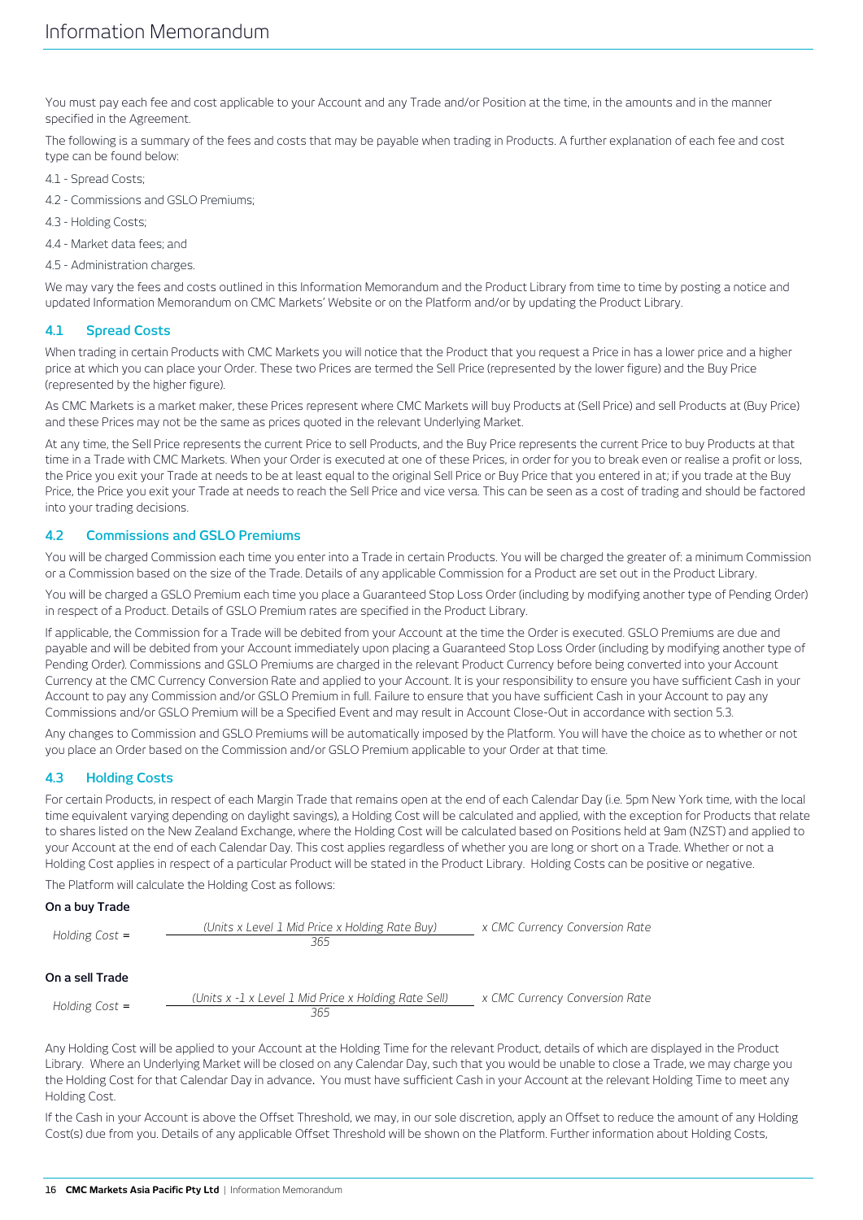You must pay each fee and cost applicable to your Account and any Trade and/or Position at the time, in the amounts and in the manner specified in the Agreement.

The following is a summary of the fees and costs that may be payable when trading in Products. A further explanation of each fee and cost type can be found below:

4.1 - Spread Costs;

4.2 - Commissions and GSLO Premiums;

4.3 - Holding Costs;

4.4 - Market data fees; and

4.5 - Administration charges.

We may vary the fees and costs outlined in this Information Memorandum and the Product Library from time to time by posting a notice and updated Information Memorandum on CMC Markets' Website or on the Platform and/or by updating the Product Library.

## 4.1 Spread Costs

When trading in certain Products with CMC Markets you will notice that the Product that you request a Price in has a lower price and a higher price at which you can place your Order. These two Prices are termed the Sell Price (represented by the lower figure) and the Buy Price (represented by the higher figure).

As CMC Markets is a market maker, these Prices represent where CMC Markets will buy Products at (Sell Price) and sell Products at (Buy Price) and these Prices may not be the same as prices quoted in the relevant Underlying Market.

At any time, the Sell Price represents the current Price to sell Products, and the Buy Price represents the current Price to buy Products at that time in a Trade with CMC Markets. When your Order is executed at one of these Prices, in order for you to break even or realise a profit or loss, the Price you exit your Trade at needs to be at least equal to the original Sell Price or Buy Price that you entered in at; if you trade at the Buy Price, the Price you exit your Trade at needs to reach the Sell Price and vice versa. This can be seen as a cost of trading and should be factored into your trading decisions.

## 4.2 Commissions and GSLO Premiums

You will be charged Commission each time you enter into a Trade in certain Products. You will be charged the greater of: a minimum Commission or a Commission based on the size of the Trade. Details of any applicable Commission for a Product are set out in the Product Library.

You will be charged a GSLO Premium each time you place a Guaranteed Stop Loss Order (including by modifying another type of Pending Order) in respect of a Product. Details of GSLO Premium rates are specified in the Product Library.

If applicable, the Commission for a Trade will be debited from your Account at the time the Order is executed. GSLO Premiums are due and payable and will be debited from your Account immediately upon placing a Guaranteed Stop Loss Order (including by modifying another type of Pending Order). Commissions and GSLO Premiums are charged in the relevant Product Currency before being converted into your Account Currency at the CMC Currency Conversion Rate and applied to your Account. It is your responsibility to ensure you have sufficient Cash in your Account to pay any Commission and/or GSLO Premium in full. Failure to ensure that you have sufficient Cash in your Account to pay any Commissions and/or GSLO Premium will be a Specified Event and may result in Account Close-Out in accordance with section 5.3.

Any changes to Commission and GSLO Premiums will be automatically imposed by the Platform. You will have the choice as to whether or not you place an Order based on the Commission and/or GSLO Premium applicable to your Order at that time.

## 4.3 Holding Costs

For certain Products, in respect of each Margin Trade that remains open at the end of each Calendar Day (i.e. 5pm New York time, with the local time equivalent varying depending on daylight savings), a Holding Cost will be calculated and applied, with the exception for Products that relate to shares listed on the New Zealand Exchange, where the Holding Cost will be calculated based on Positions held at 9am (NZST) and applied to your Account at the end of each Calendar Day. This cost applies regardless of whether you are long or short on a Trade. Whether or not a Holding Cost applies in respect of a particular Product will be stated in the Product Library. Holding Costs can be positive or negative.

The Platform will calculate the Holding Cost as follows:

**On a buy Trade**

$$\textit{Holding Cost} = \frac{(\textit{Units} \times \textit{Level 1 Mid Price} \times \textit{Holding Rate Buy})}{365} \times \textit{CMC Currency Conversion Rate}$$

**On a sell Trade**

$$\textit{Holding Cost} = \frac{(\textit{Units} \times -1 \times \textit{Level 1 Mid Price} \times \textit{Holding Rate Sell})}{365} \times \textit{CMC Currency Conversion Rate}$$

Any Holding Cost will be applied to your Account at the Holding Time for the relevant Product, details of which are displayed in the Product Library. Where an Underlying Market will be closed on any Calendar Day, such that you would be unable to close a Trade, we may charge you the Holding Cost for that Calendar Day in advance. You must have sufficient Cash in your Account at the relevant Holding Time to meet any Holding Cost.

If the Cash in your Account is above the Offset Threshold, we may, in our sole discretion, apply an Offset to reduce the amount of any Holding Cost(s) due from you. Details of any applicable Offset Threshold will be shown on the Platform. Further information about Holding Costs,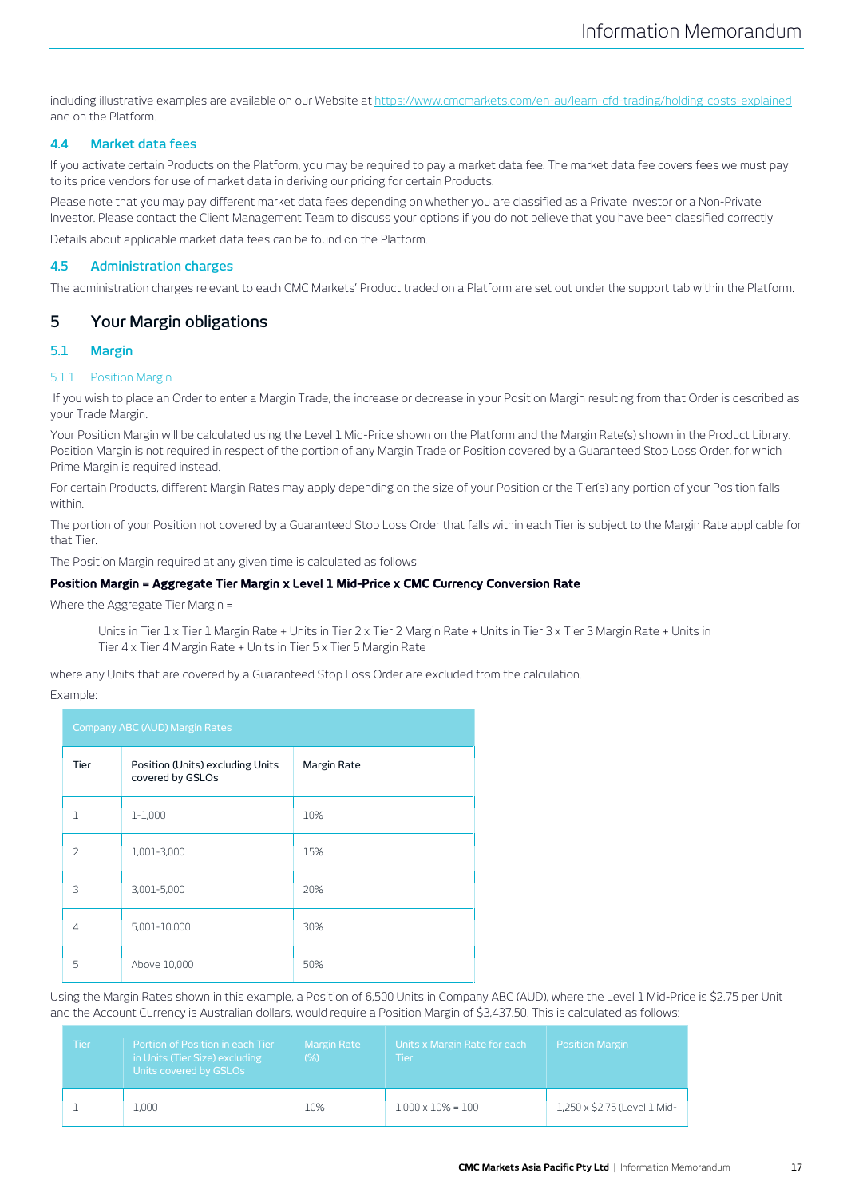including illustrative examples are available on our Website at https://www.cmcmarkets.com/en-au/learn-cfd-trading/holding-costs-explained and on the Platform.

### 4.4 Market data fees

If you activate certain Products on the Platform, you may be required to pay a market data fee. The market data fee covers fees we must pay to its price vendors for use of market data in deriving our pricing for certain Products.

Please note that you may pay different market data fees depending on whether you are classified as a Private Investor or a Non-Private Investor. Please contact the Client Management Team to discuss your options if you do not believe that you have been classified correctly.

Details about applicable market data fees can be found on the Platform.

### 4.5 Administration charges

The administration charges relevant to each CMC Markets' Product traded on a Platform are set out under the support tab within the Platform.

## 5 Your Margin obligations

### 5.1 Margin

#### 5.1.1 Position Margin

If you wish to place an Order to enter a Margin Trade, the increase or decrease in your Position Margin resulting from that Order is described as your Trade Margin.

Your Position Margin will be calculated using the Level 1 Mid-Price shown on the Platform and the Margin Rate(s) shown in the Product Library. Position Margin is not required in respect of the portion of any Margin Trade or Position covered by a Guaranteed Stop Loss Order, for which Prime Margin is required instead.

For certain Products, different Margin Rates may apply depending on the size of your Position or the Tier(s) any portion of your Position falls within.

The portion of your Position not covered by a Guaranteed Stop Loss Order that falls within each Tier is subject to the Margin Rate applicable for that Tier.

The Position Margin required at any given time is calculated as follows:

**Position Margin = Aggregate Tier Margin x Level 1 Mid-Price x CMC Currency Conversion Rate**

Where the Aggregate Tier Margin =

> Units in Tier 1 x Tier 1 Margin Rate + Units in Tier 2 x Tier 2 Margin Rate + Units in Tier 3 x Tier 3 Margin Rate + Units in Tier 4 x Tier 4 Margin Rate + Units in Tier 5 x Tier 5 Margin Rate

where any Units that are covered by a Guaranteed Stop Loss Order are excluded from the calculation.

Example:

| Company ABC (AUD) Margin Rates | | |
|---|---|---|
| Tier | Position (Units) excluding Units covered by GSLOs | Margin Rate |
| 1 | 1-1,000 | 10% |
| 2 | 1,001-3,000 | 15% |
| 3 | 3,001-5,000 | 20% |
| 4 | 5,001-10,000 | 30% |
| 5 | Above 10,000 | 50% |

Using the Margin Rates shown in this example, a Position of 6,500 Units in Company ABC (AUD), where the Level 1 Mid-Price is $2.75 per Unit and the Account Currency is Australian dollars, would require a Position Margin of $3,437.50. This is calculated as follows:

| Tier | Portion of Position in each Tier in Units (Tier Size) excluding Units covered by GSLOs | Margin Rate (%) | Units x Margin Rate for each Tier | Position Margin |
|---|---|---|---|---|
| 1 | 1,000 | 10% | 1,000 x 10% = 100 | 1,250 x $2.75 (Level 1 Mid- |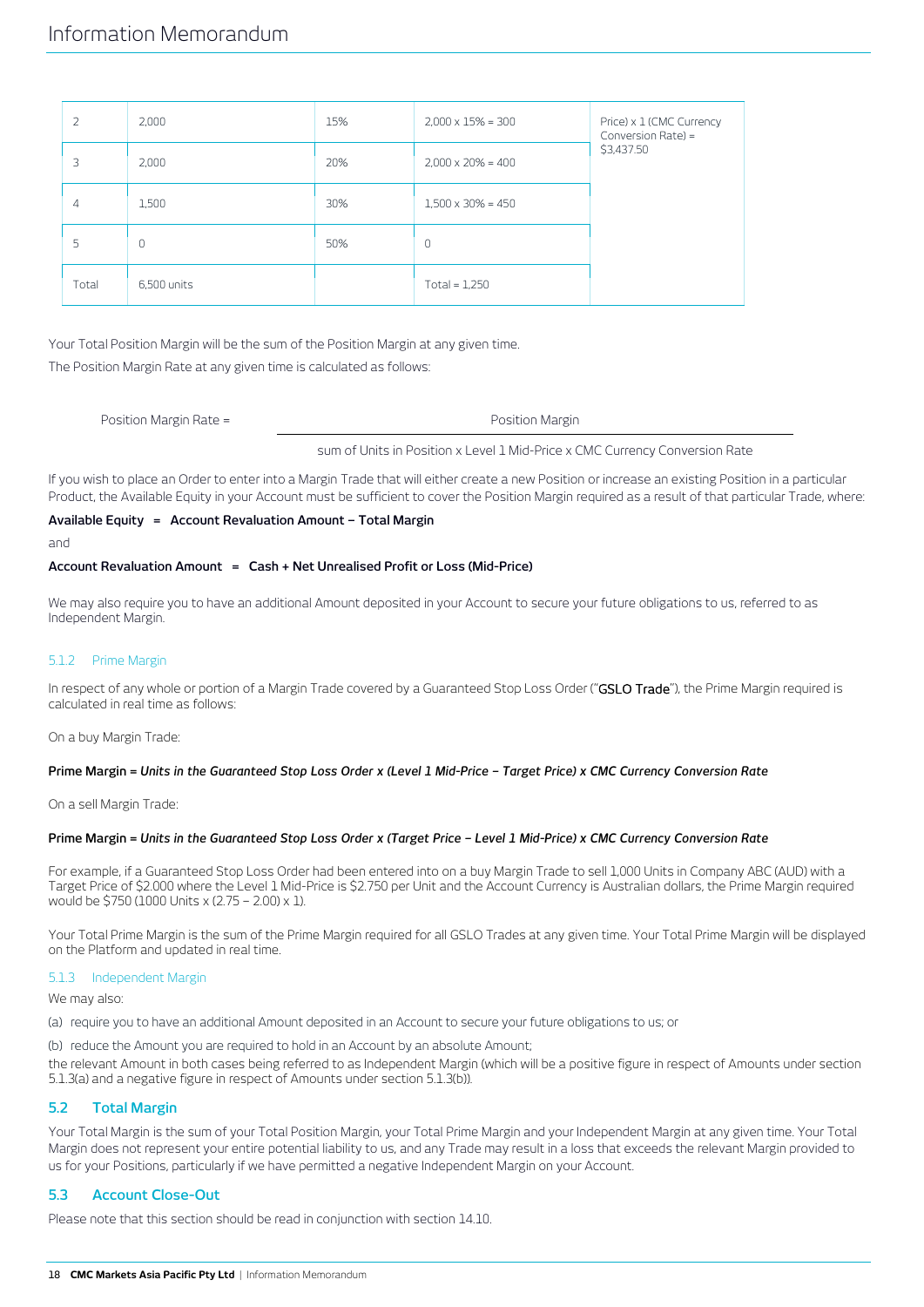| 2 | 2,000 | 15% | 2,000 x 15% = 300 | Price) x 1 (CMC Currency Conversion Rate) = $3,437.50 |
|---|---|---|---|---|
| 3 | 2,000 | 20% | 2,000 x 20% = 400 | |
| 4 | 1,500 | 30% | 1,500 x 30% = 450 | |
| 5 | 0 | 50% | 0 | |
| Total | 6,500 units | | Total = 1,250 | |

Your Total Position Margin will be the sum of the Position Margin at any given time.

The Position Margin Rate at any given time is calculated as follows:

$$\text{Position Margin Rate} = \frac{\text{Position Margin}}{\text{sum of Units in Position} \times \text{Level 1 Mid-Price} \times \text{CMC Currency Conversion Rate}}$$

If you wish to place an Order to enter into a Margin Trade that will either create a new Position or increase an existing Position in a particular Product, the Available Equity in your Account must be sufficient to cover the Position Margin required as a result of that particular Trade, where:

**Available Equity = Account Revaluation Amount – Total Margin**

and

**Account Revaluation Amount = Cash + Net Unrealised Profit or Loss (Mid-Price)**

We may also require you to have an additional Amount deposited in your Account to secure your future obligations to us, referred to as Independent Margin.

### 5.1.2 Prime Margin

In respect of any whole or portion of a Margin Trade covered by a Guaranteed Stop Loss Order ("**GSLO Trade**"), the Prime Margin required is calculated in real time as follows:

On a buy Margin Trade:

**Prime Margin =** ***Units in the Guaranteed Stop Loss Order x (Level 1 Mid-Price – Target Price) x CMC Currency Conversion Rate***

On a sell Margin Trade:

**Prime Margin =** ***Units in the Guaranteed Stop Loss Order x (Target Price – Level 1 Mid-Price) x CMC Currency Conversion Rate***

For example, if a Guaranteed Stop Loss Order had been entered into on a buy Margin Trade to sell 1,000 Units in Company ABC (AUD) with a Target Price of $2.000 where the Level 1 Mid-Price is $2.750 per Unit and the Account Currency is Australian dollars, the Prime Margin required would be $750 (1000 Units x (2.75 – 2.00) x 1).

Your Total Prime Margin is the sum of the Prime Margin required for all GSLO Trades at any given time. Your Total Prime Margin will be displayed on the Platform and updated in real time.

### 5.1.3 Independent Margin

We may also:

(a) require you to have an additional Amount deposited in an Account to secure your future obligations to us; or

(b) reduce the Amount you are required to hold in an Account by an absolute Amount;

the relevant Amount in both cases being referred to as Independent Margin (which will be a positive figure in respect of Amounts under section 5.1.3(a) and a negative figure in respect of Amounts under section 5.1.3(b)).

## 5.2 Total Margin

Your Total Margin is the sum of your Total Position Margin, your Total Prime Margin and your Independent Margin at any given time. Your Total Margin does not represent your entire potential liability to us, and any Trade may result in a loss that exceeds the relevant Margin provided to us for your Positions, particularly if we have permitted a negative Independent Margin on your Account.

## 5.3 Account Close-Out

Please note that this section should be read in conjunction with section 14.10.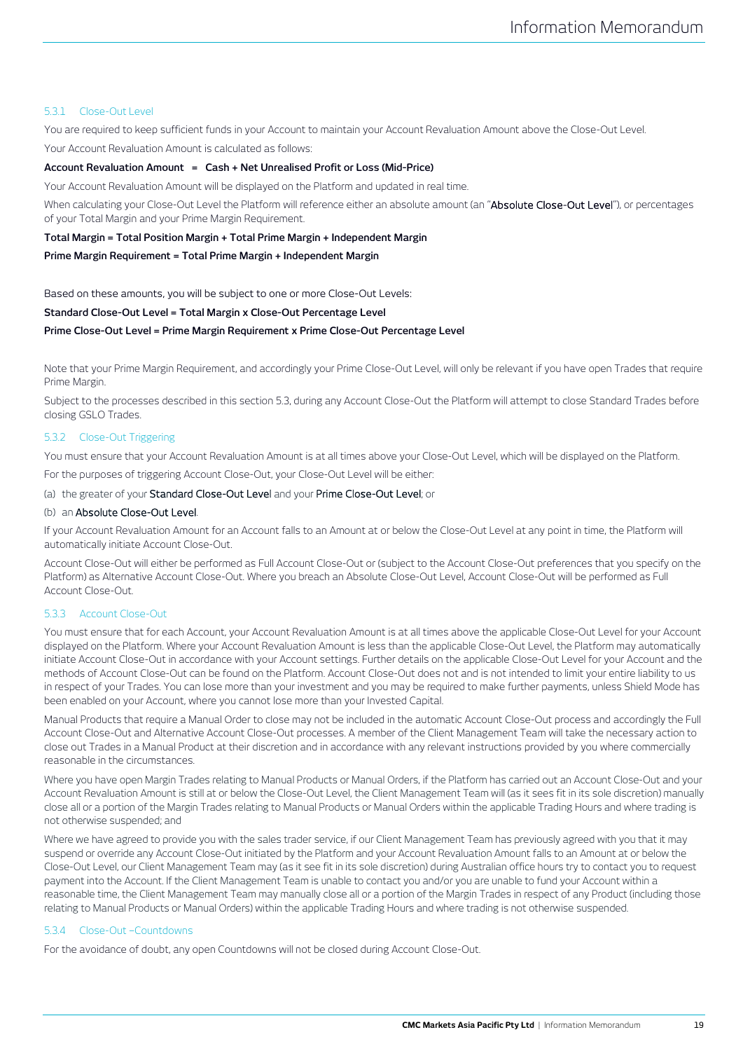### 5.3.1 Close-Out Level

You are required to keep sufficient funds in your Account to maintain your Account Revaluation Amount above the Close-Out Level.

Your Account Revaluation Amount is calculated as follows:

**Account Revaluation Amount = Cash + Net Unrealised Profit or Loss (Mid-Price)**

Your Account Revaluation Amount will be displayed on the Platform and updated in real time.

When calculating your Close-Out Level the Platform will reference either an absolute amount (an "**Absolute Close-Out Level**"), or percentages of your Total Margin and your Prime Margin Requirement.

**Total Margin = Total Position Margin + Total Prime Margin + Independent Margin**

**Prime Margin Requirement = Total Prime Margin + Independent Margin**

Based on these amounts, you will be subject to one or more Close-Out Levels:

**Standard Close-Out Level = Total Margin x Close-Out Percentage Level**

**Prime Close-Out Level = Prime Margin Requirement x Prime Close-Out Percentage Level**

Note that your Prime Margin Requirement, and accordingly your Prime Close-Out Level, will only be relevant if you have open Trades that require Prime Margin.

Subject to the processes described in this section 5.3, during any Account Close-Out the Platform will attempt to close Standard Trades before closing GSLO Trades.

### 5.3.2 Close-Out Triggering

You must ensure that your Account Revaluation Amount is at all times above your Close-Out Level, which will be displayed on the Platform.

For the purposes of triggering Account Close-Out, your Close-Out Level will be either:

(a) the greater of your **Standard Close-Out Level** and your **Prime Close-Out Level**; or

(b) an **Absolute Close-Out Level**.

If your Account Revaluation Amount for an Account falls to an Amount at or below the Close-Out Level at any point in time, the Platform will automatically initiate Account Close-Out.

Account Close-Out will either be performed as Full Account Close-Out or (subject to the Account Close-Out preferences that you specify on the Platform) as Alternative Account Close-Out. Where you breach an Absolute Close-Out Level, Account Close-Out will be performed as Full Account Close-Out.

### 5.3.3 Account Close-Out

You must ensure that for each Account, your Account Revaluation Amount is at all times above the applicable Close-Out Level for your Account displayed on the Platform. Where your Account Revaluation Amount is less than the applicable Close-Out Level, the Platform may automatically initiate Account Close-Out in accordance with your Account settings. Further details on the applicable Close-Out Level for your Account and the methods of Account Close-Out can be found on the Platform. Account Close-Out does not and is not intended to limit your entire liability to us in respect of your Trades. You can lose more than your investment and you may be required to make further payments, unless Shield Mode has been enabled on your Account, where you cannot lose more than your Invested Capital.

Manual Products that require a Manual Order to close may not be included in the automatic Account Close-Out process and accordingly the Full Account Close-Out and Alternative Account Close-Out processes. A member of the Client Management Team will take the necessary action to close out Trades in a Manual Product at their discretion and in accordance with any relevant instructions provided by you where commercially reasonable in the circumstances.

Where you have open Margin Trades relating to Manual Products or Manual Orders, if the Platform has carried out an Account Close-Out and your Account Revaluation Amount is still at or below the Close-Out Level, the Client Management Team will (as it sees fit in its sole discretion) manually close all or a portion of the Margin Trades relating to Manual Products or Manual Orders within the applicable Trading Hours and where trading is not otherwise suspended; and

Where we have agreed to provide you with the sales trader service, if our Client Management Team has previously agreed with you that it may suspend or override any Account Close-Out initiated by the Platform and your Account Revaluation Amount falls to an Amount at or below the Close-Out Level, our Client Management Team may (as it see fit in its sole discretion) during Australian office hours try to contact you to request payment into the Account. If the Client Management Team is unable to contact you and/or you are unable to fund your Account within a reasonable time, the Client Management Team may manually close all or a portion of the Margin Trades in respect of any Product (including those relating to Manual Products or Manual Orders) within the applicable Trading Hours and where trading is not otherwise suspended.

### 5.3.4 Close-Out –Countdowns

For the avoidance of doubt, any open Countdowns will not be closed during Account Close-Out.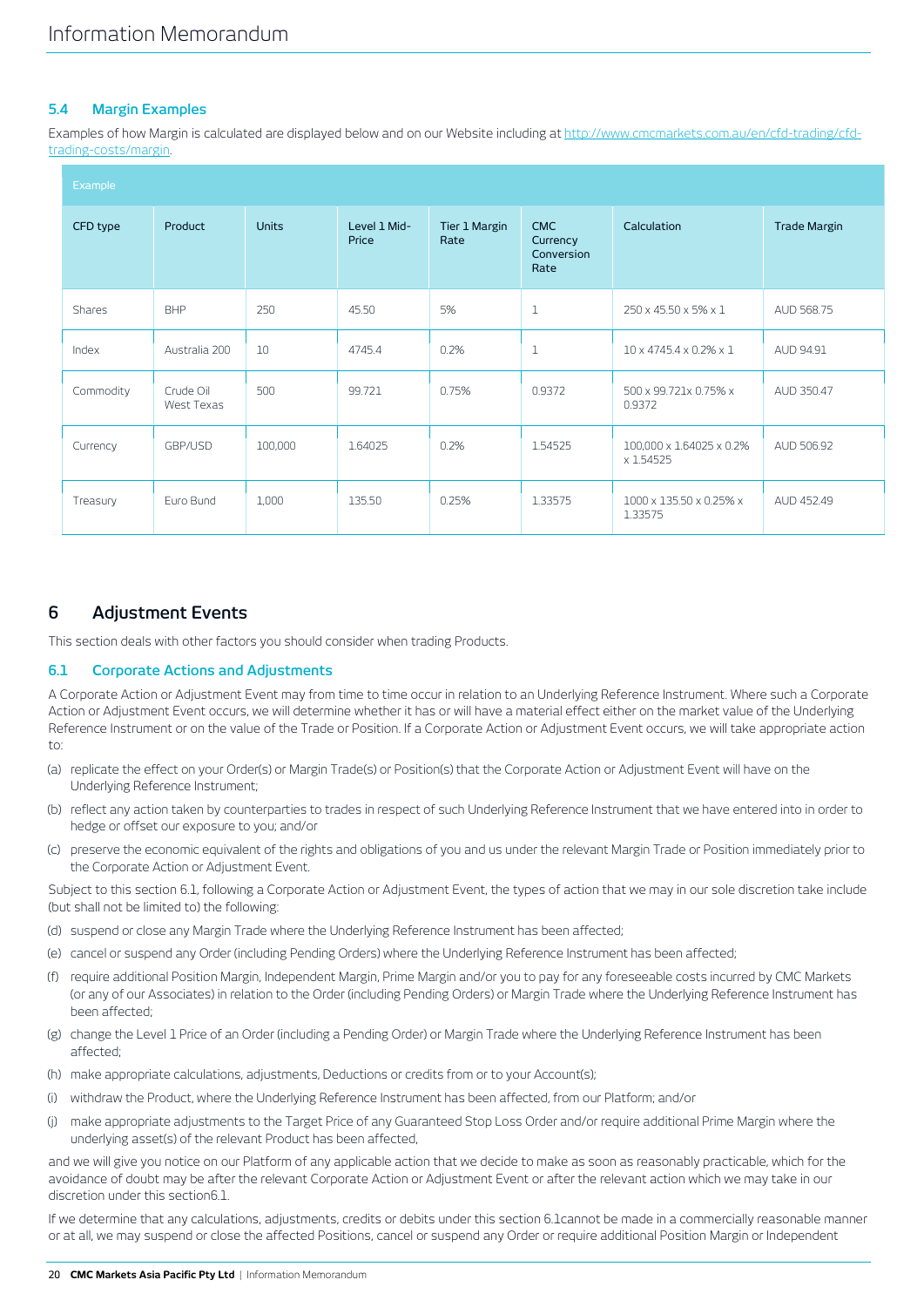## 5.4 Margin Examples

Examples of how Margin is calculated are displayed below and on our Website including at http://www.cmcmarkets.com.au/en/cfd-trading/cfd-trading-costs/margin.

| Example | | | | | | | |
|---|---|---|---|---|---|---|---|
| CFD type | Product | Units | Level 1 Mid-Price | Tier 1 Margin Rate | CMC Currency Conversion Rate | Calculation | Trade Margin |
| Shares | BHP | 250 | 45.50 | 5% | 1 | 250 x 45.50 x 5% x 1 | AUD 568.75 |
| Index | Australia 200 | 10 | 4745.4 | 0.2% | 1 | 10 x 4745.4 x 0.2% x 1 | AUD 94.91 |
| Commodity | Crude Oil West Texas | 500 | 99.721 | 0.75% | 0.9372 | 500 x 99.721x 0.75% x 0.9372 | AUD 350.47 |
| Currency | GBP/USD | 100,000 | 1.64025 | 0.2% | 1.54525 | 100,000 x 1.64025 x 0.2% x 1.54525 | AUD 506.92 |
| Treasury | Euro Bund | 1,000 | 135.50 | 0.25% | 1.33575 | 1000 x 135.50 x 0.25% x 1.33575 | AUD 452.49 |

# 6 Adjustment Events

This section deals with other factors you should consider when trading Products.

## 6.1 Corporate Actions and Adjustments

A Corporate Action or Adjustment Event may from time to time occur in relation to an Underlying Reference Instrument. Where such a Corporate Action or Adjustment Event occurs, we will determine whether it has or will have a material effect either on the market value of the Underlying Reference Instrument or on the value of the Trade or Position. If a Corporate Action or Adjustment Event occurs, we will take appropriate action to:

(a) replicate the effect on your Order(s) or Margin Trade(s) or Position(s) that the Corporate Action or Adjustment Event will have on the Underlying Reference Instrument;

(b) reflect any action taken by counterparties to trades in respect of such Underlying Reference Instrument that we have entered into in order to hedge or offset our exposure to you; and/or

(c) preserve the economic equivalent of the rights and obligations of you and us under the relevant Margin Trade or Position immediately prior to the Corporate Action or Adjustment Event.

Subject to this section 6.1, following a Corporate Action or Adjustment Event, the types of action that we may in our sole discretion take include (but shall not be limited to) the following:

(d) suspend or close any Margin Trade where the Underlying Reference Instrument has been affected;

(e) cancel or suspend any Order (including Pending Orders) where the Underlying Reference Instrument has been affected;

(f) require additional Position Margin, Independent Margin, Prime Margin and/or you to pay for any foreseeable costs incurred by CMC Markets (or any of our Associates) in relation to the Order (including Pending Orders) or Margin Trade where the Underlying Reference Instrument has been affected;

(g) change the Level 1 Price of an Order (including a Pending Order) or Margin Trade where the Underlying Reference Instrument has been affected;

(h) make appropriate calculations, adjustments, Deductions or credits from or to your Account(s);

(i) withdraw the Product, where the Underlying Reference Instrument has been affected, from our Platform; and/or

(j) make appropriate adjustments to the Target Price of any Guaranteed Stop Loss Order and/or require additional Prime Margin where the underlying asset(s) of the relevant Product has been affected,

and we will give you notice on our Platform of any applicable action that we decide to make as soon as reasonably practicable, which for the avoidance of doubt may be after the relevant Corporate Action or Adjustment Event or after the relevant action which we may take in our discretion under this section6.1.

If we determine that any calculations, adjustments, credits or debits under this section 6.1cannot be made in a commercially reasonable manner or at all, we may suspend or close the affected Positions, cancel or suspend any Order or require additional Position Margin or Independent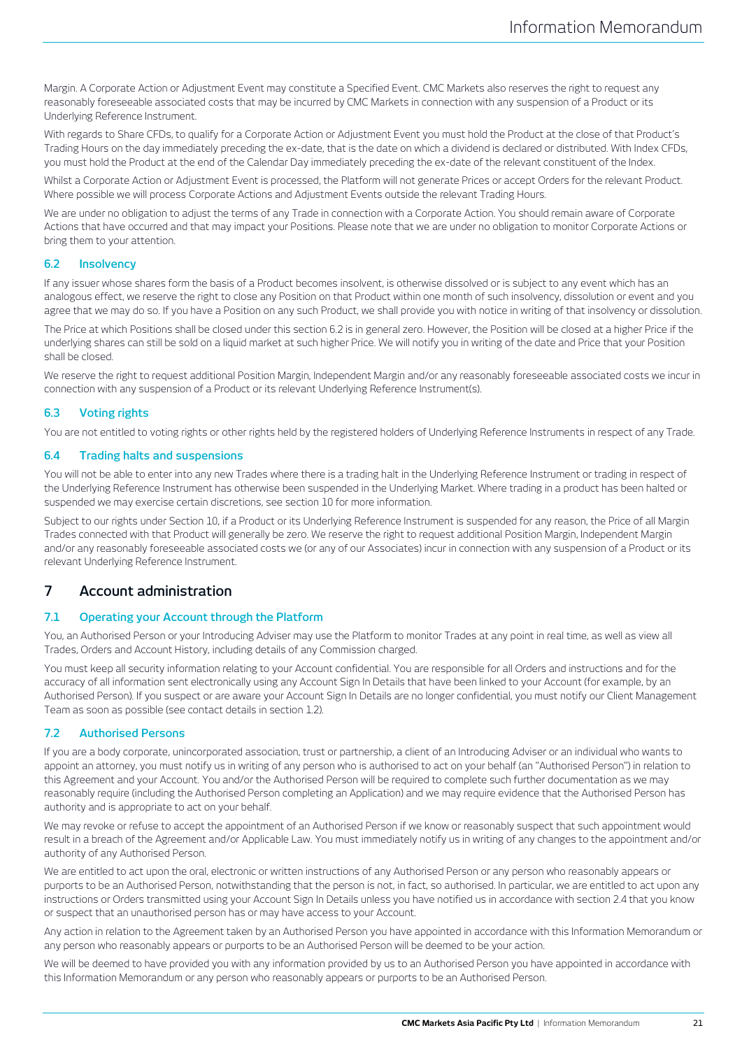Margin. A Corporate Action or Adjustment Event may constitute a Specified Event. CMC Markets also reserves the right to request any reasonably foreseeable associated costs that may be incurred by CMC Markets in connection with any suspension of a Product or its Underlying Reference Instrument.

With regards to Share CFDs, to qualify for a Corporate Action or Adjustment Event you must hold the Product at the close of that Product's Trading Hours on the day immediately preceding the ex-date, that is the date on which a dividend is declared or distributed. With Index CFDs, you must hold the Product at the end of the Calendar Day immediately preceding the ex-date of the relevant constituent of the Index.

Whilst a Corporate Action or Adjustment Event is processed, the Platform will not generate Prices or accept Orders for the relevant Product. Where possible we will process Corporate Actions and Adjustment Events outside the relevant Trading Hours.

We are under no obligation to adjust the terms of any Trade in connection with a Corporate Action. You should remain aware of Corporate Actions that have occurred and that may impact your Positions. Please note that we are under no obligation to monitor Corporate Actions or bring them to your attention.

### 6.2 Insolvency

If any issuer whose shares form the basis of a Product becomes insolvent, is otherwise dissolved or is subject to any event which has an analogous effect, we reserve the right to close any Position on that Product within one month of such insolvency, dissolution or event and you agree that we may do so. If you have a Position on any such Product, we shall provide you with notice in writing of that insolvency or dissolution.

The Price at which Positions shall be closed under this section 6.2 is in general zero. However, the Position will be closed at a higher Price if the underlying shares can still be sold on a liquid market at such higher Price. We will notify you in writing of the date and Price that your Position shall be closed.

We reserve the right to request additional Position Margin, Independent Margin and/or any reasonably foreseeable associated costs we incur in connection with any suspension of a Product or its relevant Underlying Reference Instrument(s).

### 6.3 Voting rights

You are not entitled to voting rights or other rights held by the registered holders of Underlying Reference Instruments in respect of any Trade.

### 6.4 Trading halts and suspensions

You will not be able to enter into any new Trades where there is a trading halt in the Underlying Reference Instrument or trading in respect of the Underlying Reference Instrument has otherwise been suspended in the Underlying Market. Where trading in a product has been halted or suspended we may exercise certain discretions, see section 10 for more information.

Subject to our rights under Section 10, if a Product or its Underlying Reference Instrument is suspended for any reason, the Price of all Margin Trades connected with that Product will generally be zero. We reserve the right to request additional Position Margin, Independent Margin and/or any reasonably foreseeable associated costs we (or any of our Associates) incur in connection with any suspension of a Product or its relevant Underlying Reference Instrument.

## 7 Account administration

### 7.1 Operating your Account through the Platform

You, an Authorised Person or your Introducing Adviser may use the Platform to monitor Trades at any point in real time, as well as view all Trades, Orders and Account History, including details of any Commission charged.

You must keep all security information relating to your Account confidential. You are responsible for all Orders and instructions and for the accuracy of all information sent electronically using any Account Sign In Details that have been linked to your Account (for example, by an Authorised Person). If you suspect or are aware your Account Sign In Details are no longer confidential, you must notify our Client Management Team as soon as possible (see contact details in section 1.2).

### 7.2 Authorised Persons

If you are a body corporate, unincorporated association, trust or partnership, a client of an Introducing Adviser or an individual who wants to appoint an attorney, you must notify us in writing of any person who is authorised to act on your behalf (an "Authorised Person") in relation to this Agreement and your Account. You and/or the Authorised Person will be required to complete such further documentation as we may reasonably require (including the Authorised Person completing an Application) and we may require evidence that the Authorised Person has authority and is appropriate to act on your behalf.

We may revoke or refuse to accept the appointment of an Authorised Person if we know or reasonably suspect that such appointment would result in a breach of the Agreement and/or Applicable Law. You must immediately notify us in writing of any changes to the appointment and/or authority of any Authorised Person.

We are entitled to act upon the oral, electronic or written instructions of any Authorised Person or any person who reasonably appears or purports to be an Authorised Person, notwithstanding that the person is not, in fact, so authorised. In particular, we are entitled to act upon any instructions or Orders transmitted using your Account Sign In Details unless you have notified us in accordance with section 2.4 that you know or suspect that an unauthorised person has or may have access to your Account.

Any action in relation to the Agreement taken by an Authorised Person you have appointed in accordance with this Information Memorandum or any person who reasonably appears or purports to be an Authorised Person will be deemed to be your action.

We will be deemed to have provided you with any information provided by us to an Authorised Person you have appointed in accordance with this Information Memorandum or any person who reasonably appears or purports to be an Authorised Person.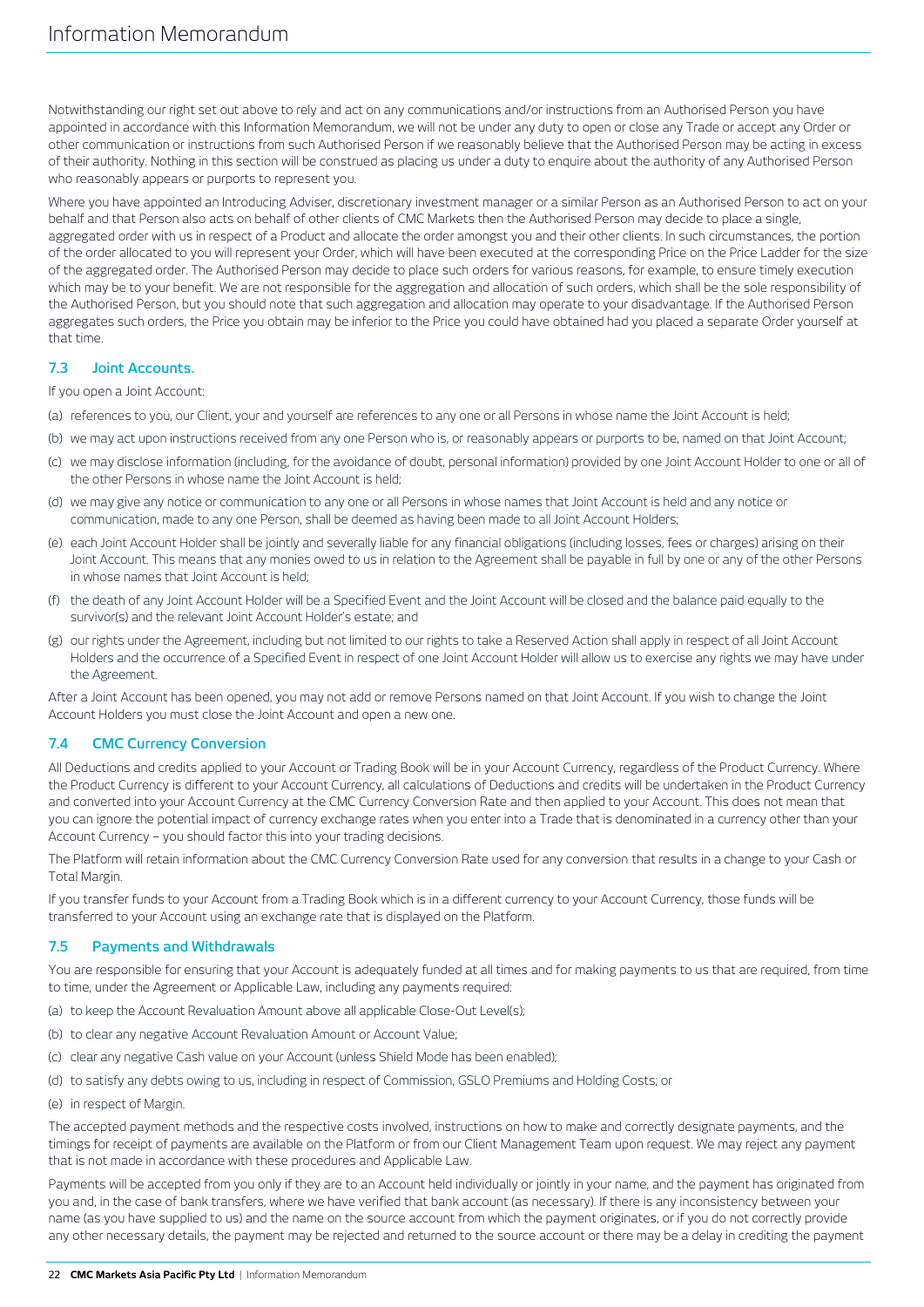Notwithstanding our right set out above to rely and act on any communications and/or instructions from an Authorised Person you have appointed in accordance with this Information Memorandum, we will not be under any duty to open or close any Trade or accept any Order or other communication or instructions from such Authorised Person if we reasonably believe that the Authorised Person may be acting in excess of their authority. Nothing in this section will be construed as placing us under a duty to enquire about the authority of any Authorised Person who reasonably appears or purports to represent you.

Where you have appointed an Introducing Adviser, discretionary investment manager or a similar Person as an Authorised Person to act on your behalf and that Person also acts on behalf of other clients of CMC Markets then the Authorised Person may decide to place a single, aggregated order with us in respect of a Product and allocate the order amongst you and their other clients. In such circumstances, the portion of the order allocated to you will represent your Order, which will have been executed at the corresponding Price on the Price Ladder for the size of the aggregated order. The Authorised Person may decide to place such orders for various reasons, for example, to ensure timely execution which may be to your benefit. We are not responsible for the aggregation and allocation of such orders, which shall be the sole responsibility of the Authorised Person, but you should note that such aggregation and allocation may operate to your disadvantage. If the Authorised Person aggregates such orders, the Price you obtain may be inferior to the Price you could have obtained had you placed a separate Order yourself at that time.

### 7.3 Joint Accounts.

If you open a Joint Account:

(a) references to you, our Client, your and yourself are references to any one or all Persons in whose name the Joint Account is held;

(b) we may act upon instructions received from any one Person who is, or reasonably appears or purports to be, named on that Joint Account;

(c) we may disclose information (including, for the avoidance of doubt, personal information) provided by one Joint Account Holder to one or all of the other Persons in whose name the Joint Account is held;

(d) we may give any notice or communication to any one or all Persons in whose names that Joint Account is held and any notice or communication, made to any one Person, shall be deemed as having been made to all Joint Account Holders;

(e) each Joint Account Holder shall be jointly and severally liable for any financial obligations (including losses, fees or charges) arising on their Joint Account. This means that any monies owed to us in relation to the Agreement shall be payable in full by one or any of the other Persons in whose names that Joint Account is held;

(f) the death of any Joint Account Holder will be a Specified Event and the Joint Account will be closed and the balance paid equally to the survivor(s) and the relevant Joint Account Holder's estate; and

(g) our rights under the Agreement, including but not limited to our rights to take a Reserved Action shall apply in respect of all Joint Account Holders and the occurrence of a Specified Event in respect of one Joint Account Holder will allow us to exercise any rights we may have under the Agreement.

After a Joint Account has been opened, you may not add or remove Persons named on that Joint Account. If you wish to change the Joint Account Holders you must close the Joint Account and open a new one.

### 7.4 CMC Currency Conversion

All Deductions and credits applied to your Account or Trading Book will be in your Account Currency, regardless of the Product Currency. Where the Product Currency is different to your Account Currency, all calculations of Deductions and credits will be undertaken in the Product Currency and converted into your Account Currency at the CMC Currency Conversion Rate and then applied to your Account. This does not mean that you can ignore the potential impact of currency exchange rates when you enter into a Trade that is denominated in a currency other than your Account Currency – you should factor this into your trading decisions.

The Platform will retain information about the CMC Currency Conversion Rate used for any conversion that results in a change to your Cash or Total Margin.

If you transfer funds to your Account from a Trading Book which is in a different currency to your Account Currency, those funds will be transferred to your Account using an exchange rate that is displayed on the Platform.

### 7.5 Payments and Withdrawals

You are responsible for ensuring that your Account is adequately funded at all times and for making payments to us that are required, from time to time, under the Agreement or Applicable Law, including any payments required:

(a) to keep the Account Revaluation Amount above all applicable Close-Out Level(s);

(b) to clear any negative Account Revaluation Amount or Account Value;

(c) clear any negative Cash value on your Account (unless Shield Mode has been enabled);

(d) to satisfy any debts owing to us, including in respect of Commission, GSLO Premiums and Holding Costs; or

(e) in respect of Margin.

The accepted payment methods and the respective costs involved, instructions on how to make and correctly designate payments, and the timings for receipt of payments are available on the Platform or from our Client Management Team upon request. We may reject any payment that is not made in accordance with these procedures and Applicable Law.

Payments will be accepted from you only if they are to an Account held individually or jointly in your name, and the payment has originated from you and, in the case of bank transfers, where we have verified that bank account (as necessary). If there is any inconsistency between your name (as you have supplied to us) and the name on the source account from which the payment originates, or if you do not correctly provide any other necessary details, the payment may be rejected and returned to the source account or there may be a delay in crediting the payment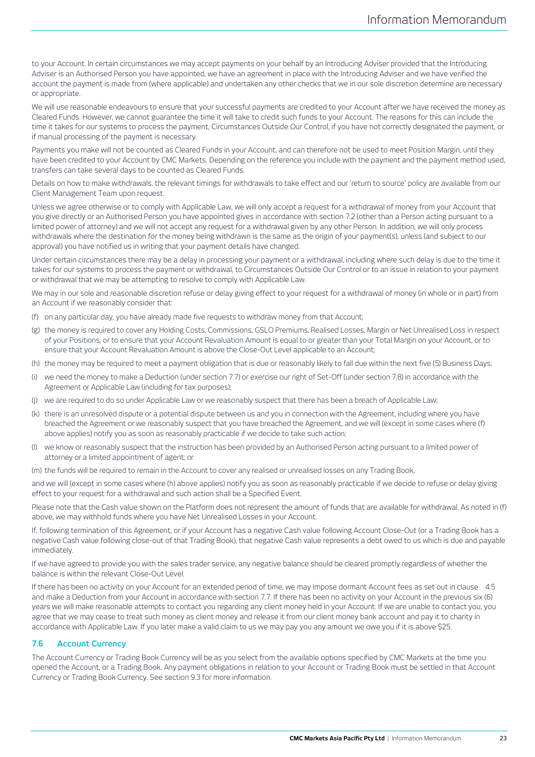to your Account. In certain circumstances we may accept payments on your behalf by an Introducing Adviser provided that the Introducing Adviser is an Authorised Person you have appointed, we have an agreement in place with the Introducing Adviser and we have verified the account the payment is made from (where applicable) and undertaken any other checks that we in our sole discretion determine are necessary or appropriate.

We will use reasonable endeavours to ensure that your successful payments are credited to your Account after we have received the money as Cleared Funds. However, we cannot guarantee the time it will take to credit such funds to your Account. The reasons for this can include the time it takes for our systems to process the payment, Circumstances Outside Our Control, if you have not correctly designated the payment, or if manual processing of the payment is necessary.

Payments you make will not be counted as Cleared Funds in your Account, and can therefore not be used to meet Position Margin, until they have been credited to your Account by CMC Markets. Depending on the reference you include with the payment and the payment method used, transfers can take several days to be counted as Cleared Funds.

Details on how to make withdrawals, the relevant timings for withdrawals to take effect and our 'return to source' policy are available from our Client Management Team upon request.

Unless we agree otherwise or to comply with Applicable Law, we will only accept a request for a withdrawal of money from your Account that you give directly or an Authorised Person you have appointed gives in accordance with section 7.2 (other than a Person acting pursuant to a limited power of attorney) and we will not accept any request for a withdrawal given by any other Person. In addition, we will only process withdrawals where the destination for the money being withdrawn is the same as the origin of your payment(s), unless (and subject to our approval) you have notified us in writing that your payment details have changed.

Under certain circumstances there may be a delay in processing your payment or a withdrawal, including where such delay is due to the time it takes for our systems to process the payment or withdrawal, to Circumstances Outside Our Control or to an issue in relation to your payment or withdrawal that we may be attempting to resolve to comply with Applicable Law.

We may in our sole and reasonable discretion refuse or delay giving effect to your request for a withdrawal of money (in whole or in part) from an Account if we reasonably consider that:

(f) on any particular day, you have already made five requests to withdraw money from that Account;

(g) the money is required to cover any Holding Costs, Commissions, GSLO Premiums, Realised Losses, Margin or Net Unrealised Loss in respect of your Positions, or to ensure that your Account Revaluation Amount is equal to or greater than your Total Margin on your Account, or to ensure that your Account Revaluation Amount is above the Close-Out Level applicable to an Account;

(h) the money may be required to meet a payment obligation that is due or reasonably likely to fall due within the next five (5) Business Days;

(i) we need the money to make a Deduction (under section 7.7) or exercise our right of Set-Off (under section 7.8) in accordance with the Agreement or Applicable Law (including for tax purposes);

(j) we are required to do so under Applicable Law or we reasonably suspect that there has been a breach of Applicable Law;

(k) there is an unresolved dispute or a potential dispute between us and you in connection with the Agreement, including where you have breached the Agreement or we reasonably suspect that you have breached the Agreement, and we will (except in some cases where (f) above applies) notify you as soon as reasonably practicable if we decide to take such action;

(l) we know or reasonably suspect that the instruction has been provided by an Authorised Person acting pursuant to a limited power of attorney or a limited appointment of agent; or

(m) the funds will be required to remain in the Account to cover any realised or unrealised losses on any Trading Book,

and we will (except in some cases where (h) above applies) notify you as soon as reasonably practicable if we decide to refuse or delay giving effect to your request for a withdrawal and such action shall be a Specified Event.

Please note that the Cash value shown on the Platform does not represent the amount of funds that are available for withdrawal. As noted in (f) above, we may withhold funds where you have Net Unrealised Losses in your Account.

If, following termination of this Agreement, or if your Account has a negative Cash value following Account Close-Out (or a Trading Book has a negative Cash value following close-out of that Trading Book), that negative Cash value represents a debt owed to us which is due and payable immediately.

If we have agreed to provide you with the sales trader service, any negative balance should be cleared promptly regardless of whether the balance is within the relevant Close-Out Level.

If there has been no activity on your Account for an extended period of time, we may impose dormant Account fees as set out in clause 4.5 and make a Deduction from your Account in accordance with section 7.7. If there has been no activity on your Account in the previous six (6) years we will make reasonable attempts to contact you regarding any client money held in your Account. If we are unable to contact you, you agree that we may cease to treat such money as client money and release it from our client money bank account and pay it to charity in accordance with Applicable Law. If you later make a valid claim to us we may pay you any amount we owe you if it is above $25.

### 7.6 Account Currency

The Account Currency or Trading Book Currency will be as you select from the available options specified by CMC Markets at the time you opened the Account, or a Trading Book. Any payment obligations in relation to your Account or Trading Book must be settled in that Account Currency or Trading Book Currency. See section 9.3 for more information.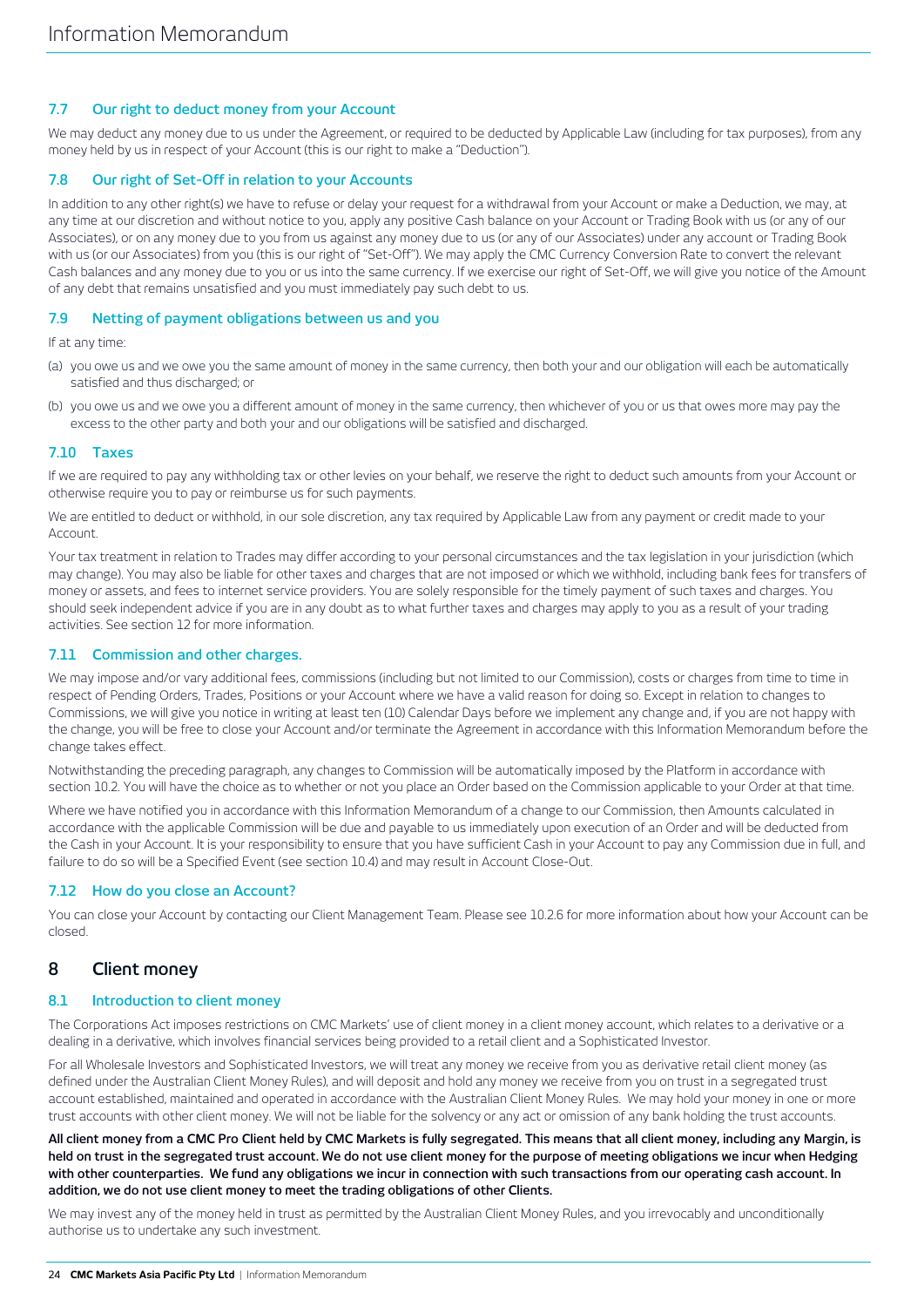### 7.7 Our right to deduct money from your Account

We may deduct any money due to us under the Agreement, or required to be deducted by Applicable Law (including for tax purposes), from any money held by us in respect of your Account (this is our right to make a "Deduction").

### 7.8 Our right of Set-Off in relation to your Accounts

In addition to any other right(s) we have to refuse or delay your request for a withdrawal from your Account or make a Deduction, we may, at any time at our discretion and without notice to you, apply any positive Cash balance on your Account or Trading Book with us (or any of our Associates), or on any money due to you from us against any money due to us (or any of our Associates) under any account or Trading Book with us (or our Associates) from you (this is our right of "Set-Off"). We may apply the CMC Currency Conversion Rate to convert the relevant Cash balances and any money due to you or us into the same currency. If we exercise our right of Set-Off, we will give you notice of the Amount of any debt that remains unsatisfied and you must immediately pay such debt to us.

### 7.9 Netting of payment obligations between us and you

If at any time:

(a) you owe us and we owe you the same amount of money in the same currency, then both your and our obligation will each be automatically satisfied and thus discharged; or

(b) you owe us and we owe you a different amount of money in the same currency, then whichever of you or us that owes more may pay the excess to the other party and both your and our obligations will be satisfied and discharged.

### 7.10 Taxes

If we are required to pay any withholding tax or other levies on your behalf, we reserve the right to deduct such amounts from your Account or otherwise require you to pay or reimburse us for such payments.

We are entitled to deduct or withhold, in our sole discretion, any tax required by Applicable Law from any payment or credit made to your Account.

Your tax treatment in relation to Trades may differ according to your personal circumstances and the tax legislation in your jurisdiction (which may change). You may also be liable for other taxes and charges that are not imposed or which we withhold, including bank fees for transfers of money or assets, and fees to internet service providers. You are solely responsible for the timely payment of such taxes and charges. You should seek independent advice if you are in any doubt as to what further taxes and charges may apply to you as a result of your trading activities. See section 12 for more information.

### 7.11 Commission and other charges.

We may impose and/or vary additional fees, commissions (including but not limited to our Commission), costs or charges from time to time in respect of Pending Orders, Trades, Positions or your Account where we have a valid reason for doing so. Except in relation to changes to Commissions, we will give you notice in writing at least ten (10) Calendar Days before we implement any change and, if you are not happy with the change, you will be free to close your Account and/or terminate the Agreement in accordance with this Information Memorandum before the change takes effect.

Notwithstanding the preceding paragraph, any changes to Commission will be automatically imposed by the Platform in accordance with section 10.2. You will have the choice as to whether or not you place an Order based on the Commission applicable to your Order at that time.

Where we have notified you in accordance with this Information Memorandum of a change to our Commission, then Amounts calculated in accordance with the applicable Commission will be due and payable to us immediately upon execution of an Order and will be deducted from the Cash in your Account. It is your responsibility to ensure that you have sufficient Cash in your Account to pay any Commission due in full, and failure to do so will be a Specified Event (see section 10.4) and may result in Account Close-Out.

### 7.12 How do you close an Account?

You can close your Account by contacting our Client Management Team. Please see 10.2.6 for more information about how your Account can be closed.

## 8 Client money

### 8.1 Introduction to client money

The Corporations Act imposes restrictions on CMC Markets' use of client money in a client money account, which relates to a derivative or a dealing in a derivative, which involves financial services being provided to a retail client and a Sophisticated Investor.

For all Wholesale Investors and Sophisticated Investors, we will treat any money we receive from you as derivative retail client money (as defined under the Australian Client Money Rules), and will deposit and hold any money we receive from you on trust in a segregated trust account established, maintained and operated in accordance with the Australian Client Money Rules. We may hold your money in one or more trust accounts with other client money. We will not be liable for the solvency or any act or omission of any bank holding the trust accounts.

**All client money from a CMC Pro Client held by CMC Markets is fully segregated. This means that all client money, including any Margin, is held on trust in the segregated trust account. We do not use client money for the purpose of meeting obligations we incur when Hedging with other counterparties. We fund any obligations we incur in connection with such transactions from our operating cash account. In addition, we do not use client money to meet the trading obligations of other Clients.**

We may invest any of the money held in trust as permitted by the Australian Client Money Rules, and you irrevocably and unconditionally authorise us to undertake any such investment.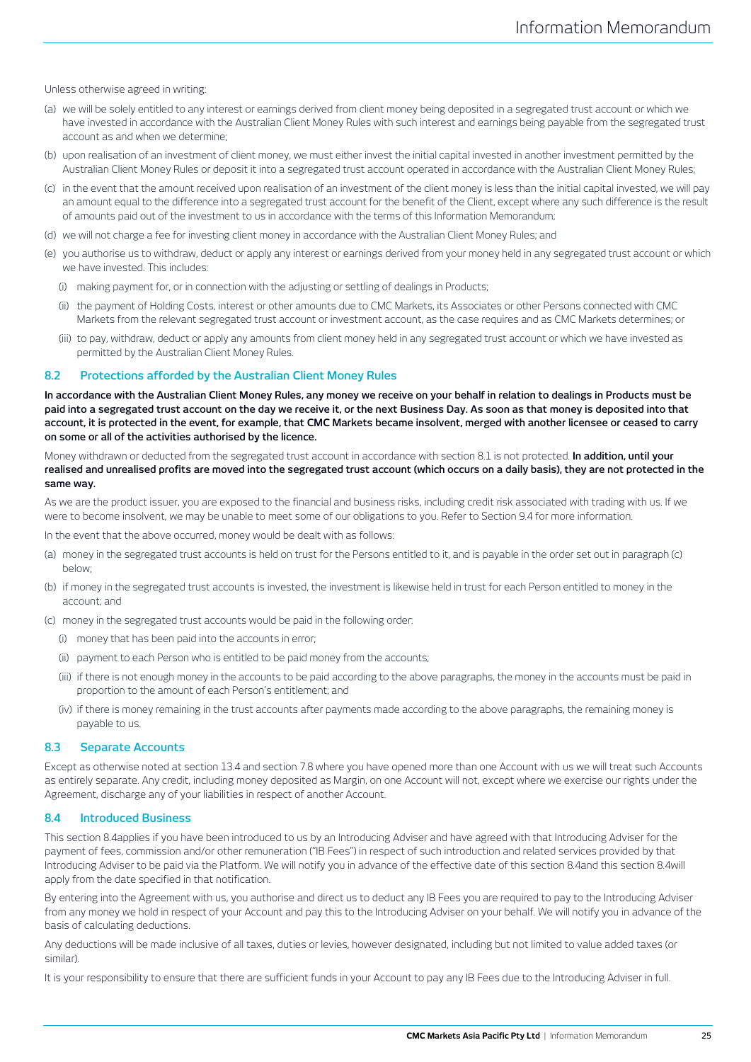Unless otherwise agreed in writing:

(a) we will be solely entitled to any interest or earnings derived from client money being deposited in a segregated trust account or which we have invested in accordance with the Australian Client Money Rules with such interest and earnings being payable from the segregated trust account as and when we determine;

(b) upon realisation of an investment of client money, we must either invest the initial capital invested in another investment permitted by the Australian Client Money Rules or deposit it into a segregated trust account operated in accordance with the Australian Client Money Rules;

(c) in the event that the amount received upon realisation of an investment of the client money is less than the initial capital invested, we will pay an amount equal to the difference into a segregated trust account for the benefit of the Client, except where any such difference is the result of amounts paid out of the investment to us in accordance with the terms of this Information Memorandum;

(d) we will not charge a fee for investing client money in accordance with the Australian Client Money Rules; and

(e) you authorise us to withdraw, deduct or apply any interest or earnings derived from your money held in any segregated trust account or which we have invested. This includes:

   (i) making payment for, or in connection with the adjusting or settling of dealings in Products;

   (ii) the payment of Holding Costs, interest or other amounts due to CMC Markets, its Associates or other Persons connected with CMC Markets from the relevant segregated trust account or investment account, as the case requires and as CMC Markets determines; or

   (iii) to pay, withdraw, deduct or apply any amounts from client money held in any segregated trust account or which we have invested as permitted by the Australian Client Money Rules.

## 8.2 Protections afforded by the Australian Client Money Rules

**In accordance with the Australian Client Money Rules, any money we receive on your behalf in relation to dealings in Products must be paid into a segregated trust account on the day we receive it, or the next Business Day. As soon as that money is deposited into that account, it is protected in the event, for example, that CMC Markets became insolvent, merged with another licensee or ceased to carry on some or all of the activities authorised by the licence.**

Money withdrawn or deducted from the segregated trust account in accordance with section 8.1 is not protected. **In addition, until your realised and unrealised profits are moved into the segregated trust account (which occurs on a daily basis), they are not protected in the same way.**

As we are the product issuer, you are exposed to the financial and business risks, including credit risk associated with trading with us. If we were to become insolvent, we may be unable to meet some of our obligations to you. Refer to Section 9.4 for more information.

In the event that the above occurred, money would be dealt with as follows:

(a) money in the segregated trust accounts is held on trust for the Persons entitled to it, and is payable in the order set out in paragraph (c) below;

(b) if money in the segregated trust accounts is invested, the investment is likewise held in trust for each Person entitled to money in the account; and

(c) money in the segregated trust accounts would be paid in the following order:

   (i) money that has been paid into the accounts in error;

   (ii) payment to each Person who is entitled to be paid money from the accounts;

   (iii) if there is not enough money in the accounts to be paid according to the above paragraphs, the money in the accounts must be paid in proportion to the amount of each Person's entitlement; and

   (iv) if there is money remaining in the trust accounts after payments made according to the above paragraphs, the remaining money is payable to us.

## 8.3 Separate Accounts

Except as otherwise noted at section 13.4 and section 7.8 where you have opened more than one Account with us we will treat such Accounts as entirely separate. Any credit, including money deposited as Margin, on one Account will not, except where we exercise our rights under the Agreement, discharge any of your liabilities in respect of another Account.

## 8.4 Introduced Business

This section 8.4applies if you have been introduced to us by an Introducing Adviser and have agreed with that Introducing Adviser for the payment of fees, commission and/or other remuneration ("IB Fees") in respect of such introduction and related services provided by that Introducing Adviser to be paid via the Platform. We will notify you in advance of the effective date of this section 8.4and this section 8.4will apply from the date specified in that notification.

By entering into the Agreement with us, you authorise and direct us to deduct any IB Fees you are required to pay to the Introducing Adviser from any money we hold in respect of your Account and pay this to the Introducing Adviser on your behalf. We will notify you in advance of the basis of calculating deductions.

Any deductions will be made inclusive of all taxes, duties or levies, however designated, including but not limited to value added taxes (or similar).

It is your responsibility to ensure that there are sufficient funds in your Account to pay any IB Fees due to the Introducing Adviser in full.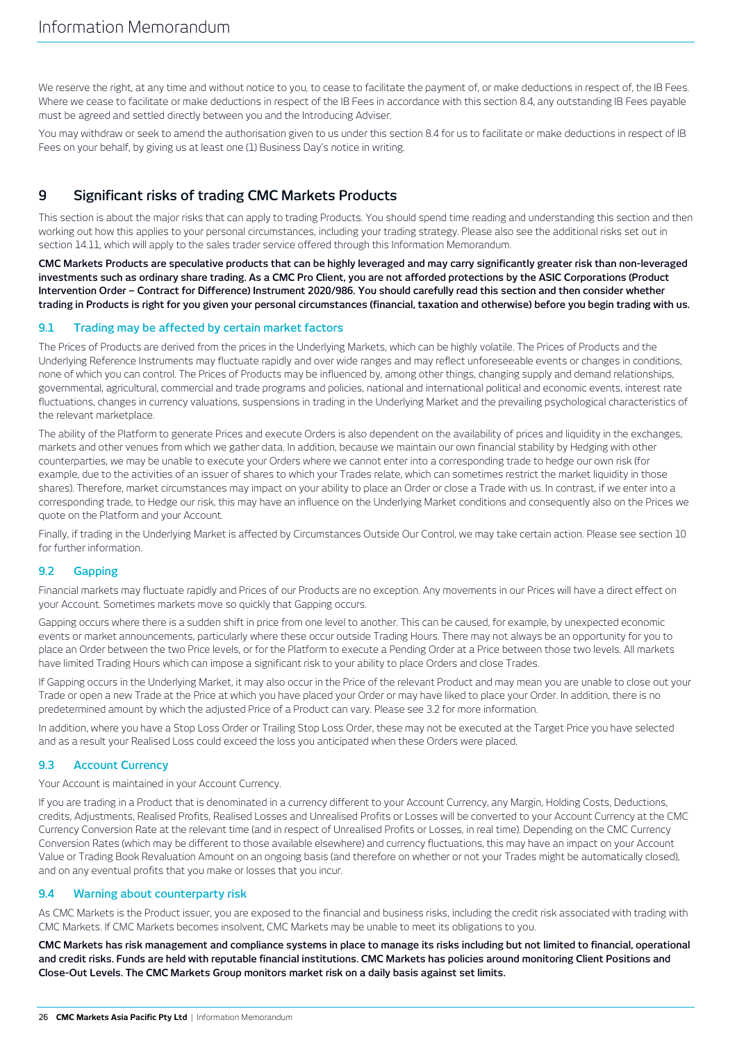We reserve the right, at any time and without notice to you, to cease to facilitate the payment of, or make deductions in respect of, the IB Fees. Where we cease to facilitate or make deductions in respect of the IB Fees in accordance with this section 8.4, any outstanding IB Fees payable must be agreed and settled directly between you and the Introducing Adviser.

You may withdraw or seek to amend the authorisation given to us under this section 8.4 for us to facilitate or make deductions in respect of IB Fees on your behalf, by giving us at least one (1) Business Day's notice in writing.

## 9 Significant risks of trading CMC Markets Products

This section is about the major risks that can apply to trading Products. You should spend time reading and understanding this section and then working out how this applies to your personal circumstances, including your trading strategy. Please also see the additional risks set out in section 14.11, which will apply to the sales trader service offered through this Information Memorandum.

**CMC Markets Products are speculative products that can be highly leveraged and may carry significantly greater risk than non-leveraged investments such as ordinary share trading. As a CMC Pro Client, you are not afforded protections by the ASIC Corporations (Product Intervention Order – Contract for Difference) Instrument 2020/986. You should carefully read this section and then consider whether trading in Products is right for you given your personal circumstances (financial, taxation and otherwise) before you begin trading with us.**

### 9.1 Trading may be affected by certain market factors

The Prices of Products are derived from the prices in the Underlying Markets, which can be highly volatile. The Prices of Products and the Underlying Reference Instruments may fluctuate rapidly and over wide ranges and may reflect unforeseeable events or changes in conditions, none of which you can control. The Prices of Products may be influenced by, among other things, changing supply and demand relationships, governmental, agricultural, commercial and trade programs and policies, national and international political and economic events, interest rate fluctuations, changes in currency valuations, suspensions in trading in the Underlying Market and the prevailing psychological characteristics of the relevant marketplace.

The ability of the Platform to generate Prices and execute Orders is also dependent on the availability of prices and liquidity in the exchanges, markets and other venues from which we gather data. In addition, because we maintain our own financial stability by Hedging with other counterparties, we may be unable to execute your Orders where we cannot enter into a corresponding trade to hedge our own risk (for example, due to the activities of an issuer of shares to which your Trades relate, which can sometimes restrict the market liquidity in those shares). Therefore, market circumstances may impact on your ability to place an Order or close a Trade with us. In contrast, if we enter into a corresponding trade, to Hedge our risk, this may have an influence on the Underlying Market conditions and consequently also on the Prices we quote on the Platform and your Account.

Finally, if trading in the Underlying Market is affected by Circumstances Outside Our Control, we may take certain action. Please see section 10 for further information.

### 9.2 Gapping

Financial markets may fluctuate rapidly and Prices of our Products are no exception. Any movements in our Prices will have a direct effect on your Account. Sometimes markets move so quickly that Gapping occurs.

Gapping occurs where there is a sudden shift in price from one level to another. This can be caused, for example, by unexpected economic events or market announcements, particularly where these occur outside Trading Hours. There may not always be an opportunity for you to place an Order between the two Price levels, or for the Platform to execute a Pending Order at a Price between those two levels. All markets have limited Trading Hours which can impose a significant risk to your ability to place Orders and close Trades.

If Gapping occurs in the Underlying Market, it may also occur in the Price of the relevant Product and may mean you are unable to close out your Trade or open a new Trade at the Price at which you have placed your Order or may have liked to place your Order. In addition, there is no predetermined amount by which the adjusted Price of a Product can vary. Please see 3.2 for more information.

In addition, where you have a Stop Loss Order or Trailing Stop Loss Order, these may not be executed at the Target Price you have selected and as a result your Realised Loss could exceed the loss you anticipated when these Orders were placed.

### 9.3 Account Currency

Your Account is maintained in your Account Currency.

If you are trading in a Product that is denominated in a currency different to your Account Currency, any Margin, Holding Costs, Deductions, credits, Adjustments, Realised Profits, Realised Losses and Unrealised Profits or Losses will be converted to your Account Currency at the CMC Currency Conversion Rate at the relevant time (and in respect of Unrealised Profits or Losses, in real time). Depending on the CMC Currency Conversion Rates (which may be different to those available elsewhere) and currency fluctuations, this may have an impact on your Account Value or Trading Book Revaluation Amount on an ongoing basis (and therefore on whether or not your Trades might be automatically closed), and on any eventual profits that you make or losses that you incur.

### 9.4 Warning about counterparty risk

As CMC Markets is the Product issuer, you are exposed to the financial and business risks, including the credit risk associated with trading with CMC Markets. If CMC Markets becomes insolvent, CMC Markets may be unable to meet its obligations to you.

**CMC Markets has risk management and compliance systems in place to manage its risks including but not limited to financial, operational and credit risks. Funds are held with reputable financial institutions. CMC Markets has policies around monitoring Client Positions and Close-Out Levels. The CMC Markets Group monitors market risk on a daily basis against set limits.**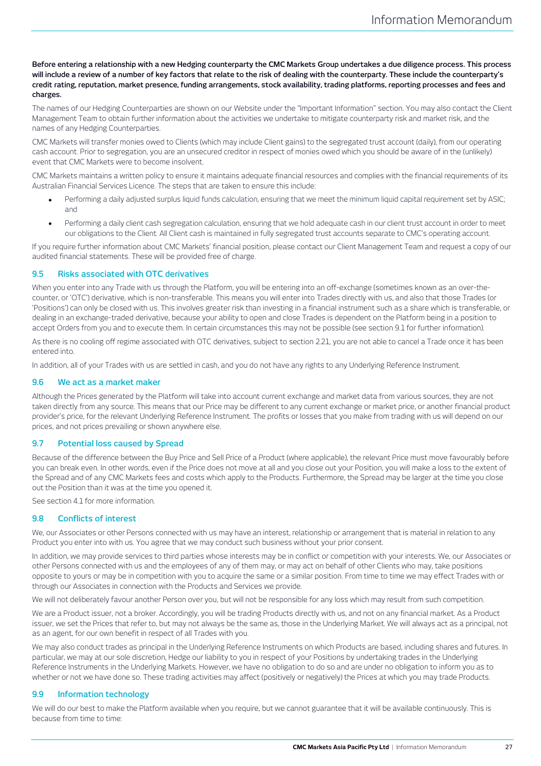**Before entering a relationship with a new Hedging counterparty the CMC Markets Group undertakes a due diligence process. This process will include a review of a number of key factors that relate to the risk of dealing with the counterparty. These include the counterparty's credit rating, reputation, market presence, funding arrangements, stock availability, trading platforms, reporting processes and fees and charges.**

The names of our Hedging Counterparties are shown on our Website under the "Important Information" section. You may also contact the Client Management Team to obtain further information about the activities we undertake to mitigate counterparty risk and market risk, and the names of any Hedging Counterparties.

CMC Markets will transfer monies owed to Clients (which may include Client gains) to the segregated trust account (daily), from our operating cash account. Prior to segregation, you are an unsecured creditor in respect of monies owed which you should be aware of in the (unlikely) event that CMC Markets were to become insolvent.

CMC Markets maintains a written policy to ensure it maintains adequate financial resources and complies with the financial requirements of its Australian Financial Services Licence. The steps that are taken to ensure this include:

- Performing a daily adjusted surplus liquid funds calculation, ensuring that we meet the minimum liquid capital requirement set by ASIC; and
- Performing a daily client cash segregation calculation, ensuring that we hold adequate cash in our client trust account in order to meet our obligations to the Client. All Client cash is maintained in fully segregated trust accounts separate to CMC's operating account.

If you require further information about CMC Markets' financial position, please contact our Client Management Team and request a copy of our audited financial statements. These will be provided free of charge.

## 9.5 Risks associated with OTC derivatives

When you enter into any Trade with us through the Platform, you will be entering into an off-exchange (sometimes known as an over-the-counter, or 'OTC') derivative, which is non-transferable. This means you will enter into Trades directly with us, and also that those Trades (or 'Positions') can only be closed with us. This involves greater risk than investing in a financial instrument such as a share which is transferable, or dealing in an exchange-traded derivative, because your ability to open and close Trades is dependent on the Platform being in a position to accept Orders from you and to execute them. In certain circumstances this may not be possible (see section 9.1 for further information).

As there is no cooling off regime associated with OTC derivatives, subject to section 2.21, you are not able to cancel a Trade once it has been entered into.

In addition, all of your Trades with us are settled in cash, and you do not have any rights to any Underlying Reference Instrument.

## 9.6 We act as a market maker

Although the Prices generated by the Platform will take into account current exchange and market data from various sources, they are not taken directly from any source. This means that our Price may be different to any current exchange or market price, or another financial product provider's price, for the relevant Underlying Reference Instrument. The profits or losses that you make from trading with us will depend on our prices, and not prices prevailing or shown anywhere else.

## 9.7 Potential loss caused by Spread

Because of the difference between the Buy Price and Sell Price of a Product (where applicable), the relevant Price must move favourably before you can break even. In other words, even if the Price does not move at all and you close out your Position, you will make a loss to the extent of the Spread and of any CMC Markets fees and costs which apply to the Products. Furthermore, the Spread may be larger at the time you close out the Position than it was at the time you opened it.

See section 4.1 for more information.

## 9.8 Conflicts of interest

We, our Associates or other Persons connected with us may have an interest, relationship or arrangement that is material in relation to any Product you enter into with us. You agree that we may conduct such business without your prior consent.

In addition, we may provide services to third parties whose interests may be in conflict or competition with your interests. We, our Associates or other Persons connected with us and the employees of any of them may, or may act on behalf of other Clients who may, take positions opposite to yours or may be in competition with you to acquire the same or a similar position. From time to time we may effect Trades with or through our Associates in connection with the Products and Services we provide.

We will not deliberately favour another Person over you, but will not be responsible for any loss which may result from such competition.

We are a Product issuer, not a broker. Accordingly, you will be trading Products directly with us, and not on any financial market. As a Product issuer, we set the Prices that refer to, but may not always be the same as, those in the Underlying Market. We will always act as a principal, not as an agent, for our own benefit in respect of all Trades with you.

We may also conduct trades as principal in the Underlying Reference Instruments on which Products are based, including shares and futures. In particular, we may at our sole discretion, Hedge our liability to you in respect of your Positions by undertaking trades in the Underlying Reference Instruments in the Underlying Markets. However, we have no obligation to do so and are under no obligation to inform you as to whether or not we have done so. These trading activities may affect (positively or negatively) the Prices at which you may trade Products.

## 9.9 Information technology

We will do our best to make the Platform available when you require, but we cannot guarantee that it will be available continuously. This is because from time to time: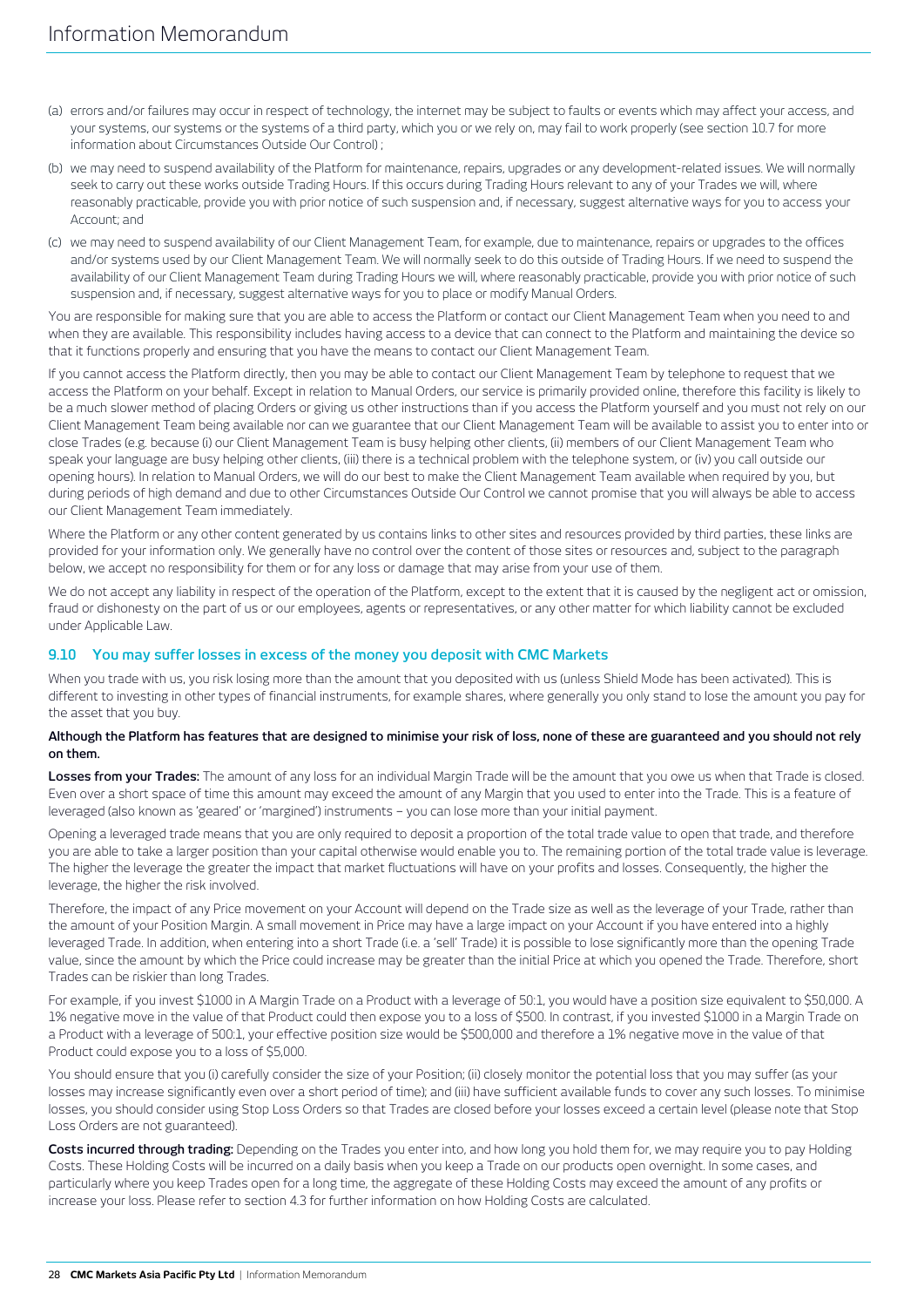(a) errors and/or failures may occur in respect of technology, the internet may be subject to faults or events which may affect your access, and your systems, our systems or the systems of a third party, which you or we rely on, may fail to work properly (see section 10.7 for more information about Circumstances Outside Our Control) ;

(b) we may need to suspend availability of the Platform for maintenance, repairs, upgrades or any development-related issues. We will normally seek to carry out these works outside Trading Hours. If this occurs during Trading Hours relevant to any of your Trades we will, where reasonably practicable, provide you with prior notice of such suspension and, if necessary, suggest alternative ways for you to access your Account; and

(c) we may need to suspend availability of our Client Management Team, for example, due to maintenance, repairs or upgrades to the offices and/or systems used by our Client Management Team. We will normally seek to do this outside of Trading Hours. If we need to suspend the availability of our Client Management Team during Trading Hours we will, where reasonably practicable, provide you with prior notice of such suspension and, if necessary, suggest alternative ways for you to place or modify Manual Orders.

You are responsible for making sure that you are able to access the Platform or contact our Client Management Team when you need to and when they are available. This responsibility includes having access to a device that can connect to the Platform and maintaining the device so that it functions properly and ensuring that you have the means to contact our Client Management Team.

If you cannot access the Platform directly, then you may be able to contact our Client Management Team by telephone to request that we access the Platform on your behalf. Except in relation to Manual Orders, our service is primarily provided online, therefore this facility is likely to be a much slower method of placing Orders or giving us other instructions than if you access the Platform yourself and you must not rely on our Client Management Team being available nor can we guarantee that our Client Management Team will be available to assist you to enter into or close Trades (e.g. because (i) our Client Management Team is busy helping other clients, (ii) members of our Client Management Team who speak your language are busy helping other clients, (iii) there is a technical problem with the telephone system, or (iv) you call outside our opening hours). In relation to Manual Orders, we will do our best to make the Client Management Team available when required by you, but during periods of high demand and due to other Circumstances Outside Our Control we cannot promise that you will always be able to access our Client Management Team immediately.

Where the Platform or any other content generated by us contains links to other sites and resources provided by third parties, these links are provided for your information only. We generally have no control over the content of those sites or resources and, subject to the paragraph below, we accept no responsibility for them or for any loss or damage that may arise from your use of them.

We do not accept any liability in respect of the operation of the Platform, except to the extent that it is caused by the negligent act or omission, fraud or dishonesty on the part of us or our employees, agents or representatives, or any other matter for which liability cannot be excluded under Applicable Law.

### 9.10 You may suffer losses in excess of the money you deposit with CMC Markets

When you trade with us, you risk losing more than the amount that you deposited with us (unless Shield Mode has been activated). This is different to investing in other types of financial instruments, for example shares, where generally you only stand to lose the amount you pay for the asset that you buy.

**Although the Platform has features that are designed to minimise your risk of loss, none of these are guaranteed and you should not rely on them.**

**Losses from your Trades:** The amount of any loss for an individual Margin Trade will be the amount that you owe us when that Trade is closed. Even over a short space of time this amount may exceed the amount of any Margin that you used to enter into the Trade. This is a feature of leveraged (also known as 'geared' or 'margined') instruments – you can lose more than your initial payment.

Opening a leveraged trade means that you are only required to deposit a proportion of the total trade value to open that trade, and therefore you are able to take a larger position than your capital otherwise would enable you to. The remaining portion of the total trade value is leverage. The higher the leverage the greater the impact that market fluctuations will have on your profits and losses. Consequently, the higher the leverage, the higher the risk involved.

Therefore, the impact of any Price movement on your Account will depend on the Trade size as well as the leverage of your Trade, rather than the amount of your Position Margin. A small movement in Price may have a large impact on your Account if you have entered into a highly leveraged Trade. In addition, when entering into a short Trade (i.e. a 'sell' Trade) it is possible to lose significantly more than the opening Trade value, since the amount by which the Price could increase may be greater than the initial Price at which you opened the Trade. Therefore, short Trades can be riskier than long Trades.

For example, if you invest $1000 in A Margin Trade on a Product with a leverage of 50:1, you would have a position size equivalent to $50,000. A 1% negative move in the value of that Product could then expose you to a loss of $500. In contrast, if you invested $1000 in a Margin Trade on a Product with a leverage of 500:1, your effective position size would be $500,000 and therefore a 1% negative move in the value of that Product could expose you to a loss of $5,000.

You should ensure that you (i) carefully consider the size of your Position; (ii) closely monitor the potential loss that you may suffer (as your losses may increase significantly even over a short period of time); and (iii) have sufficient available funds to cover any such losses. To minimise losses, you should consider using Stop Loss Orders so that Trades are closed before your losses exceed a certain level (please note that Stop Loss Orders are not guaranteed).

**Costs incurred through trading:** Depending on the Trades you enter into, and how long you hold them for, we may require you to pay Holding Costs. These Holding Costs will be incurred on a daily basis when you keep a Trade on our products open overnight. In some cases, and particularly where you keep Trades open for a long time, the aggregate of these Holding Costs may exceed the amount of any profits or increase your loss. Please refer to section 4.3 for further information on how Holding Costs are calculated.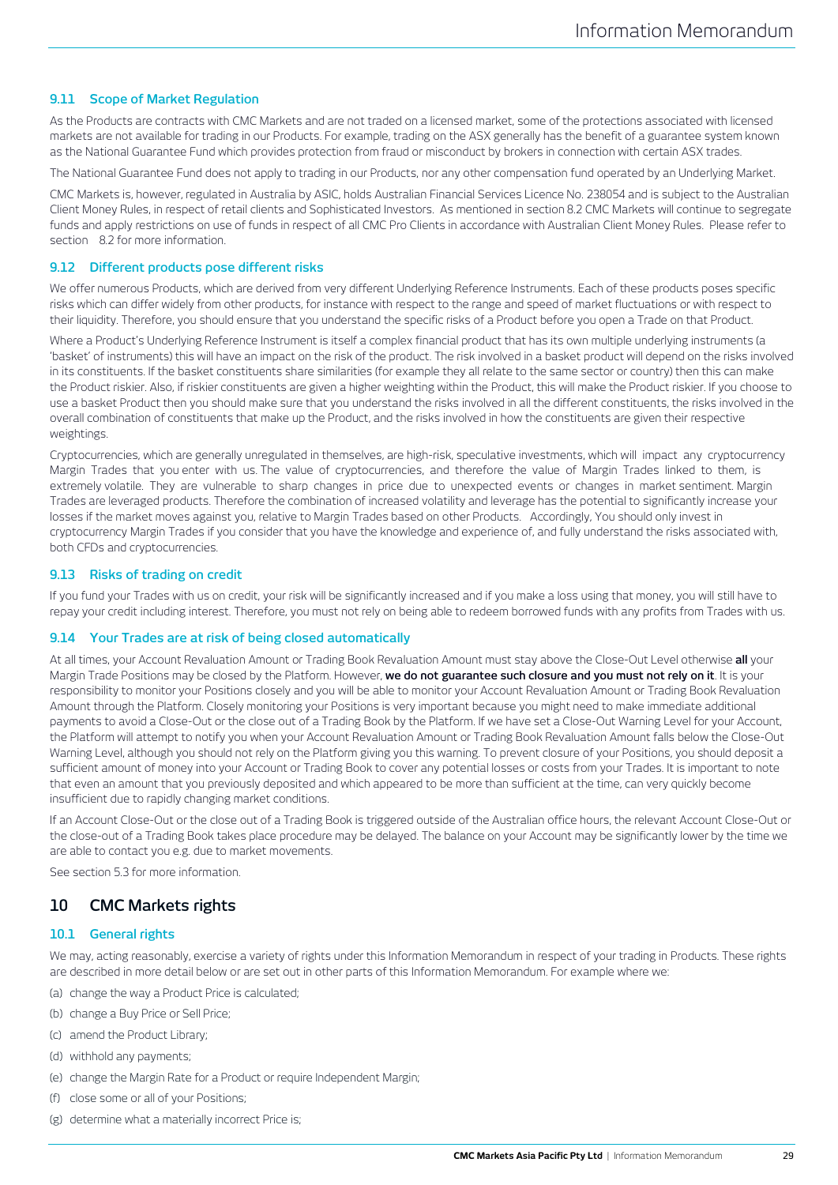### 9.11 Scope of Market Regulation

As the Products are contracts with CMC Markets and are not traded on a licensed market, some of the protections associated with licensed markets are not available for trading in our Products. For example, trading on the ASX generally has the benefit of a guarantee system known as the National Guarantee Fund which provides protection from fraud or misconduct by brokers in connection with certain ASX trades.

The National Guarantee Fund does not apply to trading in our Products, nor any other compensation fund operated by an Underlying Market.

CMC Markets is, however, regulated in Australia by ASIC, holds Australian Financial Services Licence No. 238054 and is subject to the Australian Client Money Rules, in respect of retail clients and Sophisticated Investors. As mentioned in section 8.2 CMC Markets will continue to segregate funds and apply restrictions on use of funds in respect of all CMC Pro Clients in accordance with Australian Client Money Rules. Please refer to section 8.2 for more information.

### 9.12 Different products pose different risks

We offer numerous Products, which are derived from very different Underlying Reference Instruments. Each of these products poses specific risks which can differ widely from other products, for instance with respect to the range and speed of market fluctuations or with respect to their liquidity. Therefore, you should ensure that you understand the specific risks of a Product before you open a Trade on that Product.

Where a Product's Underlying Reference Instrument is itself a complex financial product that has its own multiple underlying instruments (a 'basket' of instruments) this will have an impact on the risk of the product. The risk involved in a basket product will depend on the risks involved in its constituents. If the basket constituents share similarities (for example they all relate to the same sector or country) then this can make the Product riskier. Also, if riskier constituents are given a higher weighting within the Product, this will make the Product riskier. If you choose to use a basket Product then you should make sure that you understand the risks involved in all the different constituents, the risks involved in the overall combination of constituents that make up the Product, and the risks involved in how the constituents are given their respective weightings.

Cryptocurrencies, which are generally unregulated in themselves, are high-risk, speculative investments, which will impact any cryptocurrency Margin Trades that you enter with us. The value of cryptocurrencies, and therefore the value of Margin Trades linked to them, is extremely volatile. They are vulnerable to sharp changes in price due to unexpected events or changes in market sentiment. Margin Trades are leveraged products. Therefore the combination of increased volatility and leverage has the potential to significantly increase your losses if the market moves against you, relative to Margin Trades based on other Products. Accordingly, You should only invest in cryptocurrency Margin Trades if you consider that you have the knowledge and experience of, and fully understand the risks associated with, both CFDs and cryptocurrencies.

### 9.13 Risks of trading on credit

If you fund your Trades with us on credit, your risk will be significantly increased and if you make a loss using that money, you will still have to repay your credit including interest. Therefore, you must not rely on being able to redeem borrowed funds with any profits from Trades with us.

### 9.14 Your Trades are at risk of being closed automatically

At all times, your Account Revaluation Amount or Trading Book Revaluation Amount must stay above the Close-Out Level otherwise **all** your Margin Trade Positions may be closed by the Platform. However, **we do not guarantee such closure and you must not rely on it**. It is your responsibility to monitor your Positions closely and you will be able to monitor your Account Revaluation Amount or Trading Book Revaluation Amount through the Platform. Closely monitoring your Positions is very important because you might need to make immediate additional payments to avoid a Close-Out or the close out of a Trading Book by the Platform. If we have set a Close-Out Warning Level for your Account, the Platform will attempt to notify you when your Account Revaluation Amount or Trading Book Revaluation Amount falls below the Close-Out Warning Level, although you should not rely on the Platform giving you this warning. To prevent closure of your Positions, you should deposit a sufficient amount of money into your Account or Trading Book to cover any potential losses or costs from your Trades. It is important to note that even an amount that you previously deposited and which appeared to be more than sufficient at the time, can very quickly become insufficient due to rapidly changing market conditions.

If an Account Close-Out or the close out of a Trading Book is triggered outside of the Australian office hours, the relevant Account Close-Out or the close-out of a Trading Book takes place procedure may be delayed. The balance on your Account may be significantly lower by the time we are able to contact you e.g. due to market movements.

See section 5.3 for more information.

## 10 CMC Markets rights

### 10.1 General rights

We may, acting reasonably, exercise a variety of rights under this Information Memorandum in respect of your trading in Products. These rights are described in more detail below or are set out in other parts of this Information Memorandum. For example where we:

(a) change the way a Product Price is calculated;

(b) change a Buy Price or Sell Price;

(c) amend the Product Library;

(d) withhold any payments;

(e) change the Margin Rate for a Product or require Independent Margin;

(f) close some or all of your Positions;

(g) determine what a materially incorrect Price is;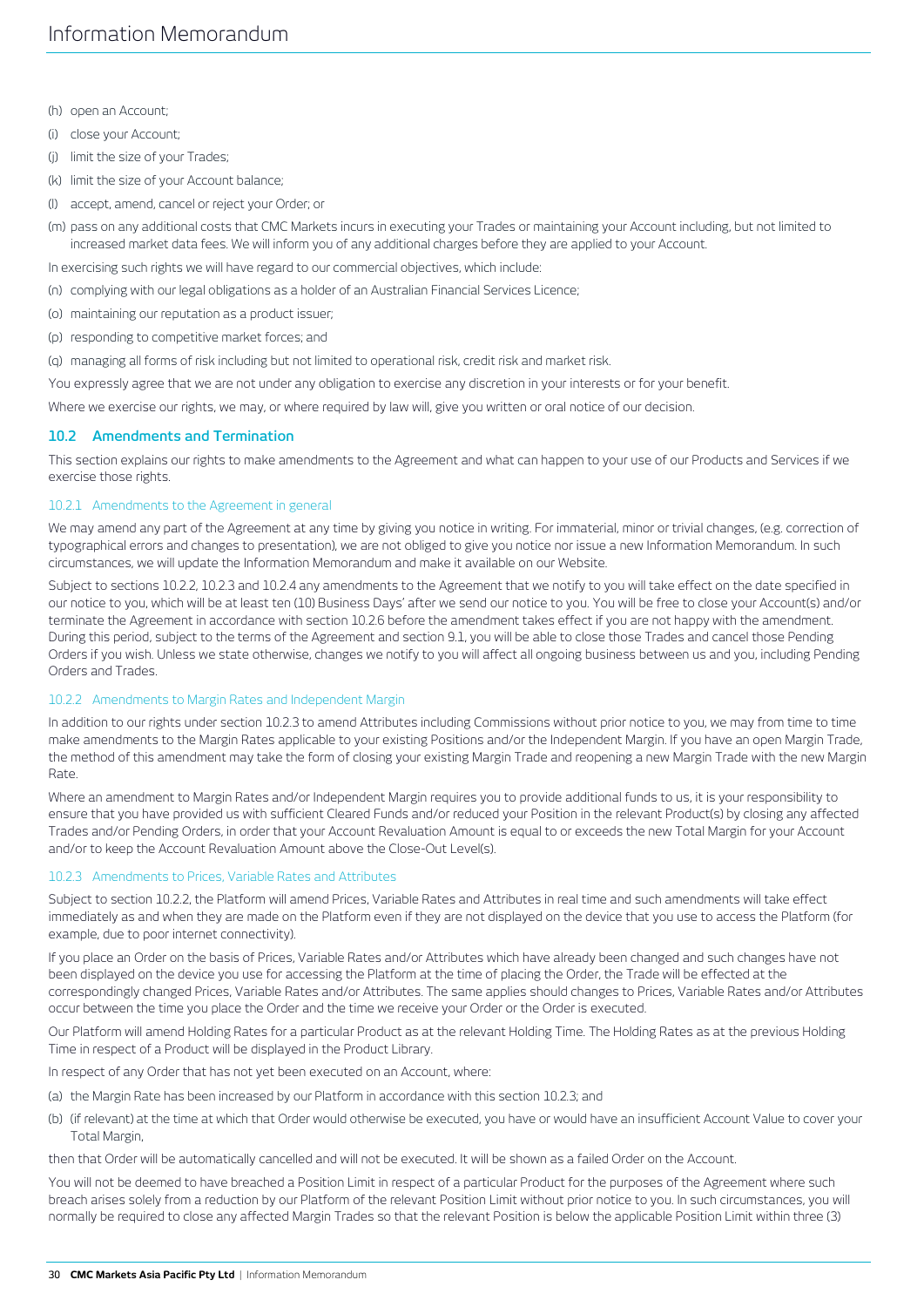(h) open an Account;

(i) close your Account;

(j) limit the size of your Trades;

(k) limit the size of your Account balance;

(l) accept, amend, cancel or reject your Order; or

(m) pass on any additional costs that CMC Markets incurs in executing your Trades or maintaining your Account including, but not limited to increased market data fees. We will inform you of any additional charges before they are applied to your Account.

In exercising such rights we will have regard to our commercial objectives, which include:

(n) complying with our legal obligations as a holder of an Australian Financial Services Licence;

(o) maintaining our reputation as a product issuer;

(p) responding to competitive market forces; and

(q) managing all forms of risk including but not limited to operational risk, credit risk and market risk.

You expressly agree that we are not under any obligation to exercise any discretion in your interests or for your benefit.

Where we exercise our rights, we may, or where required by law will, give you written or oral notice of our decision.

## 10.2 Amendments and Termination

This section explains our rights to make amendments to the Agreement and what can happen to your use of our Products and Services if we exercise those rights.

### 10.2.1 Amendments to the Agreement in general

We may amend any part of the Agreement at any time by giving you notice in writing. For immaterial, minor or trivial changes, (e.g. correction of typographical errors and changes to presentation), we are not obliged to give you notice nor issue a new Information Memorandum. In such circumstances, we will update the Information Memorandum and make it available on our Website.

Subject to sections 10.2.2, 10.2.3 and 10.2.4 any amendments to the Agreement that we notify to you will take effect on the date specified in our notice to you, which will be at least ten (10) Business Days' after we send our notice to you. You will be free to close your Account(s) and/or terminate the Agreement in accordance with section 10.2.6 before the amendment takes effect if you are not happy with the amendment. During this period, subject to the terms of the Agreement and section 9.1, you will be able to close those Trades and cancel those Pending Orders if you wish. Unless we state otherwise, changes we notify to you will affect all ongoing business between us and you, including Pending Orders and Trades.

### 10.2.2 Amendments to Margin Rates and Independent Margin

In addition to our rights under section 10.2.3 to amend Attributes including Commissions without prior notice to you, we may from time to time make amendments to the Margin Rates applicable to your existing Positions and/or the Independent Margin. If you have an open Margin Trade, the method of this amendment may take the form of closing your existing Margin Trade and reopening a new Margin Trade with the new Margin Rate.

Where an amendment to Margin Rates and/or Independent Margin requires you to provide additional funds to us, it is your responsibility to ensure that you have provided us with sufficient Cleared Funds and/or reduced your Position in the relevant Product(s) by closing any affected Trades and/or Pending Orders, in order that your Account Revaluation Amount is equal to or exceeds the new Total Margin for your Account and/or to keep the Account Revaluation Amount above the Close-Out Level(s).

### 10.2.3 Amendments to Prices, Variable Rates and Attributes

Subject to section 10.2.2, the Platform will amend Prices, Variable Rates and Attributes in real time and such amendments will take effect immediately as and when they are made on the Platform even if they are not displayed on the device that you use to access the Platform (for example, due to poor internet connectivity).

If you place an Order on the basis of Prices, Variable Rates and/or Attributes which have already been changed and such changes have not been displayed on the device you use for accessing the Platform at the time of placing the Order, the Trade will be effected at the correspondingly changed Prices, Variable Rates and/or Attributes. The same applies should changes to Prices, Variable Rates and/or Attributes occur between the time you place the Order and the time we receive your Order or the Order is executed.

Our Platform will amend Holding Rates for a particular Product as at the relevant Holding Time. The Holding Rates as at the previous Holding Time in respect of a Product will be displayed in the Product Library.

In respect of any Order that has not yet been executed on an Account, where:

(a) the Margin Rate has been increased by our Platform in accordance with this section 10.2.3; and

(b) (if relevant) at the time at which that Order would otherwise be executed, you have or would have an insufficient Account Value to cover your Total Margin,

then that Order will be automatically cancelled and will not be executed. It will be shown as a failed Order on the Account.

You will not be deemed to have breached a Position Limit in respect of a particular Product for the purposes of the Agreement where such breach arises solely from a reduction by our Platform of the relevant Position Limit without prior notice to you. In such circumstances, you will normally be required to close any affected Margin Trades so that the relevant Position is below the applicable Position Limit within three (3)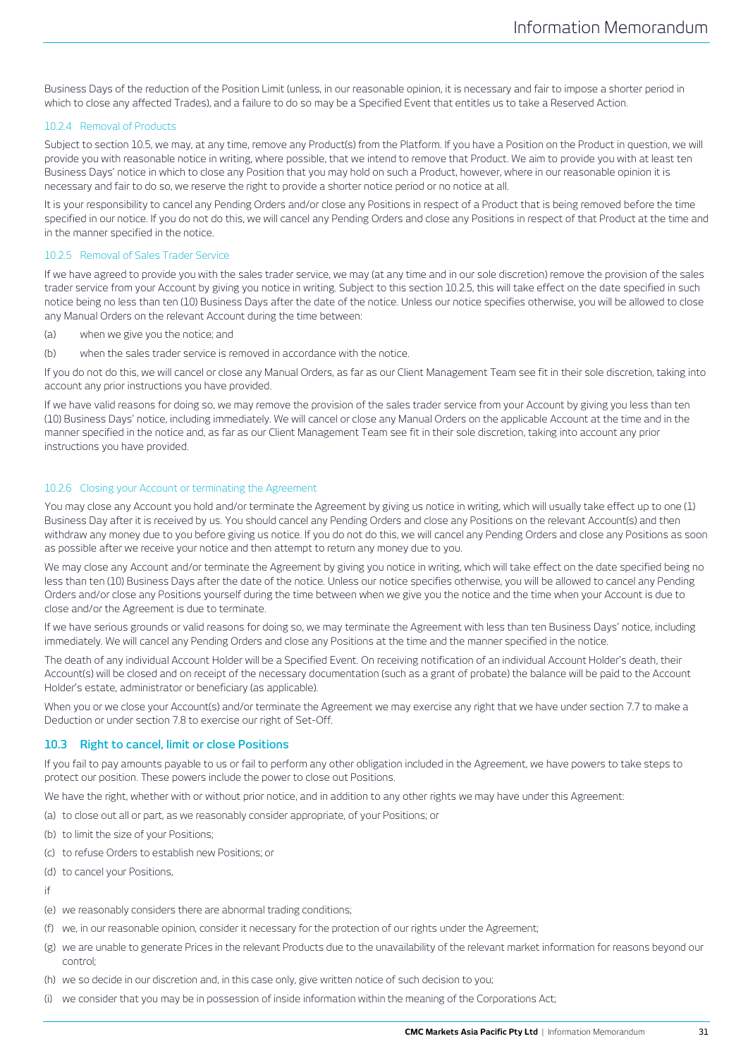Business Days of the reduction of the Position Limit (unless, in our reasonable opinion, it is necessary and fair to impose a shorter period in which to close any affected Trades), and a failure to do so may be a Specified Event that entitles us to take a Reserved Action.

#### 10.2.4 Removal of Products

Subject to section 10.5, we may, at any time, remove any Product(s) from the Platform. If you have a Position on the Product in question, we will provide you with reasonable notice in writing, where possible, that we intend to remove that Product. We aim to provide you with at least ten Business Days' notice in which to close any Position that you may hold on such a Product, however, where in our reasonable opinion it is necessary and fair to do so, we reserve the right to provide a shorter notice period or no notice at all.

It is your responsibility to cancel any Pending Orders and/or close any Positions in respect of a Product that is being removed before the time specified in our notice. If you do not do this, we will cancel any Pending Orders and close any Positions in respect of that Product at the time and in the manner specified in the notice.

#### 10.2.5 Removal of Sales Trader Service

If we have agreed to provide you with the sales trader service, we may (at any time and in our sole discretion) remove the provision of the sales trader service from your Account by giving you notice in writing. Subject to this section 10.2.5, this will take effect on the date specified in such notice being no less than ten (10) Business Days after the date of the notice. Unless our notice specifies otherwise, you will be allowed to close any Manual Orders on the relevant Account during the time between:

(a) when we give you the notice; and

(b) when the sales trader service is removed in accordance with the notice.

If you do not do this, we will cancel or close any Manual Orders, as far as our Client Management Team see fit in their sole discretion, taking into account any prior instructions you have provided.

If we have valid reasons for doing so, we may remove the provision of the sales trader service from your Account by giving you less than ten (10) Business Days' notice, including immediately. We will cancel or close any Manual Orders on the applicable Account at the time and in the manner specified in the notice and, as far as our Client Management Team see fit in their sole discretion, taking into account any prior instructions you have provided.

#### 10.2.6 Closing your Account or terminating the Agreement

You may close any Account you hold and/or terminate the Agreement by giving us notice in writing, which will usually take effect up to one (1) Business Day after it is received by us. You should cancel any Pending Orders and close any Positions on the relevant Account(s) and then withdraw any money due to you before giving us notice. If you do not do this, we will cancel any Pending Orders and close any Positions as soon as possible after we receive your notice and then attempt to return any money due to you.

We may close any Account and/or terminate the Agreement by giving you notice in writing, which will take effect on the date specified being no less than ten (10) Business Days after the date of the notice. Unless our notice specifies otherwise, you will be allowed to cancel any Pending Orders and/or close any Positions yourself during the time between when we give you the notice and the time when your Account is due to close and/or the Agreement is due to terminate.

If we have serious grounds or valid reasons for doing so, we may terminate the Agreement with less than ten Business Days' notice, including immediately. We will cancel any Pending Orders and close any Positions at the time and the manner specified in the notice.

The death of any individual Account Holder will be a Specified Event. On receiving notification of an individual Account Holder's death, their Account(s) will be closed and on receipt of the necessary documentation (such as a grant of probate) the balance will be paid to the Account Holder's estate, administrator or beneficiary (as applicable).

When you or we close your Account(s) and/or terminate the Agreement we may exercise any right that we have under section 7.7 to make a Deduction or under section 7.8 to exercise our right of Set-Off.

### 10.3 Right to cancel, limit or close Positions

If you fail to pay amounts payable to us or fail to perform any other obligation included in the Agreement, we have powers to take steps to protect our position. These powers include the power to close out Positions.

We have the right, whether with or without prior notice, and in addition to any other rights we may have under this Agreement:

(a) to close out all or part, as we reasonably consider appropriate, of your Positions; or

(b) to limit the size of your Positions;

(c) to refuse Orders to establish new Positions; or

(d) to cancel your Positions,

if

(e) we reasonably considers there are abnormal trading conditions;

(f) we, in our reasonable opinion, consider it necessary for the protection of our rights under the Agreement;

(g) we are unable to generate Prices in the relevant Products due to the unavailability of the relevant market information for reasons beyond our control;

(h) we so decide in our discretion and, in this case only, give written notice of such decision to you;

(i) we consider that you may be in possession of inside information within the meaning of the Corporations Act;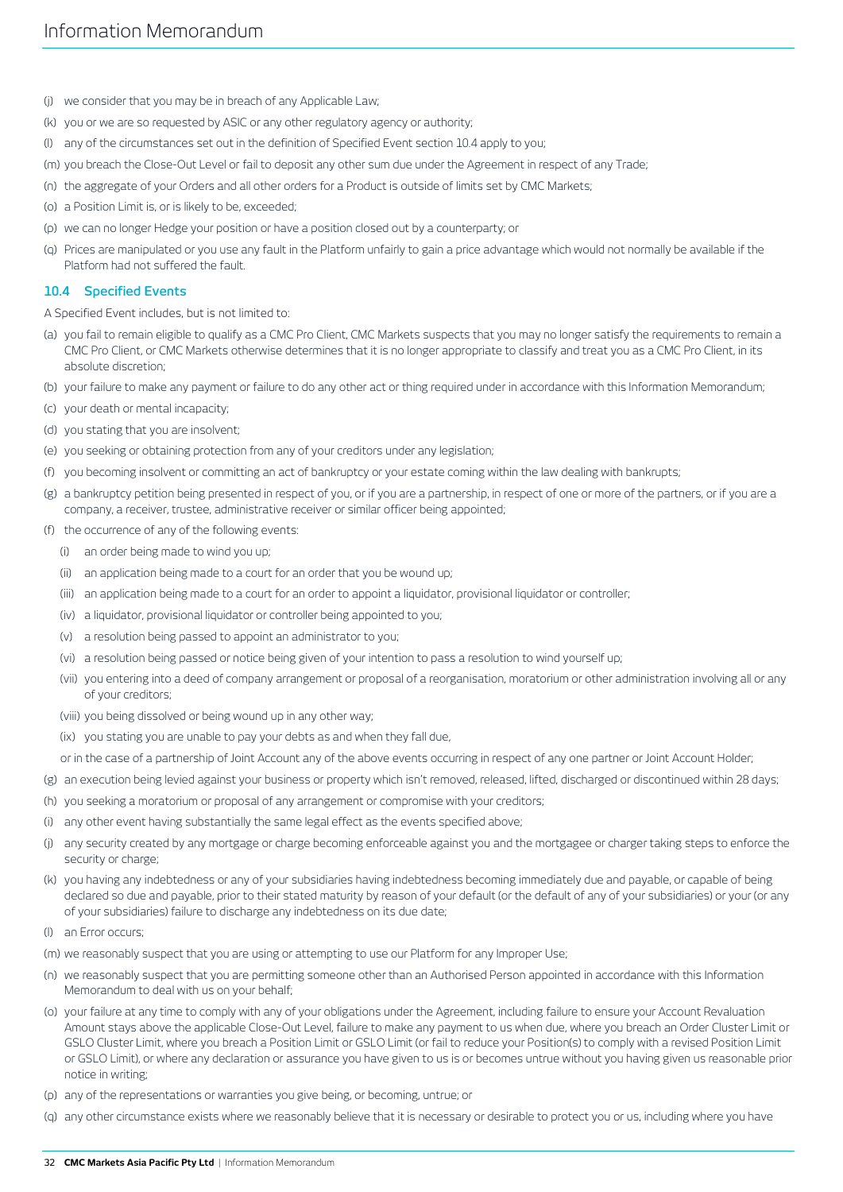(j) we consider that you may be in breach of any Applicable Law;

(k) you or we are so requested by ASIC or any other regulatory agency or authority;

(l) any of the circumstances set out in the definition of Specified Event section 10.4 apply to you;

(m) you breach the Close-Out Level or fail to deposit any other sum due under the Agreement in respect of any Trade;

(n) the aggregate of your Orders and all other orders for a Product is outside of limits set by CMC Markets;

(o) a Position Limit is, or is likely to be, exceeded;

(p) we can no longer Hedge your position or have a position closed out by a counterparty; or

(q) Prices are manipulated or you use any fault in the Platform unfairly to gain a price advantage which would not normally be available if the Platform had not suffered the fault.

### 10.4 Specified Events

A Specified Event includes, but is not limited to:

(a) you fail to remain eligible to qualify as a CMC Pro Client, CMC Markets suspects that you may no longer satisfy the requirements to remain a CMC Pro Client, or CMC Markets otherwise determines that it is no longer appropriate to classify and treat you as a CMC Pro Client, in its absolute discretion;

(b) your failure to make any payment or failure to do any other act or thing required under in accordance with this Information Memorandum;

(c) your death or mental incapacity;

(d) you stating that you are insolvent;

(e) you seeking or obtaining protection from any of your creditors under any legislation;

(f) you becoming insolvent or committing an act of bankruptcy or your estate coming within the law dealing with bankrupts;

(g) a bankruptcy petition being presented in respect of you, or if you are a partnership, in respect of one or more of the partners, or if you are a company, a receiver, trustee, administrative receiver or similar officer being appointed;

(f) the occurrence of any of the following events:

   (i) an order being made to wind you up;

   (ii) an application being made to a court for an order that you be wound up;

   (iii) an application being made to a court for an order to appoint a liquidator, provisional liquidator or controller;

   (iv) a liquidator, provisional liquidator or controller being appointed to you;

   (v) a resolution being passed to appoint an administrator to you;

   (vi) a resolution being passed or notice being given of your intention to pass a resolution to wind yourself up;

   (vii) you entering into a deed of company arrangement or proposal of a reorganisation, moratorium or other administration involving all or any of your creditors;

   (viii) you being dissolved or being wound up in any other way;

   (ix) you stating you are unable to pay your debts as and when they fall due,

   or in the case of a partnership of Joint Account any of the above events occurring in respect of any one partner or Joint Account Holder;

(g) an execution being levied against your business or property which isn't removed, released, lifted, discharged or discontinued within 28 days;

(h) you seeking a moratorium or proposal of any arrangement or compromise with your creditors;

(i) any other event having substantially the same legal effect as the events specified above;

(j) any security created by any mortgage or charge becoming enforceable against you and the mortgagee or charger taking steps to enforce the security or charge;

(k) you having any indebtedness or any of your subsidiaries having indebtedness becoming immediately due and payable, or capable of being declared so due and payable, prior to their stated maturity by reason of your default (or the default of any of your subsidiaries) or your (or any of your subsidiaries) failure to discharge any indebtedness on its due date;

(l) an Error occurs;

(m) we reasonably suspect that you are using or attempting to use our Platform for any Improper Use;

(n) we reasonably suspect that you are permitting someone other than an Authorised Person appointed in accordance with this Information Memorandum to deal with us on your behalf;

(o) your failure at any time to comply with any of your obligations under the Agreement, including failure to ensure your Account Revaluation Amount stays above the applicable Close-Out Level, failure to make any payment to us when due, where you breach an Order Cluster Limit or GSLO Cluster Limit, where you breach a Position Limit or GSLO Limit (or fail to reduce your Position(s) to comply with a revised Position Limit or GSLO Limit), or where any declaration or assurance you have given to us is or becomes untrue without you having given us reasonable prior notice in writing;

(p) any of the representations or warranties you give being, or becoming, untrue; or

(q) any other circumstance exists where we reasonably believe that it is necessary or desirable to protect you or us, including where you have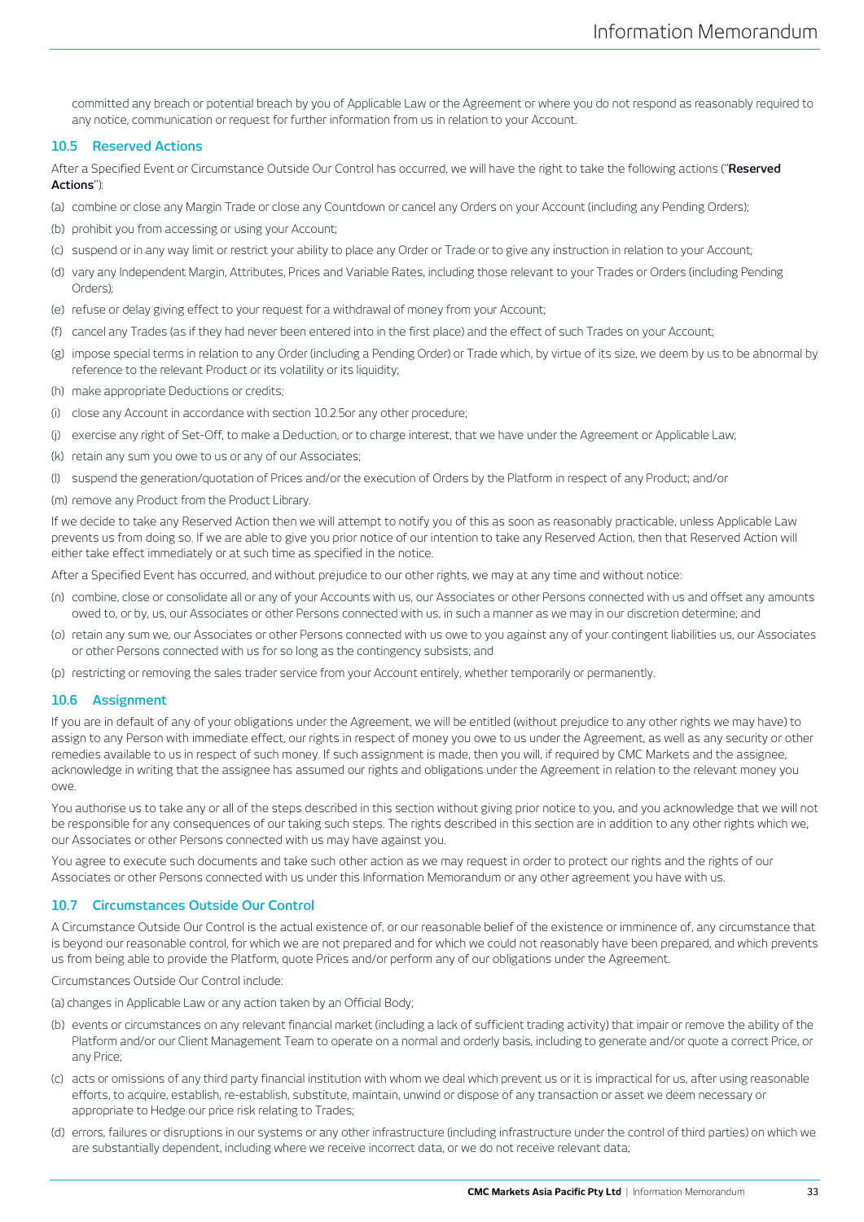committed any breach or potential breach by you of Applicable Law or the Agreement or where you do not respond as reasonably required to any notice, communication or request for further information from us in relation to your Account.

## 10.5 Reserved Actions

After a Specified Event or Circumstance Outside Our Control has occurred, we will have the right to take the following actions ("**Reserved Actions**"):

(a) combine or close any Margin Trade or close any Countdown or cancel any Orders on your Account (including any Pending Orders);

(b) prohibit you from accessing or using your Account;

(c) suspend or in any way limit or restrict your ability to place any Order or Trade or to give any instruction in relation to your Account;

(d) vary any Independent Margin, Attributes, Prices and Variable Rates, including those relevant to your Trades or Orders (including Pending Orders);

(e) refuse or delay giving effect to your request for a withdrawal of money from your Account;

(f) cancel any Trades (as if they had never been entered into in the first place) and the effect of such Trades on your Account;

(g) impose special terms in relation to any Order (including a Pending Order) or Trade which, by virtue of its size, we deem by us to be abnormal by reference to the relevant Product or its volatility or its liquidity;

(h) make appropriate Deductions or credits;

(i) close any Account in accordance with section 10.2.5or any other procedure;

(j) exercise any right of Set-Off, to make a Deduction, or to charge interest, that we have under the Agreement or Applicable Law;

(k) retain any sum you owe to us or any of our Associates;

(l) suspend the generation/quotation of Prices and/or the execution of Orders by the Platform in respect of any Product; and/or

(m) remove any Product from the Product Library.

If we decide to take any Reserved Action then we will attempt to notify you of this as soon as reasonably practicable, unless Applicable Law prevents us from doing so. If we are able to give you prior notice of our intention to take any Reserved Action, then that Reserved Action will either take effect immediately or at such time as specified in the notice.

After a Specified Event has occurred, and without prejudice to our other rights, we may at any time and without notice:

(n) combine, close or consolidate all or any of your Accounts with us, our Associates or other Persons connected with us and offset any amounts owed to, or by, us, our Associates or other Persons connected with us, in such a manner as we may in our discretion determine; and

(o) retain any sum we, our Associates or other Persons connected with us owe to you against any of your contingent liabilities us, our Associates or other Persons connected with us for so long as the contingency subsists; and

(p) restricting or removing the sales trader service from your Account entirely, whether temporarily or permanently.

## 10.6 Assignment

If you are in default of any of your obligations under the Agreement, we will be entitled (without prejudice to any other rights we may have) to assign to any Person with immediate effect, our rights in respect of money you owe to us under the Agreement, as well as any security or other remedies available to us in respect of such money. If such assignment is made, then you will, if required by CMC Markets and the assignee, acknowledge in writing that the assignee has assumed our rights and obligations under the Agreement in relation to the relevant money you owe.

You authorise us to take any or all of the steps described in this section without giving prior notice to you, and you acknowledge that we will not be responsible for any consequences of our taking such steps. The rights described in this section are in addition to any other rights which we, our Associates or other Persons connected with us may have against you.

You agree to execute such documents and take such other action as we may request in order to protect our rights and the rights of our Associates or other Persons connected with us under this Information Memorandum or any other agreement you have with us.

## 10.7 Circumstances Outside Our Control

A Circumstance Outside Our Control is the actual existence of, or our reasonable belief of the existence or imminence of, any circumstance that is beyond our reasonable control, for which we are not prepared and for which we could not reasonably have been prepared, and which prevents us from being able to provide the Platform, quote Prices and/or perform any of our obligations under the Agreement.

Circumstances Outside Our Control include:

(a) changes in Applicable Law or any action taken by an Official Body;

(b) events or circumstances on any relevant financial market (including a lack of sufficient trading activity) that impair or remove the ability of the Platform and/or our Client Management Team to operate on a normal and orderly basis, including to generate and/or quote a correct Price, or any Price;

(c) acts or omissions of any third party financial institution with whom we deal which prevent us or it is impractical for us, after using reasonable efforts, to acquire, establish, re-establish, substitute, maintain, unwind or dispose of any transaction or asset we deem necessary or appropriate to Hedge our price risk relating to Trades;

(d) errors, failures or disruptions in our systems or any other infrastructure (including infrastructure under the control of third parties) on which we are substantially dependent, including where we receive incorrect data, or we do not receive relevant data;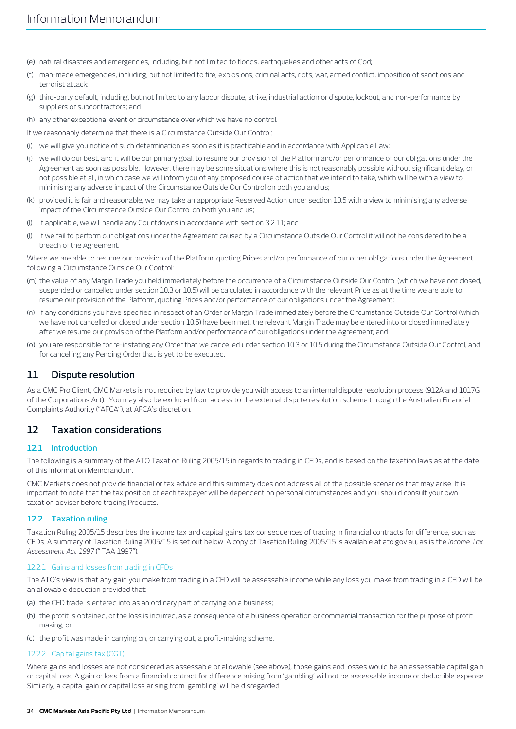(e) natural disasters and emergencies, including, but not limited to floods, earthquakes and other acts of God;

(f) man-made emergencies, including, but not limited to fire, explosions, criminal acts, riots, war, armed conflict, imposition of sanctions and terrorist attack;

(g) third-party default, including, but not limited to any labour dispute, strike, industrial action or dispute, lockout, and non-performance by suppliers or subcontractors; and

(h) any other exceptional event or circumstance over which we have no control.

If we reasonably determine that there is a Circumstance Outside Our Control:

(i) we will give you notice of such determination as soon as it is practicable and in accordance with Applicable Law;

(j) we will do our best, and it will be our primary goal, to resume our provision of the Platform and/or performance of our obligations under the Agreement as soon as possible. However, there may be some situations where this is not reasonably possible without significant delay, or not possible at all, in which case we will inform you of any proposed course of action that we intend to take, which will be with a view to minimising any adverse impact of the Circumstance Outside Our Control on both you and us;

(k) provided it is fair and reasonable, we may take an appropriate Reserved Action under section 10.5 with a view to minimising any adverse impact of the Circumstance Outside Our Control on both you and us;

(l) if applicable, we will handle any Countdowns in accordance with section 3.2.11; and

(l) if we fail to perform our obligations under the Agreement caused by a Circumstance Outside Our Control it will not be considered to be a breach of the Agreement.

Where we are able to resume our provision of the Platform, quoting Prices and/or performance of our other obligations under the Agreement following a Circumstance Outside Our Control:

(m) the value of any Margin Trade you held immediately before the occurrence of a Circumstance Outside Our Control (which we have not closed, suspended or cancelled under section 10.3 or 10.5) will be calculated in accordance with the relevant Price as at the time we are able to resume our provision of the Platform, quoting Prices and/or performance of our obligations under the Agreement;

(n) if any conditions you have specified in respect of an Order or Margin Trade immediately before the Circumstance Outside Our Control (which we have not cancelled or closed under section 10.5) have been met, the relevant Margin Trade may be entered into or closed immediately after we resume our provision of the Platform and/or performance of our obligations under the Agreement; and

(o) you are responsible for re-instating any Order that we cancelled under section 10.3 or 10.5 during the Circumstance Outside Our Control, and for cancelling any Pending Order that is yet to be executed.

## 11 Dispute resolution

As a CMC Pro Client, CMC Markets is not required by law to provide you with access to an internal dispute resolution process (912A and 1017G of the Corporations Act). You may also be excluded from access to the external dispute resolution scheme through the Australian Financial Complaints Authority ("AFCA"), at AFCA's discretion.

## 12 Taxation considerations

### 12.1 Introduction

The following is a summary of the ATO Taxation Ruling 2005/15 in regards to trading in CFDs, and is based on the taxation laws as at the date of this Information Memorandum.

CMC Markets does not provide financial or tax advice and this summary does not address all of the possible scenarios that may arise. It is important to note that the tax position of each taxpayer will be dependent on personal circumstances and you should consult your own taxation adviser before trading Products.

### 12.2 Taxation ruling

Taxation Ruling 2005/15 describes the income tax and capital gains tax consequences of trading in financial contracts for difference, such as CFDs. A summary of Taxation Ruling 2005/15 is set out below. A copy of Taxation Ruling 2005/15 is available at ato.gov.au, as is the *Income Tax Assessment Act 1997* ("ITAA 1997").

#### 12.2.1 Gains and losses from trading in CFDs

The ATO's view is that any gain you make from trading in a CFD will be assessable income while any loss you make from trading in a CFD will be an allowable deduction provided that:

(a) the CFD trade is entered into as an ordinary part of carrying on a business;

(b) the profit is obtained, or the loss is incurred, as a consequence of a business operation or commercial transaction for the purpose of profit making; or

(c) the profit was made in carrying on, or carrying out, a profit-making scheme.

#### 12.2.2 Capital gains tax (CGT)

Where gains and losses are not considered as assessable or allowable (see above), those gains and losses would be an assessable capital gain or capital loss. A gain or loss from a financial contract for difference arising from 'gambling' will not be assessable income or deductible expense. Similarly, a capital gain or capital loss arising from 'gambling' will be disregarded.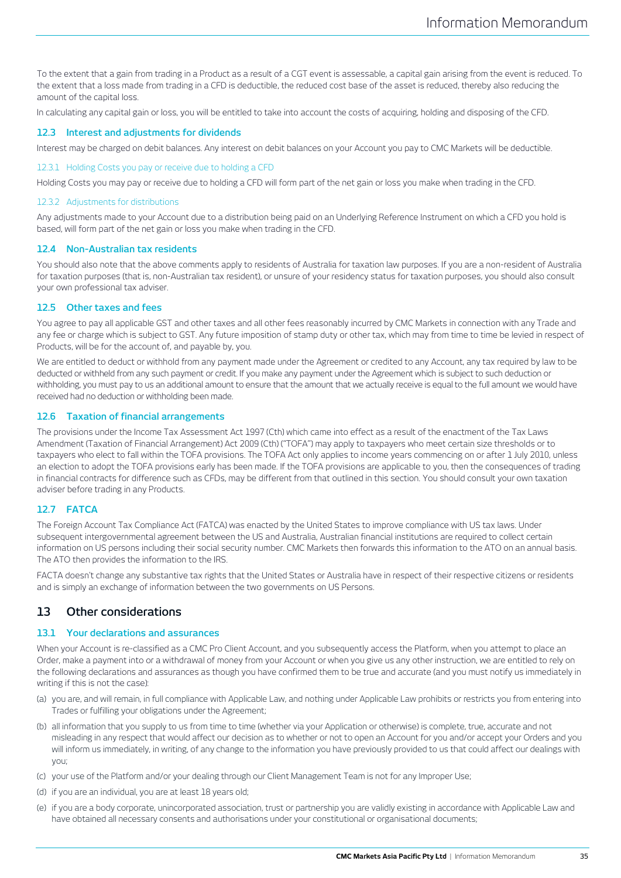To the extent that a gain from trading in a Product as a result of a CGT event is assessable, a capital gain arising from the event is reduced. To the extent that a loss made from trading in a CFD is deductible, the reduced cost base of the asset is reduced, thereby also reducing the amount of the capital loss.

In calculating any capital gain or loss, you will be entitled to take into account the costs of acquiring, holding and disposing of the CFD.

### 12.3 Interest and adjustments for dividends

Interest may be charged on debit balances. Any interest on debit balances on your Account you pay to CMC Markets will be deductible.

#### 12.3.1 Holding Costs you pay or receive due to holding a CFD

Holding Costs you may pay or receive due to holding a CFD will form part of the net gain or loss you make when trading in the CFD.

#### 12.3.2 Adjustments for distributions

Any adjustments made to your Account due to a distribution being paid on an Underlying Reference Instrument on which a CFD you hold is based, will form part of the net gain or loss you make when trading in the CFD.

### 12.4 Non-Australian tax residents

You should also note that the above comments apply to residents of Australia for taxation law purposes. If you are a non-resident of Australia for taxation purposes (that is, non-Australian tax resident), or unsure of your residency status for taxation purposes, you should also consult your own professional tax adviser.

### 12.5 Other taxes and fees

You agree to pay all applicable GST and other taxes and all other fees reasonably incurred by CMC Markets in connection with any Trade and any fee or charge which is subject to GST. Any future imposition of stamp duty or other tax, which may from time to time be levied in respect of Products, will be for the account of, and payable by, you.

We are entitled to deduct or withhold from any payment made under the Agreement or credited to any Account, any tax required by law to be deducted or withheld from any such payment or credit. If you make any payment under the Agreement which is subject to such deduction or withholding, you must pay to us an additional amount to ensure that the amount that we actually receive is equal to the full amount we would have received had no deduction or withholding been made.

### 12.6 Taxation of financial arrangements

The provisions under the Income Tax Assessment Act 1997 (Cth) which came into effect as a result of the enactment of the Tax Laws Amendment (Taxation of Financial Arrangement) Act 2009 (Cth) ("TOFA") may apply to taxpayers who meet certain size thresholds or to taxpayers who elect to fall within the TOFA provisions. The TOFA Act only applies to income years commencing on or after 1 July 2010, unless an election to adopt the TOFA provisions early has been made. If the TOFA provisions are applicable to you, then the consequences of trading in financial contracts for difference such as CFDs, may be different from that outlined in this section. You should consult your own taxation adviser before trading in any Products.

### 12.7 FATCA

The Foreign Account Tax Compliance Act (FATCA) was enacted by the United States to improve compliance with US tax laws. Under subsequent intergovernmental agreement between the US and Australia, Australian financial institutions are required to collect certain information on US persons including their social security number. CMC Markets then forwards this information to the ATO on an annual basis. The ATO then provides the information to the IRS.

FACTA doesn't change any substantive tax rights that the United States or Australia have in respect of their respective citizens or residents and is simply an exchange of information between the two governments on US Persons.

## 13 Other considerations

### 13.1 Your declarations and assurances

When your Account is re-classified as a CMC Pro Client Account, and you subsequently access the Platform, when you attempt to place an Order, make a payment into or a withdrawal of money from your Account or when you give us any other instruction, we are entitled to rely on the following declarations and assurances as though you have confirmed them to be true and accurate (and you must notify us immediately in writing if this is not the case):

(a) you are, and will remain, in full compliance with Applicable Law, and nothing under Applicable Law prohibits or restricts you from entering into Trades or fulfilling your obligations under the Agreement;

(b) all information that you supply to us from time to time (whether via your Application or otherwise) is complete, true, accurate and not misleading in any respect that would affect our decision as to whether or not to open an Account for you and/or accept your Orders and you will inform us immediately, in writing, of any change to the information you have previously provided to us that could affect our dealings with you;

(c) your use of the Platform and/or your dealing through our Client Management Team is not for any Improper Use;

(d) if you are an individual, you are at least 18 years old;

(e) if you are a body corporate, unincorporated association, trust or partnership you are validly existing in accordance with Applicable Law and have obtained all necessary consents and authorisations under your constitutional or organisational documents;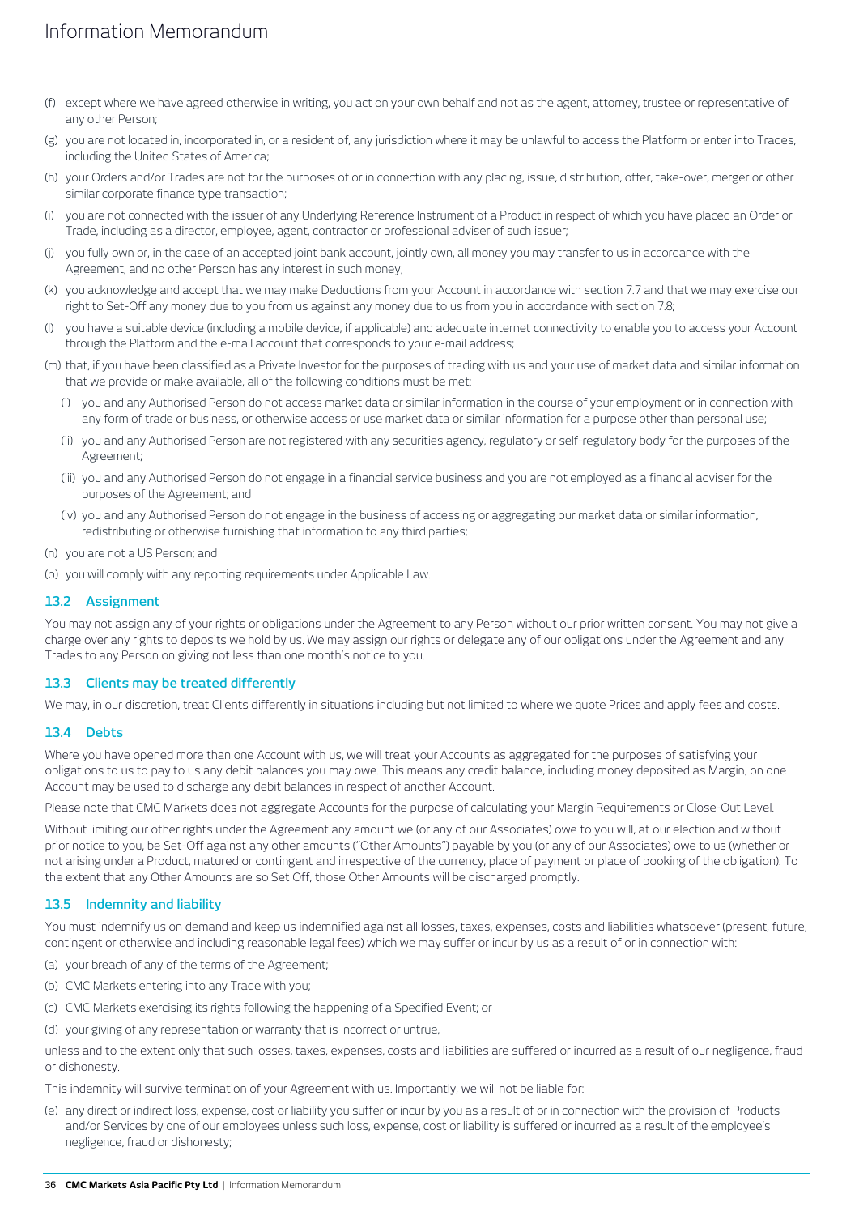(f) except where we have agreed otherwise in writing, you act on your own behalf and not as the agent, attorney, trustee or representative of any other Person;

(g) you are not located in, incorporated in, or a resident of, any jurisdiction where it may be unlawful to access the Platform or enter into Trades, including the United States of America;

(h) your Orders and/or Trades are not for the purposes of or in connection with any placing, issue, distribution, offer, take-over, merger or other similar corporate finance type transaction;

(i) you are not connected with the issuer of any Underlying Reference Instrument of a Product in respect of which you have placed an Order or Trade, including as a director, employee, agent, contractor or professional adviser of such issuer;

(j) you fully own or, in the case of an accepted joint bank account, jointly own, all money you may transfer to us in accordance with the Agreement, and no other Person has any interest in such money;

(k) you acknowledge and accept that we may make Deductions from your Account in accordance with section 7.7 and that we may exercise our right to Set-Off any money due to you from us against any money due to us from you in accordance with section 7.8;

(l) you have a suitable device (including a mobile device, if applicable) and adequate internet connectivity to enable you to access your Account through the Platform and the e-mail account that corresponds to your e-mail address;

(m) that, if you have been classified as a Private Investor for the purposes of trading with us and your use of market data and similar information that we provide or make available, all of the following conditions must be met:

  (i) you and any Authorised Person do not access market data or similar information in the course of your employment or in connection with any form of trade or business, or otherwise access or use market data or similar information for a purpose other than personal use;

  (ii) you and any Authorised Person are not registered with any securities agency, regulatory or self-regulatory body for the purposes of the Agreement;

  (iii) you and any Authorised Person do not engage in a financial service business and you are not employed as a financial adviser for the purposes of the Agreement; and

  (iv) you and any Authorised Person do not engage in the business of accessing or aggregating our market data or similar information, redistributing or otherwise furnishing that information to any third parties;

(n) you are not a US Person; and

(o) you will comply with any reporting requirements under Applicable Law.

### 13.2 Assignment

You may not assign any of your rights or obligations under the Agreement to any Person without our prior written consent. You may not give a charge over any rights to deposits we hold by us. We may assign our rights or delegate any of our obligations under the Agreement and any Trades to any Person on giving not less than one month's notice to you.

### 13.3 Clients may be treated differently

We may, in our discretion, treat Clients differently in situations including but not limited to where we quote Prices and apply fees and costs.

### 13.4 Debts

Where you have opened more than one Account with us, we will treat your Accounts as aggregated for the purposes of satisfying your obligations to us to pay to us any debit balances you may owe. This means any credit balance, including money deposited as Margin, on one Account may be used to discharge any debit balances in respect of another Account.

Please note that CMC Markets does not aggregate Accounts for the purpose of calculating your Margin Requirements or Close-Out Level.

Without limiting our other rights under the Agreement any amount we (or any of our Associates) owe to you will, at our election and without prior notice to you, be Set-Off against any other amounts ("Other Amounts") payable by you (or any of our Associates) owe to us (whether or not arising under a Product, matured or contingent and irrespective of the currency, place of payment or place of booking of the obligation). To the extent that any Other Amounts are so Set Off, those Other Amounts will be discharged promptly.

### 13.5 Indemnity and liability

You must indemnify us on demand and keep us indemnified against all losses, taxes, expenses, costs and liabilities whatsoever (present, future, contingent or otherwise and including reasonable legal fees) which we may suffer or incur by us as a result of or in connection with:

(a) your breach of any of the terms of the Agreement;

(b) CMC Markets entering into any Trade with you;

(c) CMC Markets exercising its rights following the happening of a Specified Event; or

(d) your giving of any representation or warranty that is incorrect or untrue,

unless and to the extent only that such losses, taxes, expenses, costs and liabilities are suffered or incurred as a result of our negligence, fraud or dishonesty.

This indemnity will survive termination of your Agreement with us. Importantly, we will not be liable for:

(e) any direct or indirect loss, expense, cost or liability you suffer or incur by you as a result of or in connection with the provision of Products and/or Services by one of our employees unless such loss, expense, cost or liability is suffered or incurred as a result of the employee's negligence, fraud or dishonesty;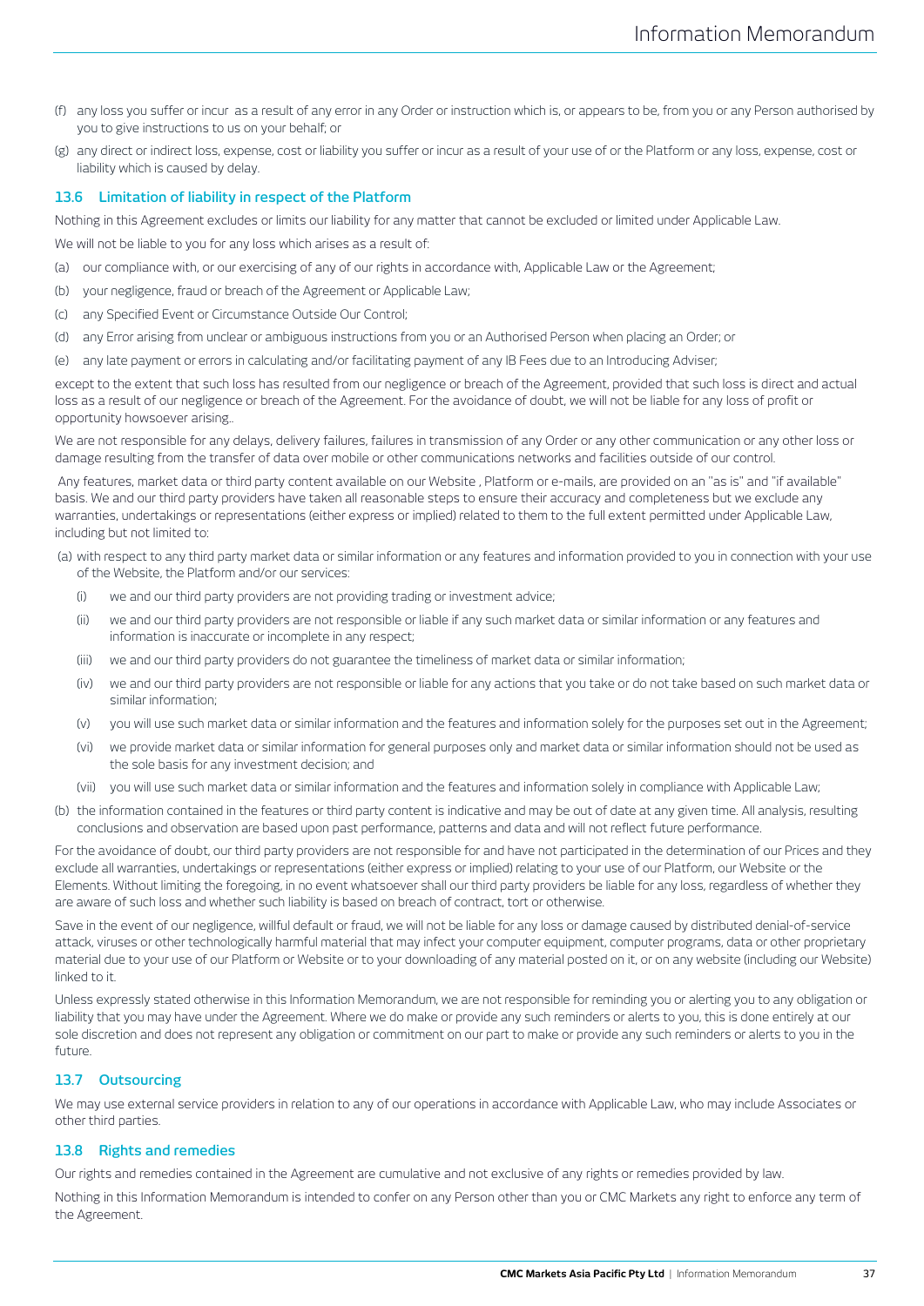(f) any loss you suffer or incur as a result of any error in any Order or instruction which is, or appears to be, from you or any Person authorised by you to give instructions to us on your behalf; or

(g) any direct or indirect loss, expense, cost or liability you suffer or incur as a result of your use of or the Platform or any loss, expense, cost or liability which is caused by delay.

### 13.6 Limitation of liability in respect of the Platform

Nothing in this Agreement excludes or limits our liability for any matter that cannot be excluded or limited under Applicable Law.

We will not be liable to you for any loss which arises as a result of:

(a) our compliance with, or our exercising of any of our rights in accordance with, Applicable Law or the Agreement;

(b) your negligence, fraud or breach of the Agreement or Applicable Law;

(c) any Specified Event or Circumstance Outside Our Control;

(d) any Error arising from unclear or ambiguous instructions from you or an Authorised Person when placing an Order; or

(e) any late payment or errors in calculating and/or facilitating payment of any IB Fees due to an Introducing Adviser;

except to the extent that such loss has resulted from our negligence or breach of the Agreement, provided that such loss is direct and actual loss as a result of our negligence or breach of the Agreement. For the avoidance of doubt, we will not be liable for any loss of profit or opportunity howsoever arising..

We are not responsible for any delays, delivery failures, failures in transmission of any Order or any other communication or any other loss or damage resulting from the transfer of data over mobile or other communications networks and facilities outside of our control.

Any features, market data or third party content available on our Website , Platform or e-mails, are provided on an "as is" and "if available" basis. We and our third party providers have taken all reasonable steps to ensure their accuracy and completeness but we exclude any warranties, undertakings or representations (either express or implied) related to them to the full extent permitted under Applicable Law, including but not limited to:

(a) with respect to any third party market data or similar information or any features and information provided to you in connection with your use of the Website, the Platform and/or our services:

   (i) we and our third party providers are not providing trading or investment advice;

   (ii) we and our third party providers are not responsible or liable if any such market data or similar information or any features and information is inaccurate or incomplete in any respect;

   (iii) we and our third party providers do not guarantee the timeliness of market data or similar information;

   (iv) we and our third party providers are not responsible or liable for any actions that you take or do not take based on such market data or similar information;

   (v) you will use such market data or similar information and the features and information solely for the purposes set out in the Agreement;

   (vi) we provide market data or similar information for general purposes only and market data or similar information should not be used as the sole basis for any investment decision; and

   (vii) you will use such market data or similar information and the features and information solely in compliance with Applicable Law;

(b) the information contained in the features or third party content is indicative and may be out of date at any given time. All analysis, resulting conclusions and observation are based upon past performance, patterns and data and will not reflect future performance.

For the avoidance of doubt, our third party providers are not responsible for and have not participated in the determination of our Prices and they exclude all warranties, undertakings or representations (either express or implied) relating to your use of our Platform, our Website or the Elements. Without limiting the foregoing, in no event whatsoever shall our third party providers be liable for any loss, regardless of whether they are aware of such loss and whether such liability is based on breach of contract, tort or otherwise.

Save in the event of our negligence, willful default or fraud, we will not be liable for any loss or damage caused by distributed denial-of-service attack, viruses or other technologically harmful material that may infect your computer equipment, computer programs, data or other proprietary material due to your use of our Platform or Website or to your downloading of any material posted on it, or on any website (including our Website) linked to it.

Unless expressly stated otherwise in this Information Memorandum, we are not responsible for reminding you or alerting you to any obligation or liability that you may have under the Agreement. Where we do make or provide any such reminders or alerts to you, this is done entirely at our sole discretion and does not represent any obligation or commitment on our part to make or provide any such reminders or alerts to you in the future.

### 13.7 Outsourcing

We may use external service providers in relation to any of our operations in accordance with Applicable Law, who may include Associates or other third parties.

### 13.8 Rights and remedies

Our rights and remedies contained in the Agreement are cumulative and not exclusive of any rights or remedies provided by law.

Nothing in this Information Memorandum is intended to confer on any Person other than you or CMC Markets any right to enforce any term of the Agreement.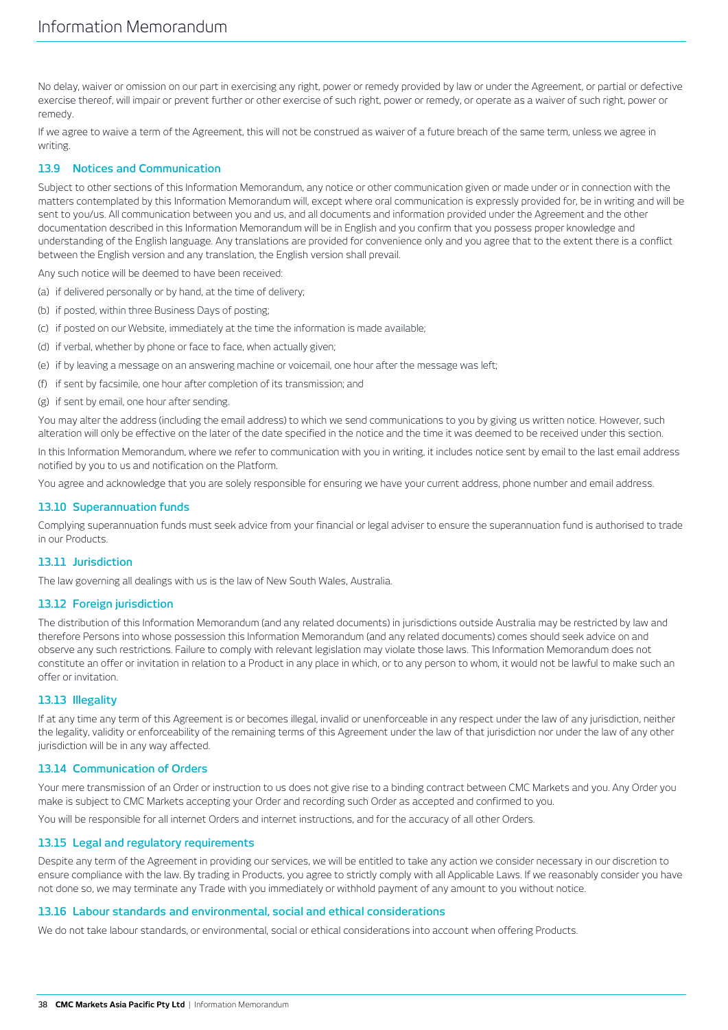No delay, waiver or omission on our part in exercising any right, power or remedy provided by law or under the Agreement, or partial or defective exercise thereof, will impair or prevent further or other exercise of such right, power or remedy, or operate as a waiver of such right, power or remedy.

If we agree to waive a term of the Agreement, this will not be construed as waiver of a future breach of the same term, unless we agree in writing.

### 13.9 Notices and Communication

Subject to other sections of this Information Memorandum, any notice or other communication given or made under or in connection with the matters contemplated by this Information Memorandum will, except where oral communication is expressly provided for, be in writing and will be sent to you/us. All communication between you and us, and all documents and information provided under the Agreement and the other documentation described in this Information Memorandum will be in English and you confirm that you possess proper knowledge and understanding of the English language. Any translations are provided for convenience only and you agree that to the extent there is a conflict between the English version and any translation, the English version shall prevail.

Any such notice will be deemed to have been received:

(a) if delivered personally or by hand, at the time of delivery;

(b) if posted, within three Business Days of posting;

(c) if posted on our Website, immediately at the time the information is made available;

(d) if verbal, whether by phone or face to face, when actually given;

(e) if by leaving a message on an answering machine or voicemail, one hour after the message was left;

(f) if sent by facsimile, one hour after completion of its transmission; and

(g) if sent by email, one hour after sending.

You may alter the address (including the email address) to which we send communications to you by giving us written notice. However, such alteration will only be effective on the later of the date specified in the notice and the time it was deemed to be received under this section.

In this Information Memorandum, where we refer to communication with you in writing, it includes notice sent by email to the last email address notified by you to us and notification on the Platform.

You agree and acknowledge that you are solely responsible for ensuring we have your current address, phone number and email address.

### 13.10 Superannuation funds

Complying superannuation funds must seek advice from your financial or legal adviser to ensure the superannuation fund is authorised to trade in our Products.

### 13.11 Jurisdiction

The law governing all dealings with us is the law of New South Wales, Australia.

### 13.12 Foreign jurisdiction

The distribution of this Information Memorandum (and any related documents) in jurisdictions outside Australia may be restricted by law and therefore Persons into whose possession this Information Memorandum (and any related documents) comes should seek advice on and observe any such restrictions. Failure to comply with relevant legislation may violate those laws. This Information Memorandum does not constitute an offer or invitation in relation to a Product in any place in which, or to any person to whom, it would not be lawful to make such an offer or invitation.

### 13.13 Illegality

If at any time any term of this Agreement is or becomes illegal, invalid or unenforceable in any respect under the law of any jurisdiction, neither the legality, validity or enforceability of the remaining terms of this Agreement under the law of that jurisdiction nor under the law of any other jurisdiction will be in any way affected.

### 13.14 Communication of Orders

Your mere transmission of an Order or instruction to us does not give rise to a binding contract between CMC Markets and you. Any Order you make is subject to CMC Markets accepting your Order and recording such Order as accepted and confirmed to you.

You will be responsible for all internet Orders and internet instructions, and for the accuracy of all other Orders.

### 13.15 Legal and regulatory requirements

Despite any term of the Agreement in providing our services, we will be entitled to take any action we consider necessary in our discretion to ensure compliance with the law. By trading in Products, you agree to strictly comply with all Applicable Laws. If we reasonably consider you have not done so, we may terminate any Trade with you immediately or withhold payment of any amount to you without notice.

### 13.16 Labour standards and environmental, social and ethical considerations

We do not take labour standards, or environmental, social or ethical considerations into account when offering Products.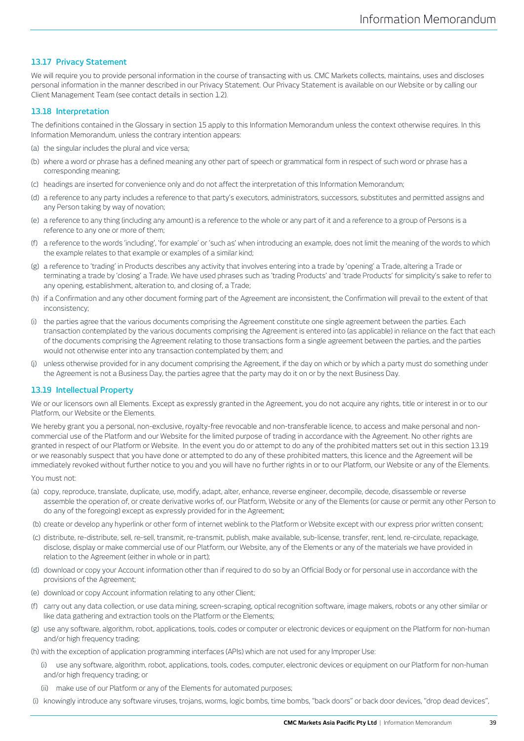### 13.17 Privacy Statement

We will require you to provide personal information in the course of transacting with us. CMC Markets collects, maintains, uses and discloses personal information in the manner described in our Privacy Statement. Our Privacy Statement is available on our Website or by calling our Client Management Team (see contact details in section 1.2).

### 13.18 Interpretation

The definitions contained in the Glossary in section 15 apply to this Information Memorandum unless the context otherwise requires. In this Information Memorandum, unless the contrary intention appears:

(a) the singular includes the plural and vice versa;

(b) where a word or phrase has a defined meaning any other part of speech or grammatical form in respect of such word or phrase has a corresponding meaning;

(c) headings are inserted for convenience only and do not affect the interpretation of this Information Memorandum;

(d) a reference to any party includes a reference to that party's executors, administrators, successors, substitutes and permitted assigns and any Person taking by way of novation;

(e) a reference to any thing (including any amount) is a reference to the whole or any part of it and a reference to a group of Persons is a reference to any one or more of them;

(f) a reference to the words 'including', 'for example' or 'such as' when introducing an example, does not limit the meaning of the words to which the example relates to that example or examples of a similar kind;

(g) a reference to 'trading' in Products describes any activity that involves entering into a trade by 'opening' a Trade, altering a Trade or terminating a trade by 'closing' a Trade. We have used phrases such as 'trading Products' and 'trade Products' for simplicity's sake to refer to any opening, establishment, alteration to, and closing of, a Trade;

(h) if a Confirmation and any other document forming part of the Agreement are inconsistent, the Confirmation will prevail to the extent of that inconsistency;

(i) the parties agree that the various documents comprising the Agreement constitute one single agreement between the parties. Each transaction contemplated by the various documents comprising the Agreement is entered into (as applicable) in reliance on the fact that each of the documents comprising the Agreement relating to those transactions form a single agreement between the parties, and the parties would not otherwise enter into any transaction contemplated by them; and

(j) unless otherwise provided for in any document comprising the Agreement, if the day on which or by which a party must do something under the Agreement is not a Business Day, the parties agree that the party may do it on or by the next Business Day.

### 13.19 Intellectual Property

We or our licensors own all Elements. Except as expressly granted in the Agreement, you do not acquire any rights, title or interest in or to our Platform, our Website or the Elements.

We hereby grant you a personal, non-exclusive, royalty-free revocable and non-transferable licence, to access and make personal and non-commercial use of the Platform and our Website for the limited purpose of trading in accordance with the Agreement. No other rights are granted in respect of our Platform or Website. In the event you do or attempt to do any of the prohibited matters set out in this section 13.19 or we reasonably suspect that you have done or attempted to do any of these prohibited matters, this licence and the Agreement will be immediately revoked without further notice to you and you will have no further rights in or to our Platform, our Website or any of the Elements.

You must not:

(a) copy, reproduce, translate, duplicate, use, modify, adapt, alter, enhance, reverse engineer, decompile, decode, disassemble or reverse assemble the operation of, or create derivative works of, our Platform, Website or any of the Elements (or cause or permit any other Person to do any of the foregoing) except as expressly provided for in the Agreement;

(b) create or develop any hyperlink or other form of internet weblink to the Platform or Website except with our express prior written consent;

(c) distribute, re-distribute, sell, re-sell, transmit, re-transmit, publish, make available, sub-license, transfer, rent, lend, re-circulate, repackage, disclose, display or make commercial use of our Platform, our Website, any of the Elements or any of the materials we have provided in relation to the Agreement (either in whole or in part);

(d) download or copy your Account information other than if required to do so by an Official Body or for personal use in accordance with the provisions of the Agreement;

(e) download or copy Account information relating to any other Client;

(f) carry out any data collection, or use data mining, screen-scraping, optical recognition software, image makers, robots or any other similar or like data gathering and extraction tools on the Platform or the Elements;

(g) use any software, algorithm, robot, applications, tools, codes or computer or electronic devices or equipment on the Platform for non-human and/or high frequency trading;

(h) with the exception of application programming interfaces (APIs) which are not used for any Improper Use:

   (i) use any software, algorithm, robot, applications, tools, codes, computer, electronic devices or equipment on our Platform for non-human and/or high frequency trading; or

   (ii) make use of our Platform or any of the Elements for automated purposes;

(i) knowingly introduce any software viruses, trojans, worms, logic bombs, time bombs, "back doors" or back door devices, "drop dead devices",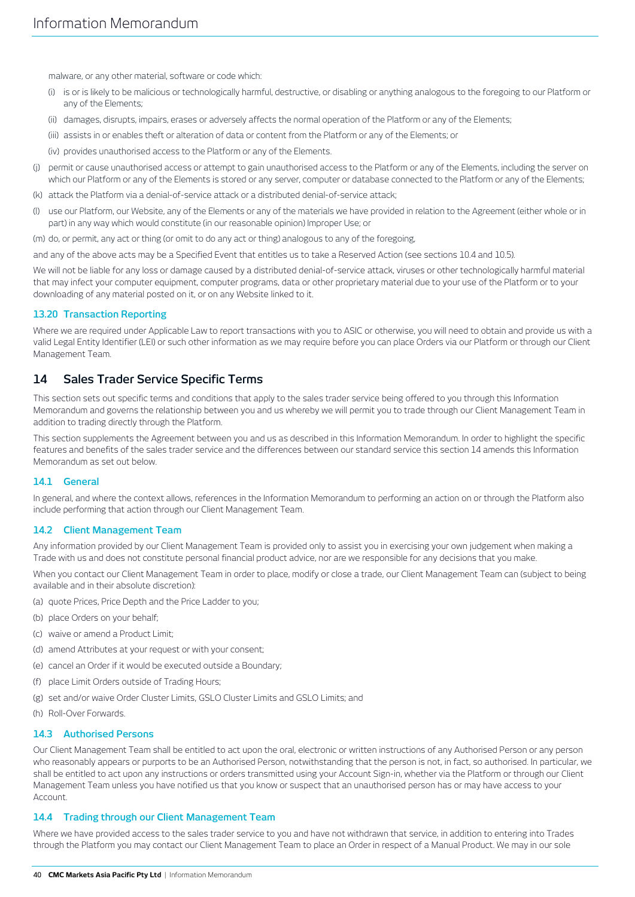malware, or any other material, software or code which:

(i) is or is likely to be malicious or technologically harmful, destructive, or disabling or anything analogous to the foregoing to our Platform or any of the Elements;

(ii) damages, disrupts, impairs, erases or adversely affects the normal operation of the Platform or any of the Elements;

(iii) assists in or enables theft or alteration of data or content from the Platform or any of the Elements; or

(iv) provides unauthorised access to the Platform or any of the Elements.

(j) permit or cause unauthorised access or attempt to gain unauthorised access to the Platform or any of the Elements, including the server on which our Platform or any of the Elements is stored or any server, computer or database connected to the Platform or any of the Elements;

(k) attack the Platform via a denial-of-service attack or a distributed denial-of-service attack;

(l) use our Platform, our Website, any of the Elements or any of the materials we have provided in relation to the Agreement (either whole or in part) in any way which would constitute (in our reasonable opinion) Improper Use; or

(m) do, or permit, any act or thing (or omit to do any act or thing) analogous to any of the foregoing,

and any of the above acts may be a Specified Event that entitles us to take a Reserved Action (see sections 10.4 and 10.5).

We will not be liable for any loss or damage caused by a distributed denial-of-service attack, viruses or other technologically harmful material that may infect your computer equipment, computer programs, data or other proprietary material due to your use of the Platform or to your downloading of any material posted on it, or on any Website linked to it.

### 13.20 Transaction Reporting

Where we are required under Applicable Law to report transactions with you to ASIC or otherwise, you will need to obtain and provide us with a valid Legal Entity Identifier (LEI) or such other information as we may require before you can place Orders via our Platform or through our Client Management Team.

## 14 Sales Trader Service Specific Terms

This section sets out specific terms and conditions that apply to the sales trader service being offered to you through this Information Memorandum and governs the relationship between you and us whereby we will permit you to trade through our Client Management Team in addition to trading directly through the Platform.

This section supplements the Agreement between you and us as described in this Information Memorandum. In order to highlight the specific features and benefits of the sales trader service and the differences between our standard service this section 14 amends this Information Memorandum as set out below.

### 14.1 General

In general, and where the context allows, references in the Information Memorandum to performing an action on or through the Platform also include performing that action through our Client Management Team.

### 14.2 Client Management Team

Any information provided by our Client Management Team is provided only to assist you in exercising your own judgement when making a Trade with us and does not constitute personal financial product advice, nor are we responsible for any decisions that you make.

When you contact our Client Management Team in order to place, modify or close a trade, our Client Management Team can (subject to being available and in their absolute discretion):

(a) quote Prices, Price Depth and the Price Ladder to you;

(b) place Orders on your behalf;

(c) waive or amend a Product Limit;

(d) amend Attributes at your request or with your consent;

(e) cancel an Order if it would be executed outside a Boundary;

(f) place Limit Orders outside of Trading Hours;

(g) set and/or waive Order Cluster Limits, GSLO Cluster Limits and GSLO Limits; and

(h) Roll-Over Forwards.

### 14.3 Authorised Persons

Our Client Management Team shall be entitled to act upon the oral, electronic or written instructions of any Authorised Person or any person who reasonably appears or purports to be an Authorised Person, notwithstanding that the person is not, in fact, so authorised. In particular, we shall be entitled to act upon any instructions or orders transmitted using your Account Sign-in, whether via the Platform or through our Client Management Team unless you have notified us that you know or suspect that an unauthorised person has or may have access to your Account.

### 14.4 Trading through our Client Management Team

Where we have provided access to the sales trader service to you and have not withdrawn that service, in addition to entering into Trades through the Platform you may contact our Client Management Team to place an Order in respect of a Manual Product. We may in our sole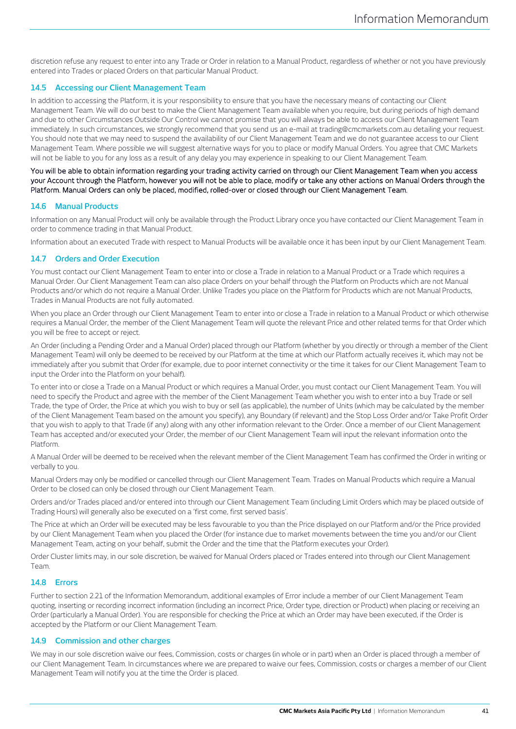discretion refuse any request to enter into any Trade or Order in relation to a Manual Product, regardless of whether or not you have previously entered into Trades or placed Orders on that particular Manual Product.

### 14.5 Accessing our Client Management Team

In addition to accessing the Platform, it is your responsibility to ensure that you have the necessary means of contacting our Client Management Team. We will do our best to make the Client Management Team available when you require, but during periods of high demand and due to other Circumstances Outside Our Control we cannot promise that you will always be able to access our Client Management Team immediately. In such circumstances, we strongly recommend that you send us an e-mail at trading@cmcmarkets.com.au detailing your request. You should note that we may need to suspend the availability of our Client Management Team and we do not guarantee access to our Client Management Team. Where possible we will suggest alternative ways for you to place or modify Manual Orders. You agree that CMC Markets will not be liable to you for any loss as a result of any delay you may experience in speaking to our Client Management Team.

You will be able to obtain information regarding your trading activity carried on through our Client Management Team when you access your Account through the Platform, however you will not be able to place, modify or take any other actions on Manual Orders through the Platform. Manual Orders can only be placed, modified, rolled-over or closed through our Client Management Team.

### 14.6 Manual Products

Information on any Manual Product will only be available through the Product Library once you have contacted our Client Management Team in order to commence trading in that Manual Product.

Information about an executed Trade with respect to Manual Products will be available once it has been input by our Client Management Team.

### 14.7 Orders and Order Execution

You must contact our Client Management Team to enter into or close a Trade in relation to a Manual Product or a Trade which requires a Manual Order. Our Client Management Team can also place Orders on your behalf through the Platform on Products which are not Manual Products and/or which do not require a Manual Order. Unlike Trades you place on the Platform for Products which are not Manual Products, Trades in Manual Products are not fully automated.

When you place an Order through our Client Management Team to enter into or close a Trade in relation to a Manual Product or which otherwise requires a Manual Order, the member of the Client Management Team will quote the relevant Price and other related terms for that Order which you will be free to accept or reject.

An Order (including a Pending Order and a Manual Order) placed through our Platform (whether by you directly or through a member of the Client Management Team) will only be deemed to be received by our Platform at the time at which our Platform actually receives it, which may not be immediately after you submit that Order (for example, due to poor internet connectivity or the time it takes for our Client Management Team to input the Order into the Platform on your behalf).

To enter into or close a Trade on a Manual Product or which requires a Manual Order, you must contact our Client Management Team. You will need to specify the Product and agree with the member of the Client Management Team whether you wish to enter into a buy Trade or sell Trade, the type of Order, the Price at which you wish to buy or sell (as applicable), the number of Units (which may be calculated by the member of the Client Management Team based on the amount you specify), any Boundary (if relevant) and the Stop Loss Order and/or Take Profit Order that you wish to apply to that Trade (if any) along with any other information relevant to the Order. Once a member of our Client Management Team has accepted and/or executed your Order, the member of our Client Management Team will input the relevant information onto the Platform.

A Manual Order will be deemed to be received when the relevant member of the Client Management Team has confirmed the Order in writing or verbally to you.

Manual Orders may only be modified or cancelled through our Client Management Team. Trades on Manual Products which require a Manual Order to be closed can only be closed through our Client Management Team.

Orders and/or Trades placed and/or entered into through our Client Management Team (including Limit Orders which may be placed outside of Trading Hours) will generally also be executed on a 'first come, first served basis'.

The Price at which an Order will be executed may be less favourable to you than the Price displayed on our Platform and/or the Price provided by our Client Management Team when you placed the Order (for instance due to market movements between the time you and/or our Client Management Team, acting on your behalf, submit the Order and the time that the Platform executes your Order).

Order Cluster limits may, in our sole discretion, be waived for Manual Orders placed or Trades entered into through our Client Management Team.

### 14.8 Errors

Further to section 2.21 of the Information Memorandum, additional examples of Error include a member of our Client Management Team quoting, inserting or recording incorrect information (including an incorrect Price, Order type, direction or Product) when placing or receiving an Order (particularly a Manual Order). You are responsible for checking the Price at which an Order may have been executed, if the Order is accepted by the Platform or our Client Management Team.

### 14.9 Commission and other charges

We may in our sole discretion waive our fees, Commission, costs or charges (in whole or in part) when an Order is placed through a member of our Client Management Team. In circumstances where we are prepared to waive our fees, Commission, costs or charges a member of our Client Management Team will notify you at the time the Order is placed.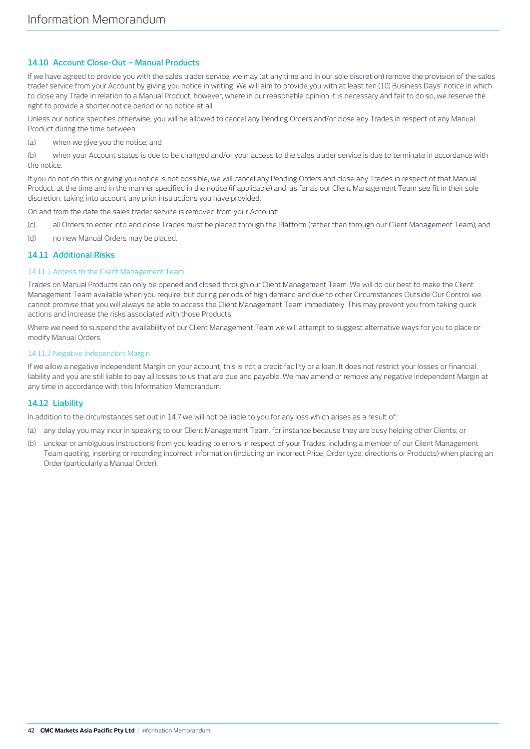## 14.10 Account Close-Out – Manual Products

If we have agreed to provide you with the sales trader service, we may (at any time and in our sole discretion) remove the provision of the sales trader service from your Account by giving you notice in writing. We will aim to provide you with at least ten (10) Business Days' notice in which to close any Trade in relation to a Manual Product, however, where in our reasonable opinion it is necessary and fair to do so, we reserve the right to provide a shorter notice period or no notice at all.

Unless our notice specifies otherwise, you will be allowed to cancel any Pending Orders and/or close any Trades in respect of any Manual Product during the time between:

(a) when we give you the notice; and

(b) when your Account status is due to be changed and/or your access to the sales trader service is due to terminate in accordance with the notice.

If you do not do this or giving you notice is not possible, we will cancel any Pending Orders and close any Trades in respect of that Manual Product, at the time and in the manner specified in the notice (if applicable) and, as far as our Client Management Team see fit in their sole discretion, taking into account any prior instructions you have provided.

On and from the date the sales trader service is removed from your Account:

(c) all Orders to enter into and close Trades must be placed through the Platform (rather than through our Client Management Team); and

(d) no new Manual Orders may be placed.

## 14.11 Additional Risks

### 14.11.1 Access to the Client Management Team.

Trades on Manual Products can only be opened and closed through our Client Management Team. We will do our best to make the Client Management Team available when you require, but during periods of high demand and due to other Circumstances Outside Our Control we cannot promise that you will always be able to access the Client Management Team immediately. This may prevent you from taking quick actions and increase the risks associated with those Products.

Where we need to suspend the availability of our Client Management Team we will attempt to suggest alternative ways for you to place or modify Manual Orders.

### 14.11.2 Negative Independent Margin

If we allow a negative Independent Margin on your account, this is not a credit facility or a loan. It does not restrict your losses or financial liability and you are still liable to pay all losses to us that are due and payable. We may amend or remove any negative Independent Margin at any time in accordance with this Information Memorandum.

## 14.12 Liability

In addition to the circumstances set out in 14.7 we will not be liable to you for any loss which arises as a result of:

(a) any delay you may incur in speaking to our Client Management Team, for instance because they are busy helping other Clients; or

(b) unclear or ambiguous instructions from you leading to errors in respect of your Trades, including a member of our Client Management Team quoting, inserting or recording incorrect information (including an incorrect Price, Order type, directions or Products) when placing an Order (particularly a Manual Order).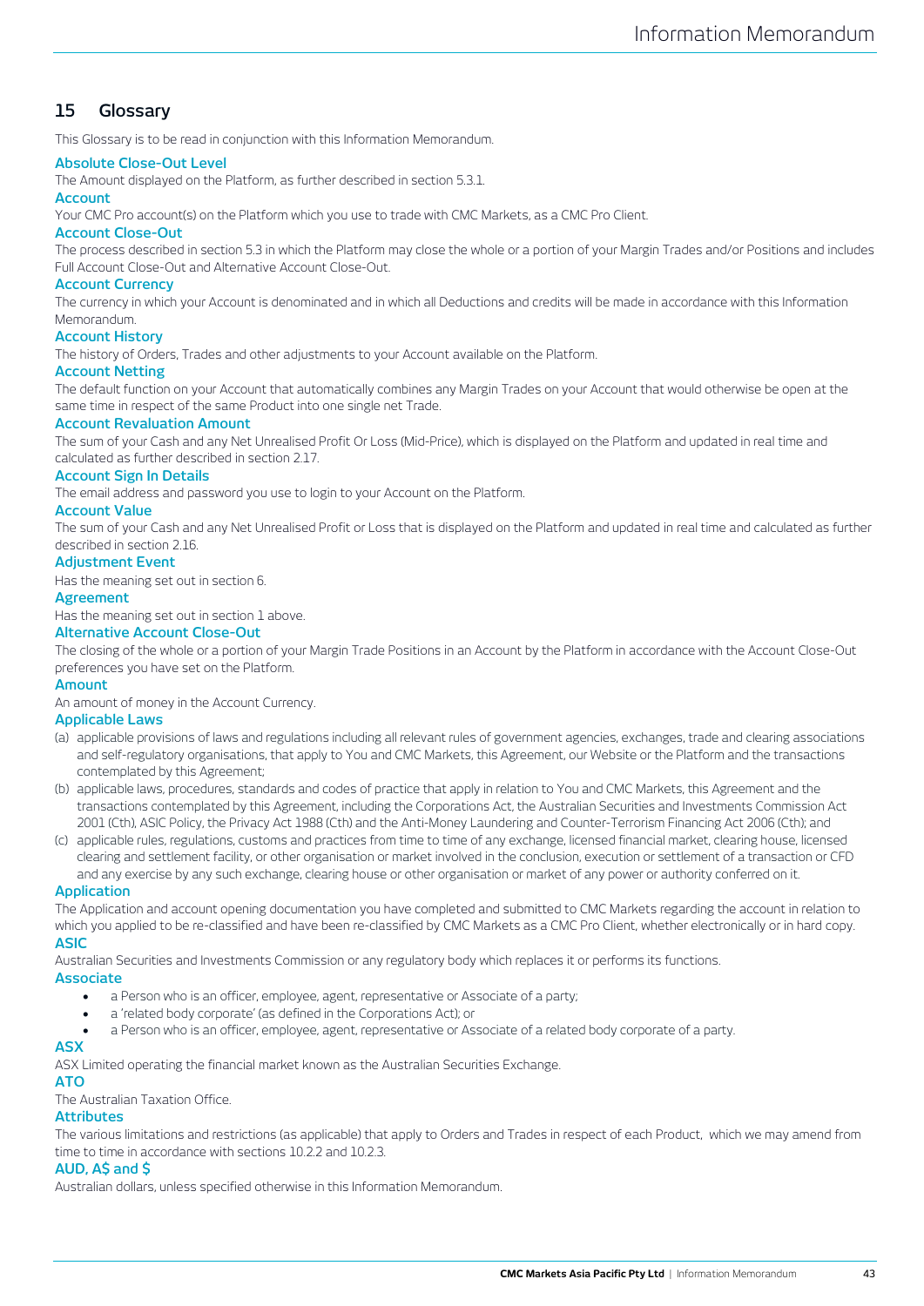## 15 Glossary

This Glossary is to be read in conjunction with this Information Memorandum.

### Absolute Close-Out Level

The Amount displayed on the Platform, as further described in section 5.3.1.

### Account

Your CMC Pro account(s) on the Platform which you use to trade with CMC Markets, as a CMC Pro Client.

### Account Close-Out

The process described in section 5.3 in which the Platform may close the whole or a portion of your Margin Trades and/or Positions and includes Full Account Close-Out and Alternative Account Close-Out.

### Account Currency

The currency in which your Account is denominated and in which all Deductions and credits will be made in accordance with this Information Memorandum.

### Account History

The history of Orders, Trades and other adjustments to your Account available on the Platform.

### Account Netting

The default function on your Account that automatically combines any Margin Trades on your Account that would otherwise be open at the same time in respect of the same Product into one single net Trade.

### Account Revaluation Amount

The sum of your Cash and any Net Unrealised Profit Or Loss (Mid-Price), which is displayed on the Platform and updated in real time and calculated as further described in section 2.17.

### Account Sign In Details

The email address and password you use to login to your Account on the Platform.

### Account Value

The sum of your Cash and any Net Unrealised Profit or Loss that is displayed on the Platform and updated in real time and calculated as further described in section 2.16.

### Adjustment Event

Has the meaning set out in section 6.

### Agreement

Has the meaning set out in section 1 above.

### Alternative Account Close-Out

The closing of the whole or a portion of your Margin Trade Positions in an Account by the Platform in accordance with the Account Close-Out preferences you have set on the Platform.

### Amount

An amount of money in the Account Currency.

### Applicable Laws

(a) applicable provisions of laws and regulations including all relevant rules of government agencies, exchanges, trade and clearing associations and self-regulatory organisations, that apply to You and CMC Markets, this Agreement, our Website or the Platform and the transactions contemplated by this Agreement;

(b) applicable laws, procedures, standards and codes of practice that apply in relation to You and CMC Markets, this Agreement and the transactions contemplated by this Agreement, including the Corporations Act, the Australian Securities and Investments Commission Act 2001 (Cth), ASIC Policy, the Privacy Act 1988 (Cth) and the Anti-Money Laundering and Counter-Terrorism Financing Act 2006 (Cth); and

(c) applicable rules, regulations, customs and practices from time to time of any exchange, licensed financial market, clearing house, licensed clearing and settlement facility, or other organisation or market involved in the conclusion, execution or settlement of a transaction or CFD and any exercise by any such exchange, clearing house or other organisation or market of any power or authority conferred on it.

### Application

The Application and account opening documentation you have completed and submitted to CMC Markets regarding the account in relation to which you applied to be re-classified and have been re-classified by CMC Markets as a CMC Pro Client, whether electronically or in hard copy.

### ASIC

Australian Securities and Investments Commission or any regulatory body which replaces it or performs its functions.

### Associate

- a Person who is an officer, employee, agent, representative or Associate of a party;
- a 'related body corporate' (as defined in the Corporations Act); or
- a Person who is an officer, employee, agent, representative or Associate of a related body corporate of a party.

### ASX

ASX Limited operating the financial market known as the Australian Securities Exchange.

### ATO

The Australian Taxation Office.

### Attributes

The various limitations and restrictions (as applicable) that apply to Orders and Trades in respect of each Product, which we may amend from time to time in accordance with sections 10.2.2 and 10.2.3.

### AUD, A$ and $

Australian dollars, unless specified otherwise in this Information Memorandum.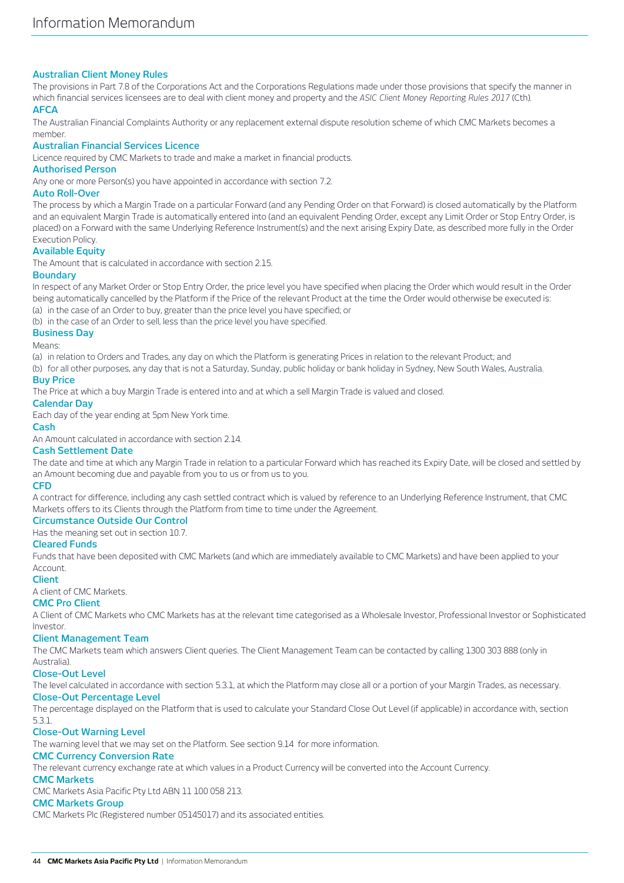### Australian Client Money Rules

The provisions in Part 7.8 of the Corporations Act and the Corporations Regulations made under those provisions that specify the manner in which financial services licensees are to deal with client money and property and the *ASIC Client Money Reporting Rules 2017* (Cth).

### AFCA

The Australian Financial Complaints Authority or any replacement external dispute resolution scheme of which CMC Markets becomes a member.

### Australian Financial Services Licence

Licence required by CMC Markets to trade and make a market in financial products.

### Authorised Person

Any one or more Person(s) you have appointed in accordance with section 7.2.

### Auto Roll-Over

The process by which a Margin Trade on a particular Forward (and any Pending Order on that Forward) is closed automatically by the Platform and an equivalent Margin Trade is automatically entered into (and an equivalent Pending Order, except any Limit Order or Stop Entry Order, is placed) on a Forward with the same Underlying Reference Instrument(s) and the next arising Expiry Date, as described more fully in the Order Execution Policy.

### Available Equity

The Amount that is calculated in accordance with section 2.15.

### Boundary

In respect of any Market Order or Stop Entry Order, the price level you have specified when placing the Order which would result in the Order being automatically cancelled by the Platform if the Price of the relevant Product at the time the Order would otherwise be executed is:

(a) in the case of an Order to buy, greater than the price level you have specified; or

(b) in the case of an Order to sell, less than the price level you have specified.

### Business Day

Means:

(a) in relation to Orders and Trades, any day on which the Platform is generating Prices in relation to the relevant Product; and

(b) for all other purposes, any day that is not a Saturday, Sunday, public holiday or bank holiday in Sydney, New South Wales, Australia.

### Buy Price

The Price at which a buy Margin Trade is entered into and at which a sell Margin Trade is valued and closed.

### Calendar Day

Each day of the year ending at 5pm New York time.

### Cash

An Amount calculated in accordance with section 2.14.

### Cash Settlement Date

The date and time at which any Margin Trade in relation to a particular Forward which has reached its Expiry Date, will be closed and settled by an Amount becoming due and payable from you to us or from us to you.

### CFD

A contract for difference, including any cash settled contract which is valued by reference to an Underlying Reference Instrument, that CMC Markets offers to its Clients through the Platform from time to time under the Agreement.

### Circumstance Outside Our Control

Has the meaning set out in section 10.7.

### Cleared Funds

Funds that have been deposited with CMC Markets (and which are immediately available to CMC Markets) and have been applied to your Account.

### Client

A client of CMC Markets.

### CMC Pro Client

A Client of CMC Markets who CMC Markets has at the relevant time categorised as a Wholesale Investor, Professional Investor or Sophisticated Investor.

### Client Management Team

The CMC Markets team which answers Client queries. The Client Management Team can be contacted by calling 1300 303 888 (only in Australia).

### Close-Out Level

The level calculated in accordance with section 5.3.1, at which the Platform may close all or a portion of your Margin Trades, as necessary.

### Close-Out Percentage Level

The percentage displayed on the Platform that is used to calculate your Standard Close Out Level (if applicable) in accordance with, section 5.3.1.

### Close-Out Warning Level

The warning level that we may set on the Platform. See section 9.14 for more information.

### CMC Currency Conversion Rate

The relevant currency exchange rate at which values in a Product Currency will be converted into the Account Currency.

### CMC Markets

CMC Markets Asia Pacific Pty Ltd ABN 11 100 058 213.

### CMC Markets Group

CMC Markets Plc (Registered number 05145017) and its associated entities.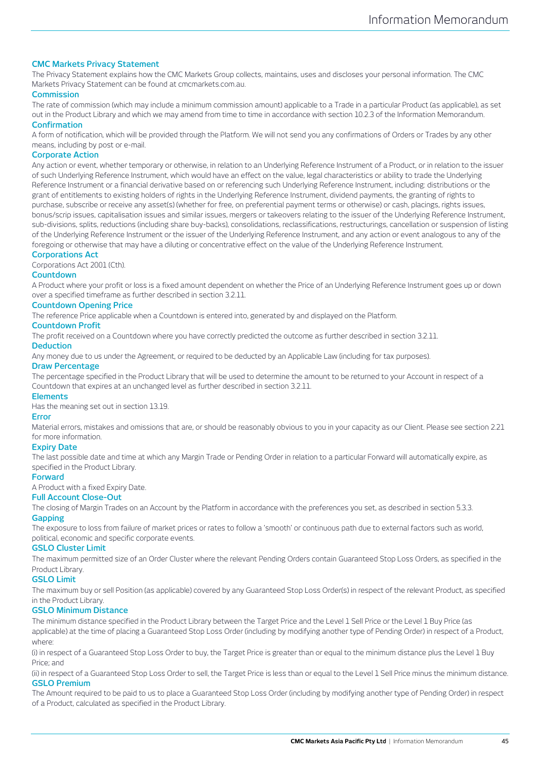### CMC Markets Privacy Statement

The Privacy Statement explains how the CMC Markets Group collects, maintains, uses and discloses your personal information. The CMC Markets Privacy Statement can be found at cmcmarkets.com.au.

### Commission

The rate of commission (which may include a minimum commission amount) applicable to a Trade in a particular Product (as applicable), as set out in the Product Library and which we may amend from time to time in accordance with section 10.2.3 of the Information Memorandum.

### Confirmation

A form of notification, which will be provided through the Platform. We will not send you any confirmations of Orders or Trades by any other means, including by post or e-mail.

### Corporate Action

Any action or event, whether temporary or otherwise, in relation to an Underlying Reference Instrument of a Product, or in relation to the issuer of such Underlying Reference Instrument, which would have an effect on the value, legal characteristics or ability to trade the Underlying Reference Instrument or a financial derivative based on or referencing such Underlying Reference Instrument, including: distributions or the grant of entitlements to existing holders of rights in the Underlying Reference Instrument, dividend payments, the granting of rights to purchase, subscribe or receive any asset(s) (whether for free, on preferential payment terms or otherwise) or cash, placings, rights issues, bonus/scrip issues, capitalisation issues and similar issues, mergers or takeovers relating to the issuer of the Underlying Reference Instrument, sub-divisions, splits, reductions (including share buy-backs), consolidations, reclassifications, restructurings, cancellation or suspension of listing of the Underlying Reference Instrument or the issuer of the Underlying Reference Instrument, and any action or event analogous to any of the foregoing or otherwise that may have a diluting or concentrative effect on the value of the Underlying Reference Instrument.

### Corporations Act

Corporations Act 2001 (Cth).

### Countdown

A Product where your profit or loss is a fixed amount dependent on whether the Price of an Underlying Reference Instrument goes up or down over a specified timeframe as further described in section 3.2.11.

### Countdown Opening Price

The reference Price applicable when a Countdown is entered into, generated by and displayed on the Platform.

### Countdown Profit

The profit received on a Countdown where you have correctly predicted the outcome as further described in section 3.2.11.

### Deduction

Any money due to us under the Agreement, or required to be deducted by an Applicable Law (including for tax purposes).

### Draw Percentage

The percentage specified in the Product Library that will be used to determine the amount to be returned to your Account in respect of a Countdown that expires at an unchanged level as further described in section 3.2.11.

### Elements

Has the meaning set out in section 13.19.

### Error

Material errors, mistakes and omissions that are, or should be reasonably obvious to you in your capacity as our Client. Please see section 2.21 for more information.

### Expiry Date

The last possible date and time at which any Margin Trade or Pending Order in relation to a particular Forward will automatically expire, as specified in the Product Library.

### Forward

A Product with a fixed Expiry Date.

### Full Account Close-Out

The closing of Margin Trades on an Account by the Platform in accordance with the preferences you set, as described in section 5.3.3.

### Gapping

The exposure to loss from failure of market prices or rates to follow a 'smooth' or continuous path due to external factors such as world, political, economic and specific corporate events.

### GSLO Cluster Limit

The maximum permitted size of an Order Cluster where the relevant Pending Orders contain Guaranteed Stop Loss Orders, as specified in the Product Library.

### GSLO Limit

The maximum buy or sell Position (as applicable) covered by any Guaranteed Stop Loss Order(s) in respect of the relevant Product, as specified in the Product Library.

### GSLO Minimum Distance

The minimum distance specified in the Product Library between the Target Price and the Level 1 Sell Price or the Level 1 Buy Price (as applicable) at the time of placing a Guaranteed Stop Loss Order (including by modifying another type of Pending Order) in respect of a Product, where:

(i) in respect of a Guaranteed Stop Loss Order to buy, the Target Price is greater than or equal to the minimum distance plus the Level 1 Buy Price; and

(ii) in respect of a Guaranteed Stop Loss Order to sell, the Target Price is less than or equal to the Level 1 Sell Price minus the minimum distance.

### GSLO Premium

The Amount required to be paid to us to place a Guaranteed Stop Loss Order (including by modifying another type of Pending Order) in respect of a Product, calculated as specified in the Product Library.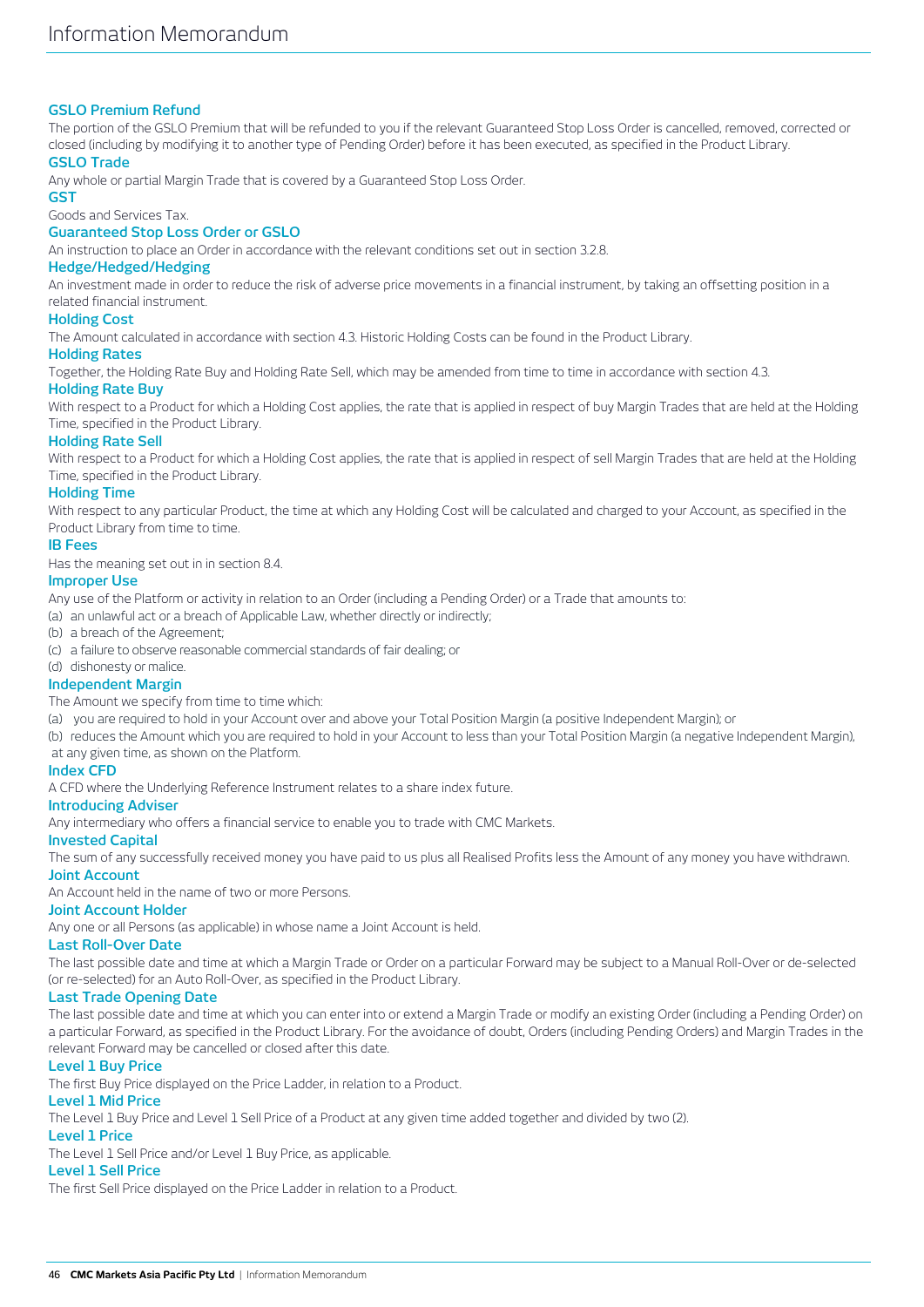### GSLO Premium Refund

The portion of the GSLO Premium that will be refunded to you if the relevant Guaranteed Stop Loss Order is cancelled, removed, corrected or closed (including by modifying it to another type of Pending Order) before it has been executed, as specified in the Product Library.

### GSLO Trade

Any whole or partial Margin Trade that is covered by a Guaranteed Stop Loss Order.

### GST

Goods and Services Tax.

### Guaranteed Stop Loss Order or GSLO

An instruction to place an Order in accordance with the relevant conditions set out in section 3.2.8.

### Hedge/Hedged/Hedging

An investment made in order to reduce the risk of adverse price movements in a financial instrument, by taking an offsetting position in a related financial instrument.

### Holding Cost

The Amount calculated in accordance with section 4.3. Historic Holding Costs can be found in the Product Library.

### Holding Rates

Together, the Holding Rate Buy and Holding Rate Sell, which may be amended from time to time in accordance with section 4.3.

### Holding Rate Buy

With respect to a Product for which a Holding Cost applies, the rate that is applied in respect of buy Margin Trades that are held at the Holding Time, specified in the Product Library.

### Holding Rate Sell

With respect to a Product for which a Holding Cost applies, the rate that is applied in respect of sell Margin Trades that are held at the Holding Time, specified in the Product Library.

### Holding Time

With respect to any particular Product, the time at which any Holding Cost will be calculated and charged to your Account, as specified in the Product Library from time to time.

### IB Fees

Has the meaning set out in in section 8.4.

### Improper Use

Any use of the Platform or activity in relation to an Order (including a Pending Order) or a Trade that amounts to:

(a) an unlawful act or a breach of Applicable Law, whether directly or indirectly;

(b) a breach of the Agreement;

(c) a failure to observe reasonable commercial standards of fair dealing; or

(d) dishonesty or malice.

### Independent Margin

The Amount we specify from time to time which:

(a) you are required to hold in your Account over and above your Total Position Margin (a positive Independent Margin); or

(b) reduces the Amount which you are required to hold in your Account to less than your Total Position Margin (a negative Independent Margin), at any given time, as shown on the Platform.

### Index CFD

A CFD where the Underlying Reference Instrument relates to a share index future.

### Introducing Adviser

Any intermediary who offers a financial service to enable you to trade with CMC Markets.

### Invested Capital

The sum of any successfully received money you have paid to us plus all Realised Profits less the Amount of any money you have withdrawn.

### Joint Account

An Account held in the name of two or more Persons.

### Joint Account Holder

Any one or all Persons (as applicable) in whose name a Joint Account is held.

### Last Roll-Over Date

The last possible date and time at which a Margin Trade or Order on a particular Forward may be subject to a Manual Roll-Over or de-selected (or re-selected) for an Auto Roll-Over, as specified in the Product Library.

### Last Trade Opening Date

The last possible date and time at which you can enter into or extend a Margin Trade or modify an existing Order (including a Pending Order) on a particular Forward, as specified in the Product Library. For the avoidance of doubt, Orders (including Pending Orders) and Margin Trades in the relevant Forward may be cancelled or closed after this date.

### Level 1 Buy Price

The first Buy Price displayed on the Price Ladder, in relation to a Product.

### Level 1 Mid Price

The Level 1 Buy Price and Level 1 Sell Price of a Product at any given time added together and divided by two (2).

### Level 1 Price

The Level 1 Sell Price and/or Level 1 Buy Price, as applicable.

### Level 1 Sell Price

The first Sell Price displayed on the Price Ladder in relation to a Product.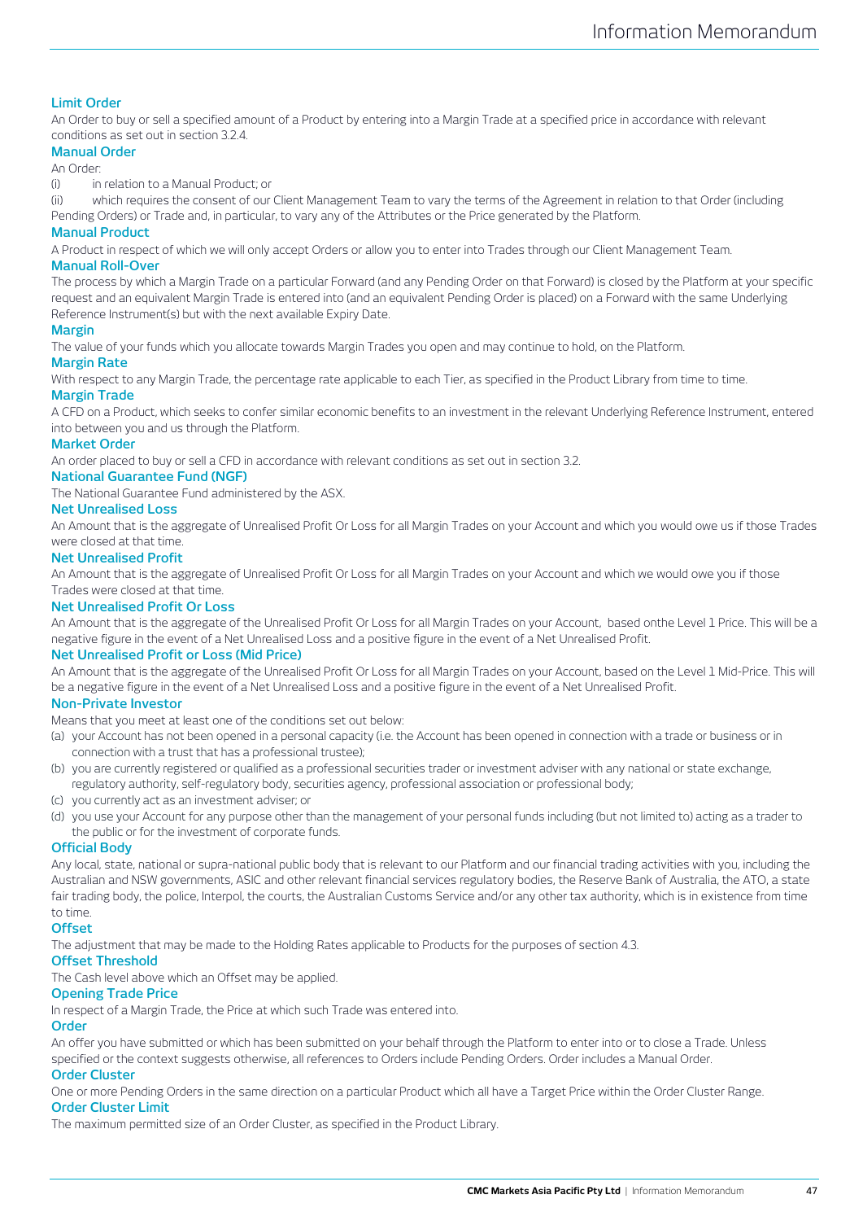### Limit Order

An Order to buy or sell a specified amount of a Product by entering into a Margin Trade at a specified price in accordance with relevant conditions as set out in section 3.2.4.

### Manual Order

An Order:

(i) in relation to a Manual Product; or

(ii) which requires the consent of our Client Management Team to vary the terms of the Agreement in relation to that Order (including Pending Orders) or Trade and, in particular, to vary any of the Attributes or the Price generated by the Platform.

### Manual Product

A Product in respect of which we will only accept Orders or allow you to enter into Trades through our Client Management Team.

### Manual Roll-Over

The process by which a Margin Trade on a particular Forward (and any Pending Order on that Forward) is closed by the Platform at your specific request and an equivalent Margin Trade is entered into (and an equivalent Pending Order is placed) on a Forward with the same Underlying Reference Instrument(s) but with the next available Expiry Date.

### Margin

The value of your funds which you allocate towards Margin Trades you open and may continue to hold, on the Platform.

### Margin Rate

With respect to any Margin Trade, the percentage rate applicable to each Tier, as specified in the Product Library from time to time.

### Margin Trade

A CFD on a Product, which seeks to confer similar economic benefits to an investment in the relevant Underlying Reference Instrument, entered into between you and us through the Platform.

### Market Order

An order placed to buy or sell a CFD in accordance with relevant conditions as set out in section 3.2.

### National Guarantee Fund (NGF)

The National Guarantee Fund administered by the ASX.

### Net Unrealised Loss

An Amount that is the aggregate of Unrealised Profit Or Loss for all Margin Trades on your Account and which you would owe us if those Trades were closed at that time.

### Net Unrealised Profit

An Amount that is the aggregate of Unrealised Profit Or Loss for all Margin Trades on your Account and which we would owe you if those Trades were closed at that time.

### Net Unrealised Profit Or Loss

An Amount that is the aggregate of the Unrealised Profit Or Loss for all Margin Trades on your Account, based onthe Level 1 Price. This will be a negative figure in the event of a Net Unrealised Loss and a positive figure in the event of a Net Unrealised Profit.

### Net Unrealised Profit or Loss (Mid Price)

An Amount that is the aggregate of the Unrealised Profit Or Loss for all Margin Trades on your Account, based on the Level 1 Mid-Price. This will be a negative figure in the event of a Net Unrealised Loss and a positive figure in the event of a Net Unrealised Profit.

### Non-Private Investor

Means that you meet at least one of the conditions set out below:

(a) your Account has not been opened in a personal capacity (i.e. the Account has been opened in connection with a trade or business or in connection with a trust that has a professional trustee);

(b) you are currently registered or qualified as a professional securities trader or investment adviser with any national or state exchange, regulatory authority, self-regulatory body, securities agency, professional association or professional body;

(c) you currently act as an investment adviser; or

(d) you use your Account for any purpose other than the management of your personal funds including (but not limited to) acting as a trader to the public or for the investment of corporate funds.

### Official Body

Any local, state, national or supra-national public body that is relevant to our Platform and our financial trading activities with you, including the Australian and NSW governments, ASIC and other relevant financial services regulatory bodies, the Reserve Bank of Australia, the ATO, a state fair trading body, the police, Interpol, the courts, the Australian Customs Service and/or any other tax authority, which is in existence from time to time.

### Offset

The adjustment that may be made to the Holding Rates applicable to Products for the purposes of section 4.3.

### Offset Threshold

The Cash level above which an Offset may be applied.

### Opening Trade Price

In respect of a Margin Trade, the Price at which such Trade was entered into.

### Order

An offer you have submitted or which has been submitted on your behalf through the Platform to enter into or to close a Trade. Unless specified or the context suggests otherwise, all references to Orders include Pending Orders. Order includes a Manual Order.

### Order Cluster

One or more Pending Orders in the same direction on a particular Product which all have a Target Price within the Order Cluster Range.

### Order Cluster Limit

The maximum permitted size of an Order Cluster, as specified in the Product Library.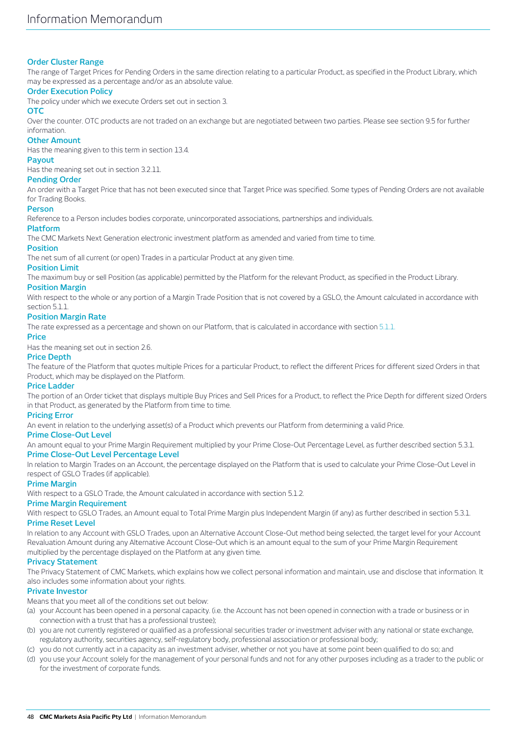### Order Cluster Range

The range of Target Prices for Pending Orders in the same direction relating to a particular Product, as specified in the Product Library, which may be expressed as a percentage and/or as an absolute value.

### Order Execution Policy

The policy under which we execute Orders set out in section 3.

### OTC

Over the counter. OTC products are not traded on an exchange but are negotiated between two parties. Please see section 9.5 for further information.

### Other Amount

Has the meaning given to this term in section 13.4.

### Payout

Has the meaning set out in section 3.2.11.

### Pending Order

An order with a Target Price that has not been executed since that Target Price was specified. Some types of Pending Orders are not available for Trading Books.

### Person

Reference to a Person includes bodies corporate, unincorporated associations, partnerships and individuals.

### Platform

The CMC Markets Next Generation electronic investment platform as amended and varied from time to time.

### Position

The net sum of all current (or open) Trades in a particular Product at any given time.

### Position Limit

The maximum buy or sell Position (as applicable) permitted by the Platform for the relevant Product, as specified in the Product Library.

### Position Margin

With respect to the whole or any portion of a Margin Trade Position that is not covered by a GSLO, the Amount calculated in accordance with section 5.1.1.

### Position Margin Rate

The rate expressed as a percentage and shown on our Platform, that is calculated in accordance with section 5.1.1.

### Price

Has the meaning set out in section 2.6.

### Price Depth

The feature of the Platform that quotes multiple Prices for a particular Product, to reflect the different Prices for different sized Orders in that Product, which may be displayed on the Platform.

### Price Ladder

The portion of an Order ticket that displays multiple Buy Prices and Sell Prices for a Product, to reflect the Price Depth for different sized Orders in that Product, as generated by the Platform from time to time.

### Pricing Error

An event in relation to the underlying asset(s) of a Product which prevents our Platform from determining a valid Price.

### Prime Close-Out Level

An amount equal to your Prime Margin Requirement multiplied by your Prime Close-Out Percentage Level, as further described section 5.3.1.

### Prime Close-Out Level Percentage Level

In relation to Margin Trades on an Account, the percentage displayed on the Platform that is used to calculate your Prime Close-Out Level in respect of GSLO Trades (if applicable).

### Prime Margin

With respect to a GSLO Trade, the Amount calculated in accordance with section 5.1.2.

### Prime Margin Requirement

With respect to GSLO Trades, an Amount equal to Total Prime Margin plus Independent Margin (if any) as further described in section 5.3.1.

### Prime Reset Level

In relation to any Account with GSLO Trades, upon an Alternative Account Close-Out method being selected, the target level for your Account Revaluation Amount during any Alternative Account Close-Out which is an amount equal to the sum of your Prime Margin Requirement multiplied by the percentage displayed on the Platform at any given time.

### Privacy Statement

The Privacy Statement of CMC Markets, which explains how we collect personal information and maintain, use and disclose that information. It also includes some information about your rights.

### Private Investor

Means that you meet all of the conditions set out below:

(a) your Account has been opened in a personal capacity. (i.e. the Account has not been opened in connection with a trade or business or in connection with a trust that has a professional trustee);

(b) you are not currently registered or qualified as a professional securities trader or investment adviser with any national or state exchange, regulatory authority, securities agency, self-regulatory body, professional association or professional body;

(c) you do not currently act in a capacity as an investment adviser, whether or not you have at some point been qualified to do so; and

(d) you use your Account solely for the management of your personal funds and not for any other purposes including as a trader to the public or for the investment of corporate funds.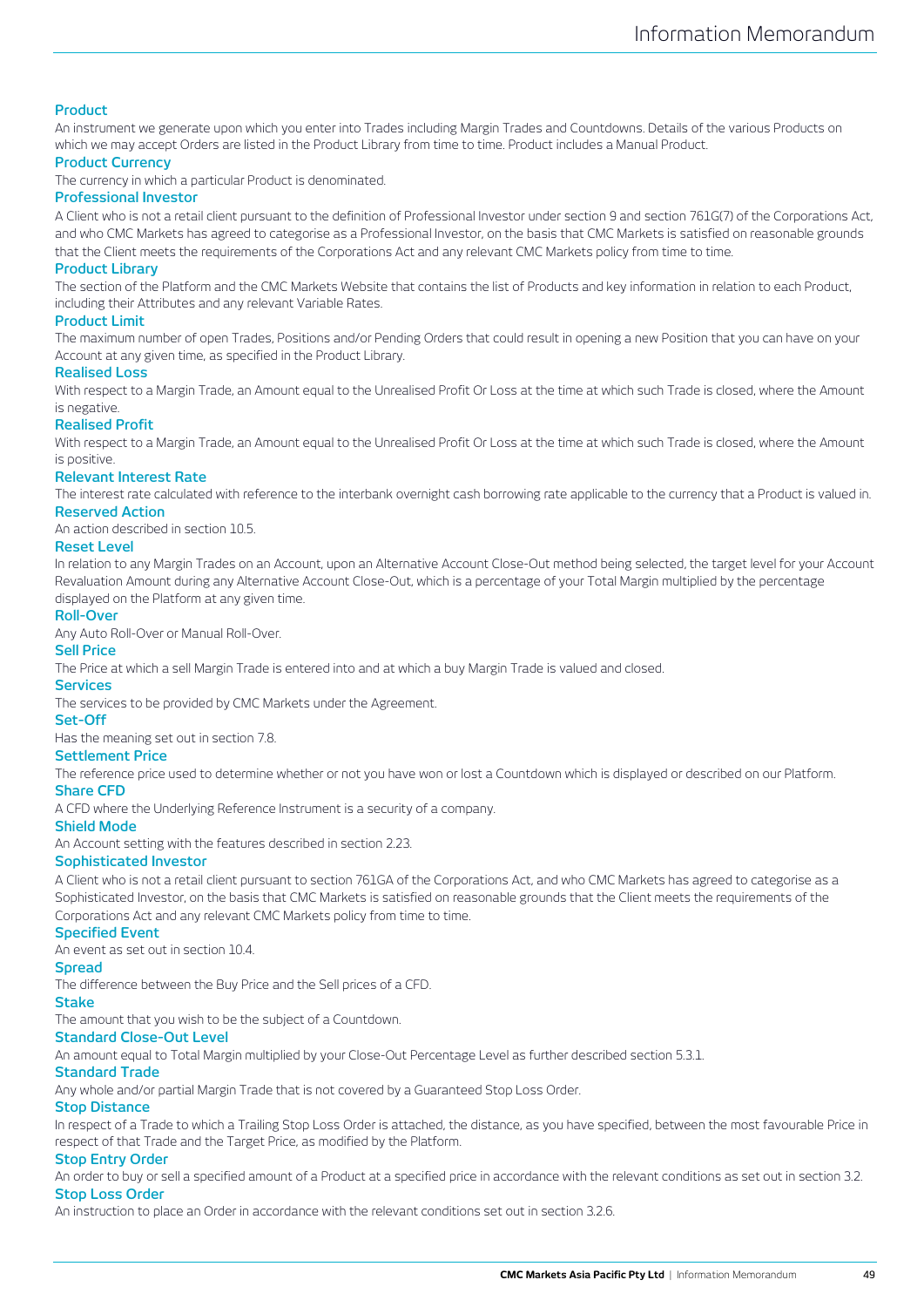### Product

An instrument we generate upon which you enter into Trades including Margin Trades and Countdowns. Details of the various Products on which we may accept Orders are listed in the Product Library from time to time. Product includes a Manual Product.

### Product Currency

The currency in which a particular Product is denominated.

### Professional Investor

A Client who is not a retail client pursuant to the definition of Professional Investor under section 9 and section 761G(7) of the Corporations Act, and who CMC Markets has agreed to categorise as a Professional Investor, on the basis that CMC Markets is satisfied on reasonable grounds that the Client meets the requirements of the Corporations Act and any relevant CMC Markets policy from time to time.

### Product Library

The section of the Platform and the CMC Markets Website that contains the list of Products and key information in relation to each Product, including their Attributes and any relevant Variable Rates.

### Product Limit

The maximum number of open Trades, Positions and/or Pending Orders that could result in opening a new Position that you can have on your Account at any given time, as specified in the Product Library.

### Realised Loss

With respect to a Margin Trade, an Amount equal to the Unrealised Profit Or Loss at the time at which such Trade is closed, where the Amount is negative.

### Realised Profit

With respect to a Margin Trade, an Amount equal to the Unrealised Profit Or Loss at the time at which such Trade is closed, where the Amount is positive.

### Relevant Interest Rate

The interest rate calculated with reference to the interbank overnight cash borrowing rate applicable to the currency that a Product is valued in.

### Reserved Action

An action described in section 10.5.

### Reset Level

In relation to any Margin Trades on an Account, upon an Alternative Account Close-Out method being selected, the target level for your Account Revaluation Amount during any Alternative Account Close-Out, which is a percentage of your Total Margin multiplied by the percentage displayed on the Platform at any given time.

### Roll-Over

Any Auto Roll-Over or Manual Roll-Over.

### Sell Price

The Price at which a sell Margin Trade is entered into and at which a buy Margin Trade is valued and closed.

### Services

The services to be provided by CMC Markets under the Agreement.

### Set-Off

Has the meaning set out in section 7.8.

### Settlement Price

The reference price used to determine whether or not you have won or lost a Countdown which is displayed or described on our Platform.

### Share CFD

A CFD where the Underlying Reference Instrument is a security of a company.

### Shield Mode

An Account setting with the features described in section 2.23.

### Sophisticated Investor

A Client who is not a retail client pursuant to section 761GA of the Corporations Act, and who CMC Markets has agreed to categorise as a Sophisticated Investor, on the basis that CMC Markets is satisfied on reasonable grounds that the Client meets the requirements of the Corporations Act and any relevant CMC Markets policy from time to time.

### Specified Event

An event as set out in section 10.4.

### Spread

The difference between the Buy Price and the Sell prices of a CFD.

### Stake

The amount that you wish to be the subject of a Countdown.

### Standard Close-Out Level

An amount equal to Total Margin multiplied by your Close-Out Percentage Level as further described section 5.3.1.

### Standard Trade

Any whole and/or partial Margin Trade that is not covered by a Guaranteed Stop Loss Order.

### Stop Distance

In respect of a Trade to which a Trailing Stop Loss Order is attached, the distance, as you have specified, between the most favourable Price in respect of that Trade and the Target Price, as modified by the Platform.

### Stop Entry Order

An order to buy or sell a specified amount of a Product at a specified price in accordance with the relevant conditions as set out in section 3.2.

### Stop Loss Order

An instruction to place an Order in accordance with the relevant conditions set out in section 3.2.6.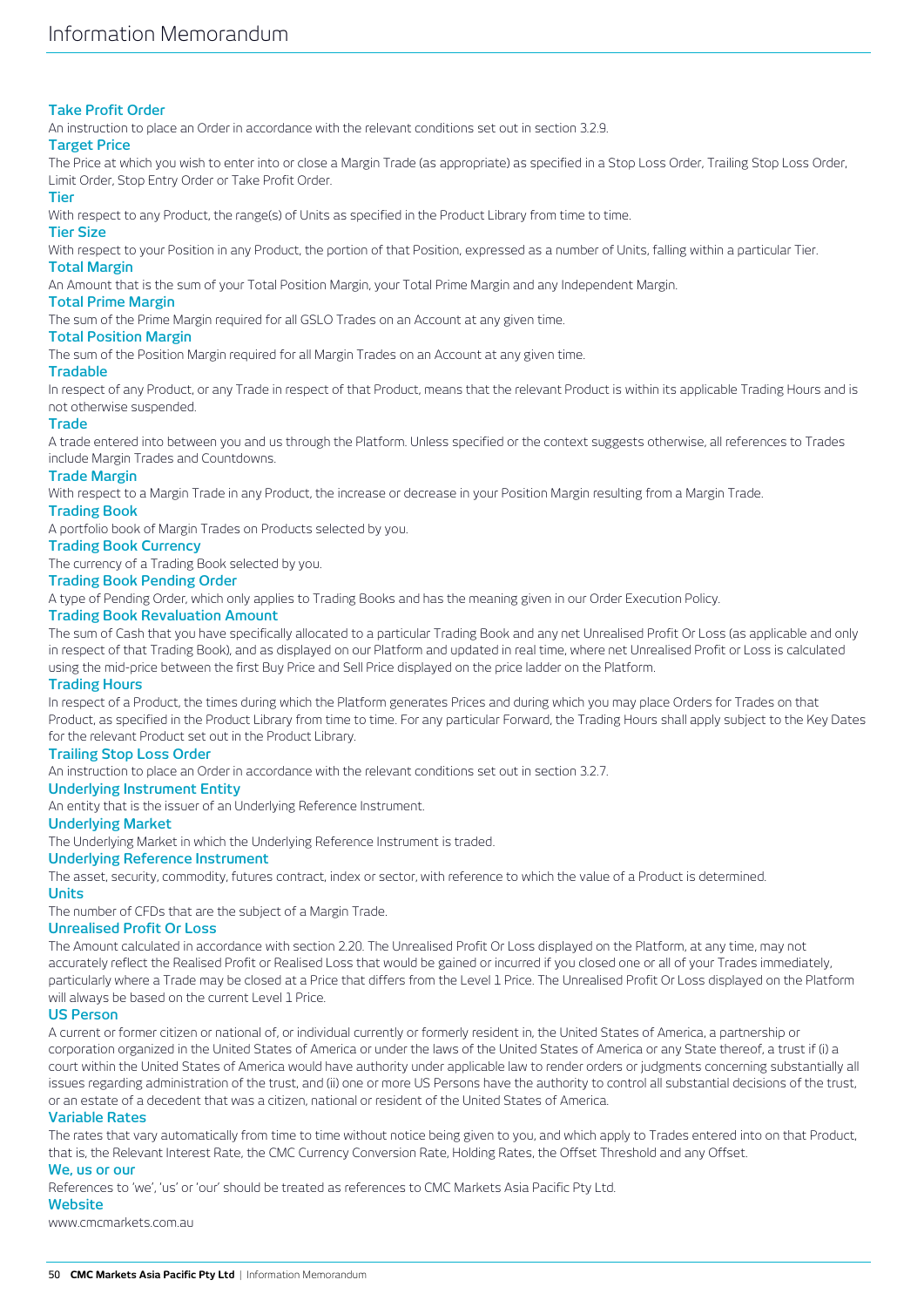### Take Profit Order

An instruction to place an Order in accordance with the relevant conditions set out in section 3.2.9.

### Target Price

The Price at which you wish to enter into or close a Margin Trade (as appropriate) as specified in a Stop Loss Order, Trailing Stop Loss Order, Limit Order, Stop Entry Order or Take Profit Order.

### Tier

With respect to any Product, the range(s) of Units as specified in the Product Library from time to time.

### Tier Size

With respect to your Position in any Product, the portion of that Position, expressed as a number of Units, falling within a particular Tier.

### Total Margin

An Amount that is the sum of your Total Position Margin, your Total Prime Margin and any Independent Margin.

### Total Prime Margin

The sum of the Prime Margin required for all GSLO Trades on an Account at any given time.

### Total Position Margin

The sum of the Position Margin required for all Margin Trades on an Account at any given time.

### Tradable

In respect of any Product, or any Trade in respect of that Product, means that the relevant Product is within its applicable Trading Hours and is not otherwise suspended.

### Trade

A trade entered into between you and us through the Platform. Unless specified or the context suggests otherwise, all references to Trades include Margin Trades and Countdowns.

### Trade Margin

With respect to a Margin Trade in any Product, the increase or decrease in your Position Margin resulting from a Margin Trade.

### Trading Book

A portfolio book of Margin Trades on Products selected by you.

### Trading Book Currency

The currency of a Trading Book selected by you.

### Trading Book Pending Order

A type of Pending Order, which only applies to Trading Books and has the meaning given in our Order Execution Policy.

### Trading Book Revaluation Amount

The sum of Cash that you have specifically allocated to a particular Trading Book and any net Unrealised Profit Or Loss (as applicable and only in respect of that Trading Book), and as displayed on our Platform and updated in real time, where net Unrealised Profit or Loss is calculated using the mid-price between the first Buy Price and Sell Price displayed on the price ladder on the Platform.

### Trading Hours

In respect of a Product, the times during which the Platform generates Prices and during which you may place Orders for Trades on that Product, as specified in the Product Library from time to time. For any particular Forward, the Trading Hours shall apply subject to the Key Dates for the relevant Product set out in the Product Library.

### Trailing Stop Loss Order

An instruction to place an Order in accordance with the relevant conditions set out in section 3.2.7.

### Underlying Instrument Entity

An entity that is the issuer of an Underlying Reference Instrument.

### Underlying Market

The Underlying Market in which the Underlying Reference Instrument is traded.

### Underlying Reference Instrument

The asset, security, commodity, futures contract, index or sector, with reference to which the value of a Product is determined.

### Units

The number of CFDs that are the subject of a Margin Trade.

### Unrealised Profit Or Loss

The Amount calculated in accordance with section 2.20. The Unrealised Profit Or Loss displayed on the Platform, at any time, may not accurately reflect the Realised Profit or Realised Loss that would be gained or incurred if you closed one or all of your Trades immediately, particularly where a Trade may be closed at a Price that differs from the Level 1 Price. The Unrealised Profit Or Loss displayed on the Platform will always be based on the current Level 1 Price.

### US Person

A current or former citizen or national of, or individual currently or formerly resident in, the United States of America, a partnership or corporation organized in the United States of America or under the laws of the United States of America or any State thereof, a trust if (i) a court within the United States of America would have authority under applicable law to render orders or judgments concerning substantially all issues regarding administration of the trust, and (ii) one or more US Persons have the authority to control all substantial decisions of the trust, or an estate of a decedent that was a citizen, national or resident of the United States of America.

### Variable Rates

The rates that vary automatically from time to time without notice being given to you, and which apply to Trades entered into on that Product, that is, the Relevant Interest Rate, the CMC Currency Conversion Rate, Holding Rates, the Offset Threshold and any Offset.

### We, us or our

References to 'we', 'us' or 'our' should be treated as references to CMC Markets Asia Pacific Pty Ltd.

### Website

www.cmcmarkets.com.au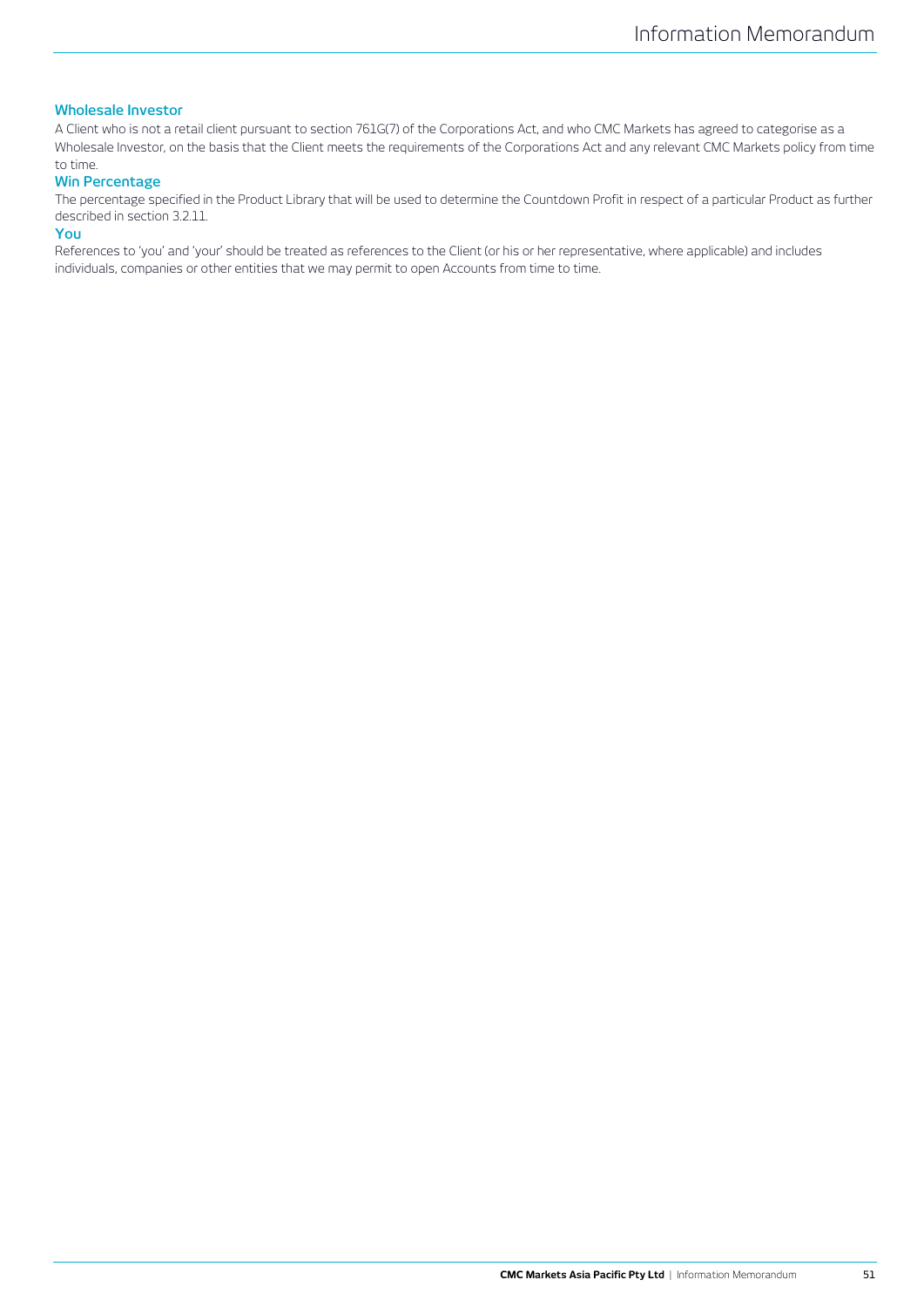### Wholesale Investor

A Client who is not a retail client pursuant to section 761G(7) of the Corporations Act, and who CMC Markets has agreed to categorise as a Wholesale Investor, on the basis that the Client meets the requirements of the Corporations Act and any relevant CMC Markets policy from time to time.

### Win Percentage

The percentage specified in the Product Library that will be used to determine the Countdown Profit in respect of a particular Product as further described in section 3.2.11.

### You

References to 'you' and 'your' should be treated as references to the Client (or his or her representative, where applicable) and includes individuals, companies or other entities that we may permit to open Accounts from time to time.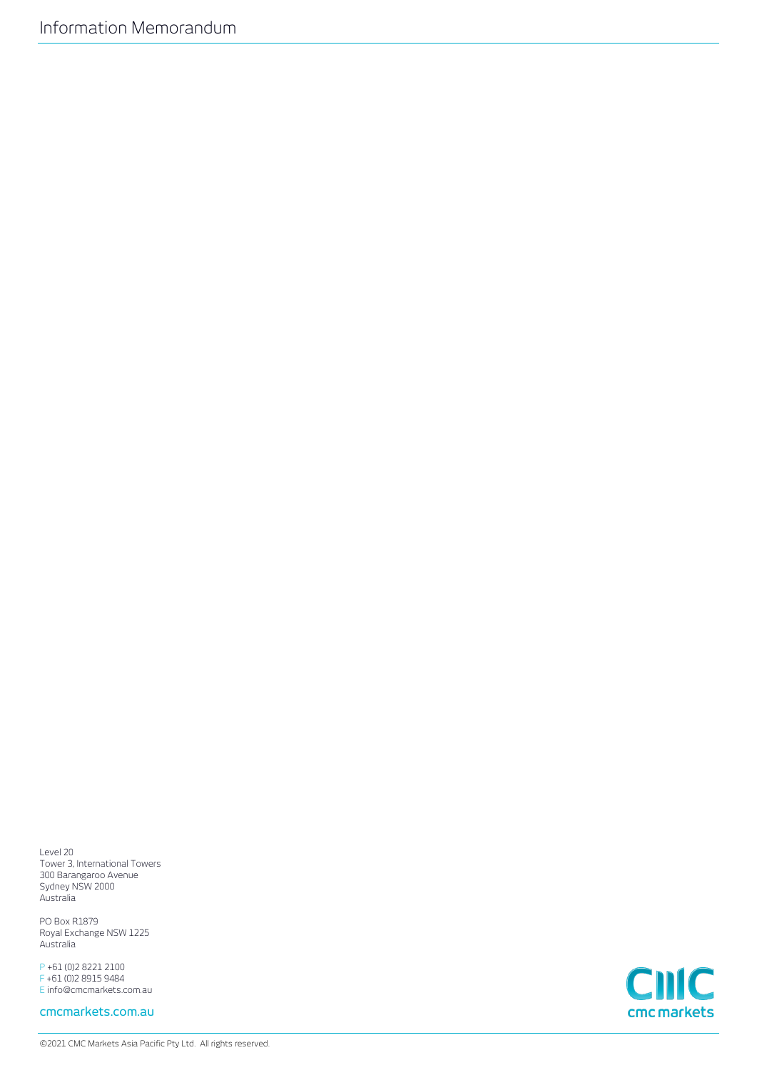Level 20
Tower 3, International Towers
300 Barangaroo Avenue
Sydney NSW 2000
Australia

PO Box R1879
Royal Exchange NSW 1225
Australia

P +61 (0)2 8221 2100
F +61 (0)2 8915 9484
E info@cmcmarkets.com.au

cmcmarkets.com.au

cmc markets

©2021 CMC Markets Asia Pacific Pty Ltd. All rights reserved.